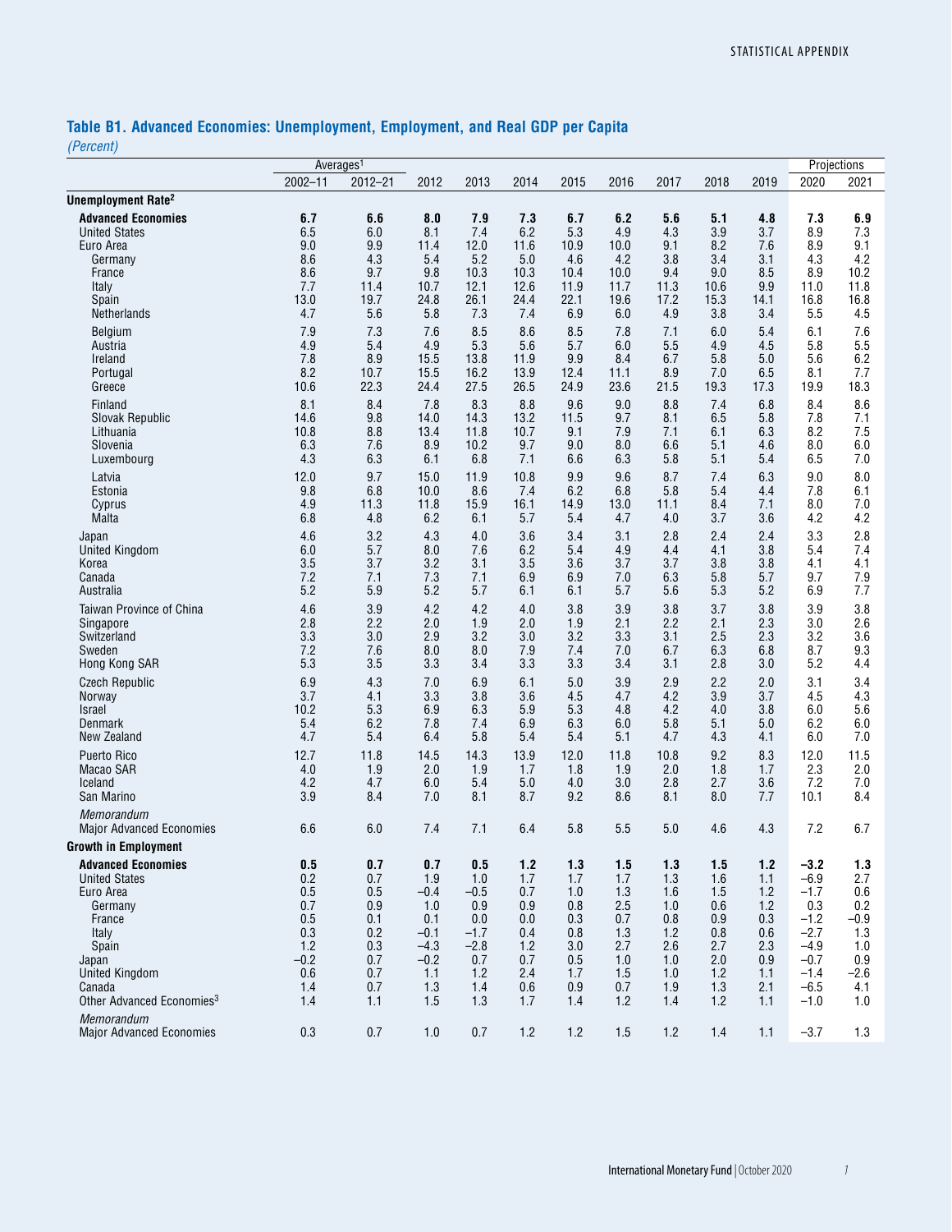## Table B1. Advanced Economies: Unemployment, Employment, and Real GDP per Capita

*(Percent)*

| | Averages[1] | | | | | | | | | | Projections | |
|---|---|---|---|---|---|---|---|---|---|---|---|---|
| | 2002–11 | 2012–21 | 2012 | 2013 | 2014 | 2015 | 2016 | 2017 | 2018 | 2019 | 2020 | 2021 |
| **Unemployment Rate[2]** | | | | | | | | | | | | |
| **Advanced Economies** | **6.7** | **6.6** | **8.0** | **7.9** | **7.3** | **6.7** | **6.2** | **5.6** | **5.1** | **4.8** | **7.3** | **6.9** |
| United States | 6.5 | 6.0 | 8.1 | 7.4 | 6.2 | 5.3 | 4.9 | 4.3 | 3.9 | 3.7 | 8.9 | 7.3 |
| Euro Area | 9.0 | 9.9 | 11.4 | 12.0 | 11.6 | 10.9 | 10.0 | 9.1 | 8.2 | 7.6 | 8.9 | 9.1 |
| Germany | 8.6 | 4.3 | 5.4 | 5.2 | 5.0 | 4.6 | 4.2 | 3.8 | 3.4 | 3.1 | 4.3 | 4.2 |
| France | 8.6 | 9.7 | 9.8 | 10.3 | 10.3 | 10.4 | 10.0 | 9.4 | 9.0 | 8.5 | 8.9 | 10.2 |
| Italy | 7.7 | 11.4 | 10.7 | 12.1 | 12.6 | 11.9 | 11.7 | 11.3 | 10.6 | 9.9 | 11.0 | 11.8 |
| Spain | 13.0 | 19.7 | 24.8 | 26.1 | 24.4 | 22.1 | 19.6 | 17.2 | 15.3 | 14.1 | 16.8 | 16.8 |
| Netherlands | 4.7 | 5.6 | 5.8 | 7.3 | 7.4 | 6.9 | 6.0 | 4.9 | 3.8 | 3.4 | 5.5 | 4.5 |
| Belgium | 7.9 | 7.3 | 7.6 | 8.5 | 8.6 | 8.5 | 7.8 | 7.1 | 6.0 | 5.4 | 6.1 | 7.6 |
| Austria | 4.9 | 5.4 | 4.9 | 5.3 | 5.6 | 5.7 | 6.0 | 5.5 | 4.9 | 4.5 | 5.8 | 5.5 |
| Ireland | 7.8 | 8.9 | 15.5 | 13.8 | 11.9 | 9.9 | 8.4 | 6.7 | 5.8 | 5.0 | 5.6 | 6.2 |
| Portugal | 8.2 | 10.7 | 15.5 | 16.2 | 13.9 | 12.4 | 11.1 | 8.9 | 7.0 | 6.5 | 8.1 | 7.7 |
| Greece | 10.6 | 22.3 | 24.4 | 27.5 | 26.5 | 24.9 | 23.6 | 21.5 | 19.3 | 17.3 | 19.9 | 18.3 |
| Finland | 8.1 | 8.4 | 7.8 | 8.3 | 8.8 | 9.6 | 9.0 | 8.8 | 7.4 | 6.8 | 8.4 | 8.6 |
| Slovak Republic | 14.6 | 9.8 | 14.0 | 14.3 | 13.2 | 11.5 | 9.7 | 8.1 | 6.5 | 5.8 | 7.8 | 7.1 |
| Lithuania | 10.8 | 8.8 | 13.4 | 11.8 | 10.7 | 9.1 | 7.9 | 7.1 | 6.1 | 6.3 | 8.2 | 7.5 |
| Slovenia | 6.3 | 7.6 | 8.9 | 10.2 | 9.7 | 9.0 | 8.0 | 6.6 | 5.1 | 4.6 | 8.0 | 6.0 |
| Luxembourg | 4.3 | 6.3 | 6.1 | 6.8 | 7.1 | 6.6 | 6.3 | 5.8 | 5.1 | 5.4 | 6.5 | 7.0 |
| Latvia | 12.0 | 9.7 | 15.0 | 11.9 | 10.8 | 9.9 | 9.6 | 8.7 | 7.4 | 6.3 | 9.0 | 8.0 |
| Estonia | 9.8 | 6.8 | 10.0 | 8.6 | 7.4 | 6.2 | 6.8 | 5.8 | 5.4 | 4.4 | 7.8 | 6.1 |
| Cyprus | 4.9 | 11.3 | 11.8 | 15.9 | 16.1 | 14.9 | 13.0 | 11.1 | 8.4 | 7.1 | 8.0 | 7.0 |
| Malta | 6.8 | 4.8 | 6.2 | 6.1 | 5.7 | 5.4 | 4.7 | 4.0 | 3.7 | 3.6 | 4.2 | 4.2 |
| Japan | 4.6 | 3.2 | 4.3 | 4.0 | 3.6 | 3.4 | 3.1 | 2.8 | 2.4 | 2.4 | 3.3 | 2.8 |
| United Kingdom | 6.0 | 5.7 | 8.0 | 7.6 | 6.2 | 5.4 | 4.9 | 4.4 | 4.1 | 3.8 | 5.4 | 7.4 |
| Korea | 3.5 | 3.7 | 3.2 | 3.1 | 3.5 | 3.6 | 3.7 | 3.7 | 3.8 | 3.8 | 4.1 | 4.1 |
| Canada | 7.2 | 7.1 | 7.3 | 7.1 | 6.9 | 6.9 | 7.0 | 6.3 | 5.8 | 5.7 | 9.7 | 7.9 |
| Australia | 5.2 | 5.9 | 5.2 | 5.7 | 6.1 | 6.1 | 5.7 | 5.6 | 5.3 | 5.2 | 6.9 | 7.7 |
| Taiwan Province of China | 4.6 | 3.9 | 4.2 | 4.2 | 4.0 | 3.8 | 3.9 | 3.8 | 3.7 | 3.8 | 3.9 | 3.8 |
| Singapore | 2.8 | 2.2 | 2.0 | 1.9 | 2.0 | 1.9 | 2.1 | 2.2 | 2.1 | 2.3 | 3.0 | 2.6 |
| Switzerland | 3.3 | 3.0 | 2.9 | 3.2 | 3.0 | 3.2 | 3.3 | 3.1 | 2.5 | 2.3 | 3.2 | 3.6 |
| Sweden | 7.2 | 7.6 | 8.0 | 8.0 | 7.9 | 7.4 | 7.0 | 6.7 | 6.3 | 6.8 | 8.7 | 9.3 |
| Hong Kong SAR | 5.3 | 3.5 | 3.3 | 3.4 | 3.3 | 3.3 | 3.4 | 3.1 | 2.8 | 3.0 | 5.2 | 4.4 |
| Czech Republic | 6.9 | 4.3 | 7.0 | 6.9 | 6.1 | 5.0 | 3.9 | 2.9 | 2.2 | 2.0 | 3.1 | 3.4 |
| Norway | 3.7 | 4.1 | 3.3 | 3.8 | 3.6 | 4.5 | 4.7 | 4.2 | 3.9 | 3.7 | 4.5 | 4.3 |
| Israel | 10.2 | 5.3 | 6.9 | 6.3 | 5.9 | 5.3 | 4.8 | 4.2 | 4.0 | 3.8 | 6.0 | 5.6 |
| Denmark | 5.4 | 6.2 | 7.8 | 7.4 | 6.9 | 6.3 | 6.0 | 5.8 | 5.1 | 5.0 | 6.2 | 6.0 |
| New Zealand | 4.7 | 5.4 | 6.4 | 5.8 | 5.4 | 5.4 | 5.1 | 4.7 | 4.3 | 4.1 | 6.0 | 7.0 |
| Puerto Rico | 12.7 | 11.8 | 14.5 | 14.3 | 13.9 | 12.0 | 11.8 | 10.8 | 9.2 | 8.3 | 12.0 | 11.5 |
| Macao SAR | 4.0 | 1.9 | 2.0 | 1.9 | 1.7 | 1.8 | 1.9 | 2.0 | 1.8 | 1.7 | 2.3 | 2.0 |
| Iceland | 4.2 | 4.7 | 6.0 | 5.4 | 5.0 | 4.0 | 3.0 | 2.8 | 2.7 | 3.6 | 7.2 | 7.0 |
| San Marino | 3.9 | 8.4 | 7.0 | 8.1 | 8.7 | 9.2 | 8.6 | 8.1 | 8.0 | 7.7 | 10.1 | 8.4 |
| *Memorandum* | | | | | | | | | | | | |
| Major Advanced Economies | 6.6 | 6.0 | 7.4 | 7.1 | 6.4 | 5.8 | 5.5 | 5.0 | 4.6 | 4.3 | 7.2 | 6.7 |
| **Growth in Employment** | | | | | | | | | | | | |
| **Advanced Economies** | **0.5** | **0.7** | **0.7** | **0.5** | **1.2** | **1.3** | **1.5** | **1.3** | **1.5** | **1.2** | **–3.2** | **1.3** |
| United States | 0.2 | 0.7 | 1.9 | 1.0 | 1.7 | 1.7 | 1.7 | 1.3 | 1.6 | 1.1 | –6.9 | 2.7 |
| Euro Area | 0.5 | 0.5 | –0.4 | –0.5 | 0.7 | 1.0 | 1.3 | 1.6 | 1.5 | 1.2 | –1.7 | 0.6 |
| Germany | 0.7 | 0.9 | 1.0 | 0.9 | 0.9 | 0.8 | 2.5 | 1.0 | 0.6 | 1.2 | 0.3 | 0.2 |
| France | 0.5 | 0.1 | 0.1 | 0.0 | 0.0 | 0.3 | 0.7 | 0.8 | 0.9 | 0.3 | –1.2 | –0.9 |
| Italy | 0.3 | 0.2 | –0.1 | –1.7 | 0.4 | 0.8 | 1.3 | 1.2 | 0.8 | 0.6 | –2.7 | 1.3 |
| Spain | 1.2 | 0.3 | –4.3 | –2.8 | 1.2 | 3.0 | 2.7 | 2.6 | 2.7 | 2.3 | –4.9 | 1.0 |
| Japan | –0.2 | 0.7 | –0.2 | 0.7 | 0.7 | 0.5 | 1.0 | 1.0 | 2.0 | 0.9 | –0.7 | 0.9 |
| United Kingdom | 0.6 | 0.7 | 1.1 | 1.2 | 2.4 | 1.7 | 1.5 | 1.0 | 1.2 | 1.1 | –1.4 | –2.6 |
| Canada | 1.4 | 0.7 | 1.3 | 1.4 | 0.6 | 0.9 | 0.7 | 1.9 | 1.3 | 2.1 | –6.5 | 4.1 |
| Other Advanced Economies[3] | 1.4 | 1.1 | 1.5 | 1.3 | 1.7 | 1.4 | 1.2 | 1.4 | 1.2 | 1.1 | –1.0 | 1.0 |
| *Memorandum* | | | | | | | | | | | | |
| Major Advanced Economies | 0.3 | 0.7 | 1.0 | 0.7 | 1.2 | 1.2 | 1.5 | 1.2 | 1.4 | 1.1 | –3.7 | 1.3 |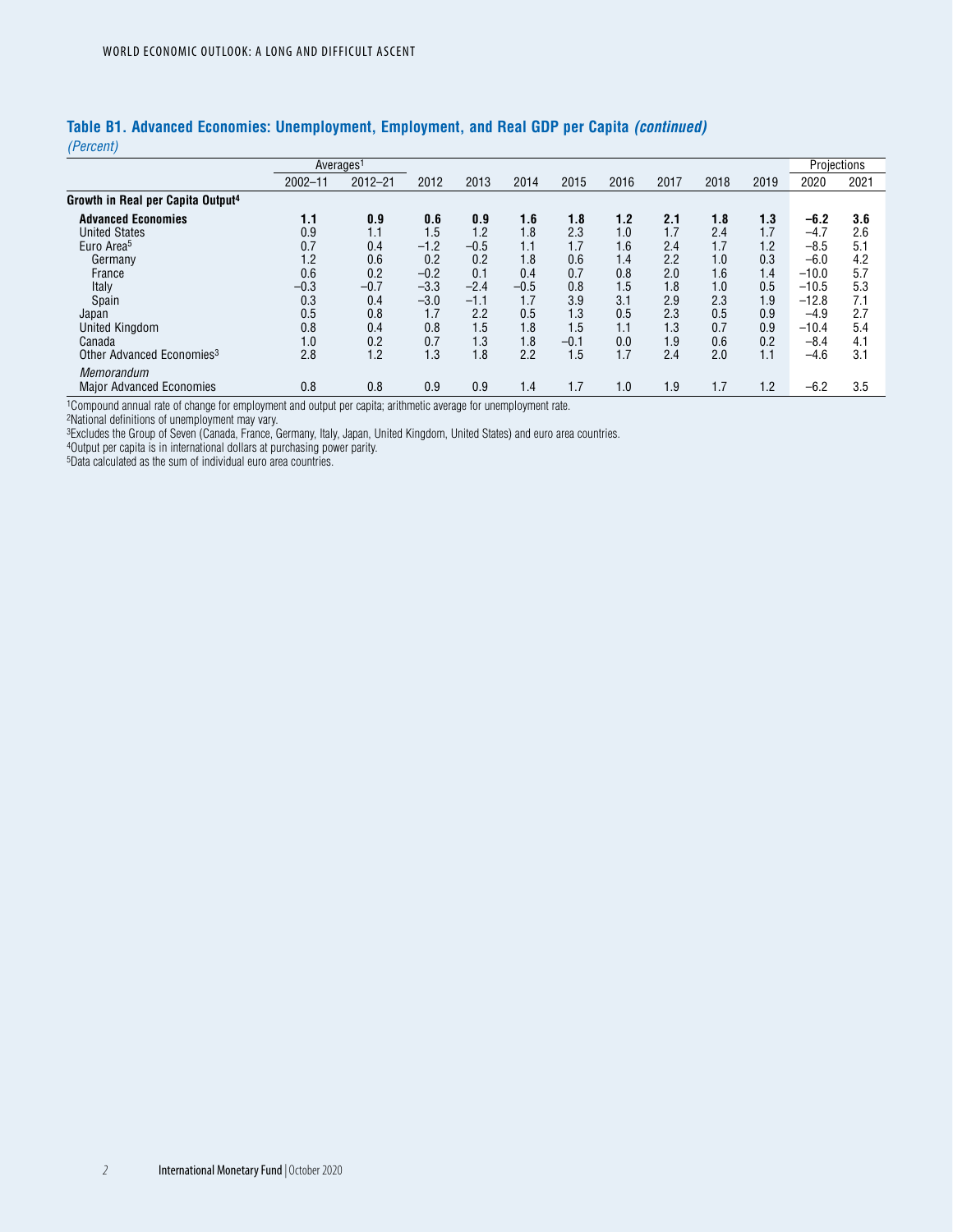## Table B1. Advanced Economies: Unemployment, Employment, and Real GDP per Capita *(continued)*

*(Percent)*

| | Averages[1] | | | | | | | | | | Projections | |
|---|---|---|---|---|---|---|---|---|---|---|---|---|
| | 2002–11 | 2012–21 | 2012 | 2013 | 2014 | 2015 | 2016 | 2017 | 2018 | 2019 | 2020 | 2021 |
| **Growth in Real per Capita Output[4]** | | | | | | | | | | | | |
| **Advanced Economies** | **1.1** | **0.9** | **0.6** | **0.9** | **1.6** | **1.8** | **1.2** | **2.1** | **1.8** | **1.3** | **–6.2** | **3.6** |
| United States | 0.9 | 1.1 | 1.5 | 1.2 | 1.8 | 2.3 | 1.0 | 1.7 | 2.4 | 1.7 | –4.7 | 2.6 |
| Euro Area[5] | 0.7 | 0.4 | –1.2 | –0.5 | 1.1 | 1.7 | 1.6 | 2.4 | 1.7 | 1.2 | –8.5 | 5.1 |
| Germany | 1.2 | 0.6 | 0.2 | 0.2 | 1.8 | 0.6 | 1.4 | 2.2 | 1.0 | 0.3 | –6.0 | 4.2 |
| France | 0.6 | 0.2 | –0.2 | 0.1 | 0.4 | 0.7 | 0.8 | 2.0 | 1.6 | 1.4 | –10.0 | 5.7 |
| Italy | –0.3 | –0.7 | –3.3 | –2.4 | –0.5 | 0.8 | 1.5 | 1.8 | 1.0 | 0.5 | –10.5 | 5.3 |
| Spain | 0.3 | 0.4 | –3.0 | –1.1 | 1.7 | 3.9 | 3.1 | 2.9 | 2.3 | 1.9 | –12.8 | 7.1 |
| Japan | 0.5 | 0.8 | 1.7 | 2.2 | 0.5 | 1.3 | 0.5 | 2.3 | 0.5 | 0.9 | –4.9 | 2.7 |
| United Kingdom | 0.8 | 0.4 | 0.8 | 1.5 | 1.8 | 1.5 | 1.1 | 1.3 | 0.7 | 0.9 | –10.4 | 5.4 |
| Canada | 1.0 | 0.2 | 0.7 | 1.3 | 1.8 | –0.1 | 0.0 | 1.9 | 0.6 | 0.2 | –8.4 | 4.1 |
| Other Advanced Economies[3] | 2.8 | 1.2 | 1.3 | 1.8 | 2.2 | 1.5 | 1.7 | 2.4 | 2.0 | 1.1 | –4.6 | 3.1 |
| *Memorandum* | | | | | | | | | | | | |
| Major Advanced Economies | 0.8 | 0.8 | 0.9 | 0.9 | 1.4 | 1.7 | 1.0 | 1.9 | 1.7 | 1.2 | –6.2 | 3.5 |

[1]Compound annual rate of change for employment and output per capita; arithmetic average for unemployment rate.
[2]National definitions of unemployment may vary.
[3]Excludes the Group of Seven (Canada, France, Germany, Italy, Japan, United Kingdom, United States) and euro area countries.
[4]Output per capita is in international dollars at purchasing power parity.
[5]Data calculated as the sum of individual euro area countries.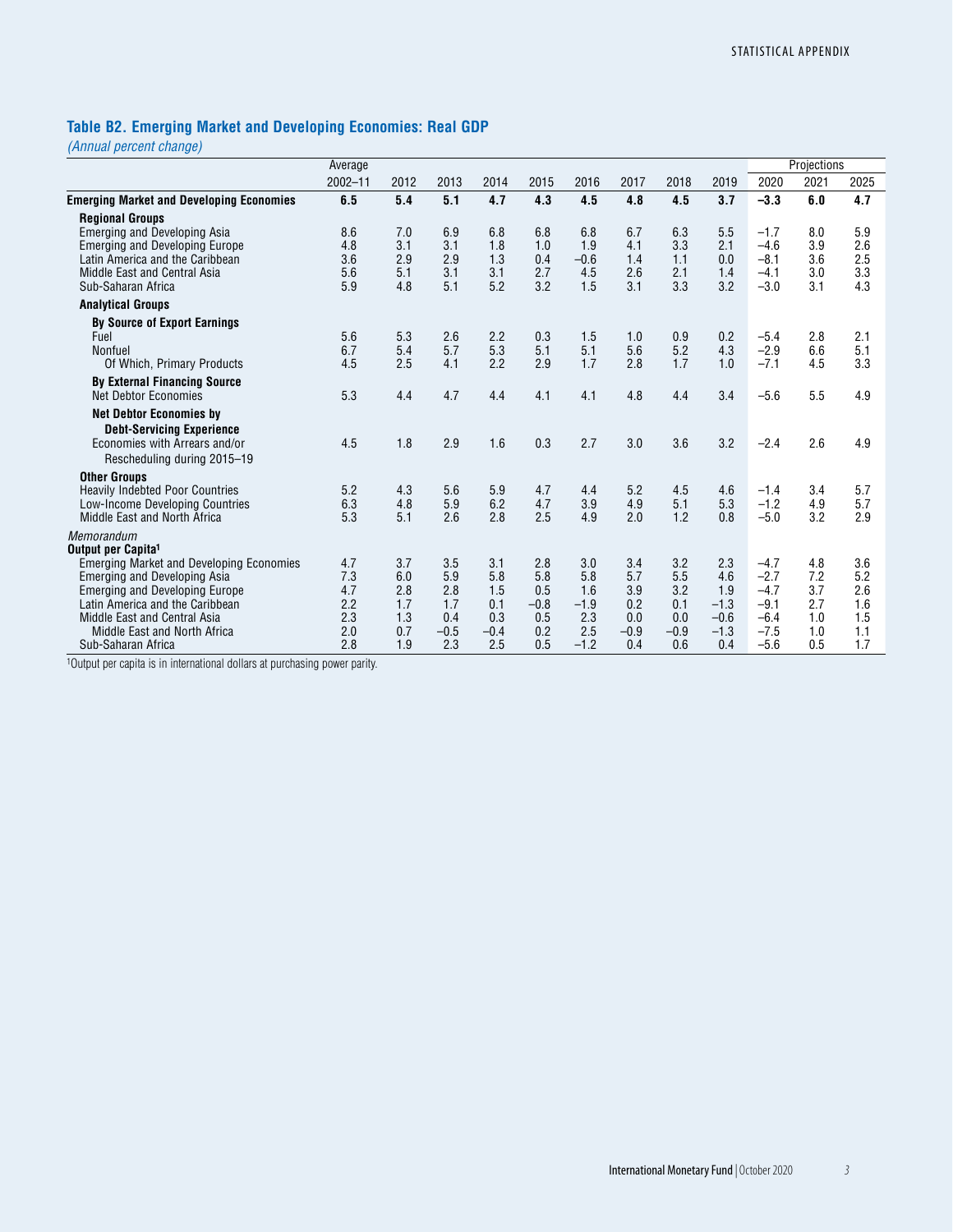## Table B2. Emerging Market and Developing Economies: Real GDP

*(Annual percent change)*

| | Average | | | | | | | | | Projections | | |
|---|---|---|---|---|---|---|---|---|---|---|---|---|
| | 2002–11 | 2012 | 2013 | 2014 | 2015 | 2016 | 2017 | 2018 | 2019 | 2020 | 2021 | 2025 |
| **Emerging Market and Developing Economies** | **6.5** | **5.4** | **5.1** | **4.7** | **4.3** | **4.5** | **4.8** | **4.5** | **3.7** | **–3.3** | **6.0** | **4.7** |
| **Regional Groups** | | | | | | | | | | | | |
| Emerging and Developing Asia | 8.6 | 7.0 | 6.9 | 6.8 | 6.8 | 6.8 | 6.7 | 6.3 | 5.5 | –1.7 | 8.0 | 5.9 |
| Emerging and Developing Europe | 4.8 | 3.1 | 3.1 | 1.8 | 1.0 | 1.9 | 4.1 | 3.3 | 2.1 | –4.6 | 3.9 | 2.6 |
| Latin America and the Caribbean | 3.6 | 2.9 | 2.9 | 1.3 | 0.4 | –0.6 | 1.4 | 1.1 | 0.0 | –8.1 | 3.6 | 2.5 |
| Middle East and Central Asia | 5.6 | 5.1 | 3.1 | 3.1 | 2.7 | 4.5 | 2.6 | 2.1 | 1.4 | –4.1 | 3.0 | 3.3 |
| Sub-Saharan Africa | 5.9 | 4.8 | 5.1 | 5.2 | 3.2 | 1.5 | 3.1 | 3.3 | 3.2 | –3.0 | 3.1 | 4.3 |
| **Analytical Groups** | | | | | | | | | | | | |
| **By Source of Export Earnings** | | | | | | | | | | | | |
| Fuel | 5.6 | 5.3 | 2.6 | 2.2 | 0.3 | 1.5 | 1.0 | 0.9 | 0.2 | –5.4 | 2.8 | 2.1 |
| Nonfuel | 6.7 | 5.4 | 5.7 | 5.3 | 5.1 | 5.1 | 5.6 | 5.2 | 4.3 | –2.9 | 6.6 | 5.1 |
| Of Which, Primary Products | 4.5 | 2.5 | 4.1 | 2.2 | 2.9 | 1.7 | 2.8 | 1.7 | 1.0 | –7.1 | 4.5 | 3.3 |
| **By External Financing Source** | | | | | | | | | | | | |
| Net Debtor Economies | 5.3 | 4.4 | 4.7 | 4.4 | 4.1 | 4.1 | 4.8 | 4.4 | 3.4 | –5.6 | 5.5 | 4.9 |
| **Net Debtor Economies by Debt-Servicing Experience** | | | | | | | | | | | | |
| Economies with Arrears and/or Rescheduling during 2015–19 | 4.5 | 1.8 | 2.9 | 1.6 | 0.3 | 2.7 | 3.0 | 3.6 | 3.2 | –2.4 | 2.6 | 4.9 |
| **Other Groups** | | | | | | | | | | | | |
| Heavily Indebted Poor Countries | 5.2 | 4.3 | 5.6 | 5.9 | 4.7 | 4.4 | 5.2 | 4.5 | 4.6 | –1.4 | 3.4 | 5.7 |
| Low-Income Developing Countries | 6.3 | 4.8 | 5.9 | 6.2 | 4.7 | 3.9 | 4.9 | 5.1 | 5.3 | –1.2 | 4.9 | 5.7 |
| Middle East and North Africa | 5.3 | 5.1 | 2.6 | 2.8 | 2.5 | 4.9 | 2.0 | 1.2 | 0.8 | –5.0 | 3.2 | 2.9 |
| *Memorandum* | | | | | | | | | | | | |
| **Output per Capita**[1] | | | | | | | | | | | | |
| Emerging Market and Developing Economies | 4.7 | 3.7 | 3.5 | 3.1 | 2.8 | 3.0 | 3.4 | 3.2 | 2.3 | –4.7 | 4.8 | 3.6 |
| Emerging and Developing Asia | 7.3 | 6.0 | 5.9 | 5.8 | 5.8 | 5.8 | 5.7 | 5.5 | 4.6 | –2.7 | 7.2 | 5.2 |
| Emerging and Developing Europe | 4.7 | 2.8 | 2.8 | 1.5 | 0.5 | 1.6 | 3.9 | 3.2 | 1.9 | –4.7 | 3.7 | 2.6 |
| Latin America and the Caribbean | 2.2 | 1.7 | 1.7 | 0.1 | –0.8 | –1.9 | 0.2 | 0.1 | –1.3 | –9.1 | 2.7 | 1.6 |
| Middle East and Central Asia | 2.3 | 1.3 | 0.4 | 0.3 | 0.5 | 2.3 | 0.0 | 0.0 | –0.6 | –6.4 | 1.0 | 1.5 |
| Middle East and North Africa | 2.0 | 0.7 | –0.5 | –0.4 | 0.2 | 2.5 | –0.9 | –0.9 | –1.3 | –7.5 | 1.0 | 1.1 |
| Sub-Saharan Africa | 2.8 | 1.9 | 2.3 | 2.5 | 0.5 | –1.2 | 0.4 | 0.6 | 0.4 | –5.6 | 0.5 | 1.7 |

[1]Output per capita is in international dollars at purchasing power parity.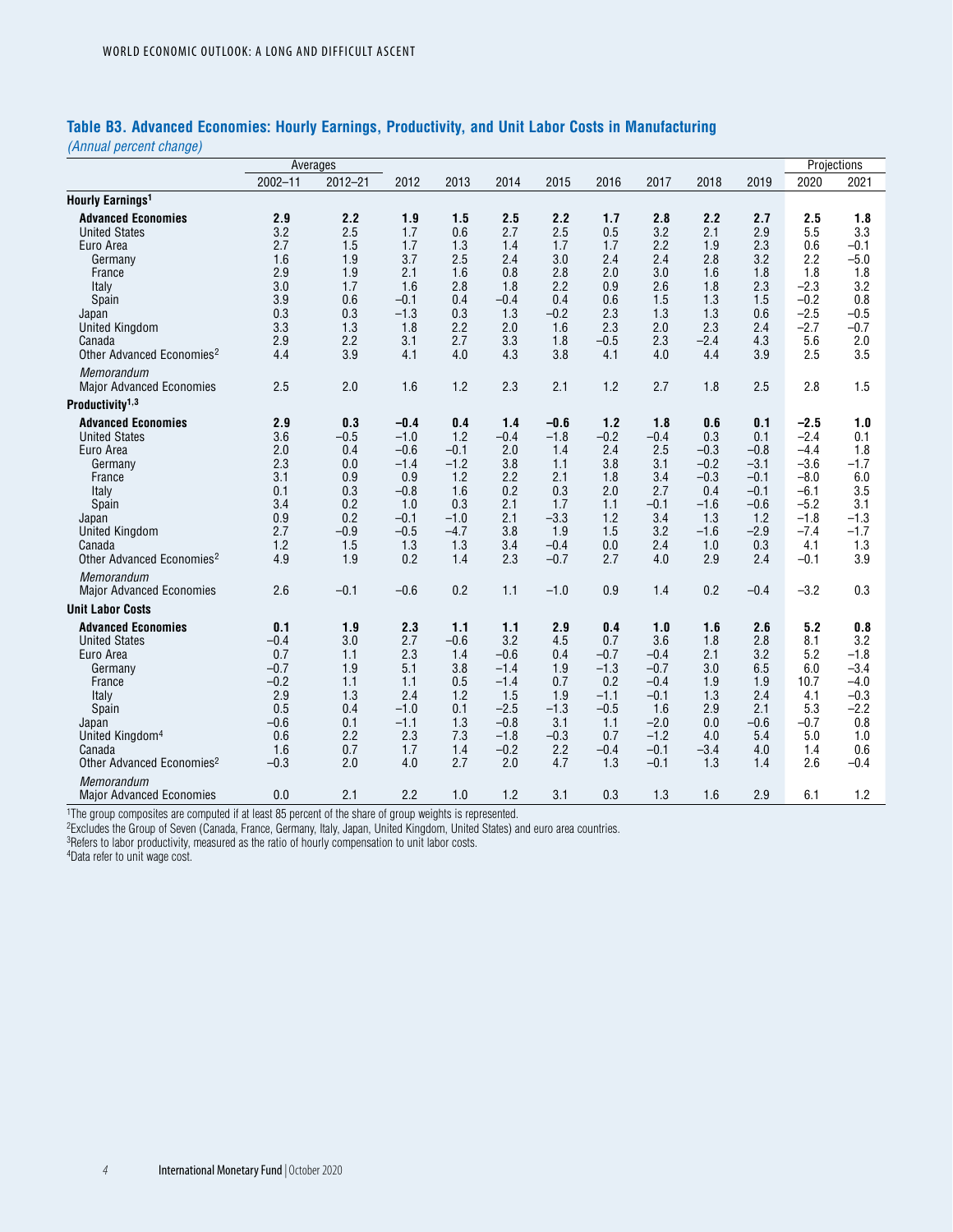### Table B3. Advanced Economies: Hourly Earnings, Productivity, and Unit Labor Costs in Manufacturing

*(Annual percent change)*

| | Averages | | | | | | | | | | Projections | |
|---|---|---|---|---|---|---|---|---|---|---|---|---|
| | 2002–11 | 2012–21 | 2012 | 2013 | 2014 | 2015 | 2016 | 2017 | 2018 | 2019 | 2020 | 2021 |
| **Hourly Earnings[1]** | | | | | | | | | | | | |
| **Advanced Economies** | **2.9** | **2.2** | **1.9** | **1.5** | **2.5** | **2.2** | **1.7** | **2.8** | **2.2** | **2.7** | **2.5** | **1.8** |
| United States | 3.2 | 2.5 | 1.7 | 0.6 | 2.7 | 2.5 | 0.5 | 3.2 | 2.1 | 2.9 | 5.5 | 3.3 |
| Euro Area | 2.7 | 1.5 | 1.7 | 1.3 | 1.4 | 1.7 | 1.7 | 2.2 | 1.9 | 2.3 | 0.6 | –0.1 |
| Germany | 1.6 | 1.9 | 3.7 | 2.5 | 2.4 | 3.0 | 2.4 | 2.4 | 2.8 | 3.2 | 2.2 | –5.0 |
| France | 2.9 | 1.9 | 2.1 | 1.6 | 0.8 | 2.8 | 2.0 | 3.0 | 1.6 | 1.8 | 1.8 | 1.8 |
| Italy | 3.0 | 1.7 | 1.6 | 2.8 | 1.8 | 2.2 | 0.9 | 2.6 | 1.8 | 2.3 | –2.3 | 3.2 |
| Spain | 3.9 | 0.6 | –0.1 | 0.4 | –0.4 | 0.4 | 0.6 | 1.5 | 1.3 | 1.5 | –0.2 | 0.8 |
| Japan | 0.3 | 0.3 | –1.3 | 0.3 | 1.3 | –0.2 | 2.3 | 1.3 | 1.3 | 0.6 | –2.5 | –0.5 |
| United Kingdom | 3.3 | 1.3 | 1.8 | 2.2 | 2.0 | 1.6 | 2.3 | 2.0 | 2.3 | 2.4 | –2.7 | –0.7 |
| Canada | 2.9 | 2.2 | 3.1 | 2.7 | 3.3 | 1.8 | –0.5 | 2.3 | –2.4 | 4.3 | 5.6 | 2.0 |
| Other Advanced Economies[2] | 4.4 | 3.9 | 4.1 | 4.0 | 4.3 | 3.8 | 4.1 | 4.0 | 4.4 | 3.9 | 2.5 | 3.5 |
| *Memorandum* | | | | | | | | | | | | |
| Major Advanced Economies | 2.5 | 2.0 | 1.6 | 1.2 | 2.3 | 2.1 | 1.2 | 2.7 | 1.8 | 2.5 | 2.8 | 1.5 |
| **Productivity[1,3]** | | | | | | | | | | | | |
| **Advanced Economies** | **2.9** | **0.3** | **–0.4** | **0.4** | **1.4** | **–0.6** | **1.2** | **1.8** | **0.6** | **0.1** | **–2.5** | **1.0** |
| United States | 3.6 | –0.5 | –1.0 | 1.2 | –0.4 | –1.8 | –0.2 | –0.4 | 0.3 | 0.1 | –2.4 | 0.1 |
| Euro Area | 2.0 | 0.4 | –0.6 | –0.1 | 2.0 | 1.4 | 2.4 | 2.5 | –0.3 | –0.8 | –4.4 | 1.8 |
| Germany | 2.3 | 0.0 | –1.4 | –1.2 | 3.8 | 1.1 | 3.8 | 3.1 | –0.2 | –3.1 | –3.6 | –1.7 |
| France | 3.1 | 0.9 | 0.9 | 1.2 | 2.2 | 2.1 | 1.8 | 3.4 | –0.3 | –0.1 | –8.0 | 6.0 |
| Italy | 0.1 | 0.3 | –0.8 | 1.6 | 0.2 | 0.3 | 2.0 | 2.7 | 0.4 | –0.1 | –6.1 | 3.5 |
| Spain | 3.4 | 0.2 | 1.0 | 0.3 | 2.1 | 1.7 | 1.1 | –0.1 | –1.6 | –0.6 | –5.2 | 3.1 |
| Japan | 0.9 | 0.2 | –0.1 | –1.0 | 2.1 | –3.3 | 1.2 | 3.4 | 1.3 | 1.2 | –1.8 | –1.3 |
| United Kingdom | 2.7 | –0.9 | –0.5 | –4.7 | 3.8 | 1.9 | 1.5 | 3.2 | –1.6 | –2.9 | –7.4 | –1.7 |
| Canada | 1.2 | 1.5 | 1.3 | 1.3 | 3.4 | –0.4 | 0.0 | 2.4 | 1.0 | 0.3 | 4.1 | 1.3 |
| Other Advanced Economies[2] | 4.9 | 1.9 | 0.2 | 1.4 | 2.3 | –0.7 | 2.7 | 4.0 | 2.9 | 2.4 | –0.1 | 3.9 |
| *Memorandum* | | | | | | | | | | | | |
| Major Advanced Economies | 2.6 | –0.1 | –0.6 | 0.2 | 1.1 | –1.0 | 0.9 | 1.4 | 0.2 | –0.4 | –3.2 | 0.3 |
| **Unit Labor Costs** | | | | | | | | | | | | |
| **Advanced Economies** | **0.1** | **1.9** | **2.3** | **1.1** | **1.1** | **2.9** | **0.4** | **1.0** | **1.6** | **2.6** | **5.2** | **0.8** |
| United States | –0.4 | 3.0 | 2.7 | –0.6 | 3.2 | 4.5 | 0.7 | 3.6 | 1.8 | 2.8 | 8.1 | 3.2 |
| Euro Area | 0.7 | 1.1 | 2.3 | 1.4 | –0.6 | 0.4 | –0.7 | –0.4 | 2.1 | 3.2 | 5.2 | –1.8 |
| Germany | –0.7 | 1.9 | 5.1 | 3.8 | –1.4 | 1.9 | –1.3 | –0.7 | 3.0 | 6.5 | 6.0 | –3.4 |
| France | –0.2 | 1.1 | 1.1 | 0.5 | –1.4 | 0.7 | 0.2 | –0.4 | 1.9 | 1.9 | 10.7 | –4.0 |
| Italy | 2.9 | 1.3 | 2.4 | 1.2 | 1.5 | 1.9 | –1.1 | –0.1 | 1.3 | 2.4 | 4.1 | –0.3 |
| Spain | 0.5 | 0.4 | –1.0 | 0.1 | –2.5 | –1.3 | –0.5 | 1.6 | 2.9 | 2.1 | 5.3 | –2.2 |
| Japan | –0.6 | 0.1 | –1.1 | 1.3 | –0.8 | 3.1 | 1.1 | –2.0 | 0.0 | –0.6 | –0.7 | 0.8 |
| United Kingdom[4] | 0.6 | 2.2 | 2.3 | 7.3 | –1.8 | –0.3 | 0.7 | –1.2 | 4.0 | 5.4 | 5.0 | 1.0 |
| Canada | 1.6 | 0.7 | 1.7 | 1.4 | –0.2 | 2.2 | –0.4 | –0.1 | –3.4 | 4.0 | 1.4 | 0.6 |
| Other Advanced Economies[2] | –0.3 | 2.0 | 4.0 | 2.7 | 2.0 | 4.7 | 1.3 | –0.1 | 1.3 | 1.4 | 2.6 | –0.4 |
| *Memorandum* | | | | | | | | | | | | |
| Major Advanced Economies | 0.0 | 2.1 | 2.2 | 1.0 | 1.2 | 3.1 | 0.3 | 1.3 | 1.6 | 2.9 | 6.1 | 1.2 |

[1]The group composites are computed if at least 85 percent of the share of group weights is represented.
[2]Excludes the Group of Seven (Canada, France, Germany, Italy, Japan, United Kingdom, United States) and euro area countries.
[3]Refers to labor productivity, measured as the ratio of hourly compensation to unit labor costs.
[4]Data refer to unit wage cost.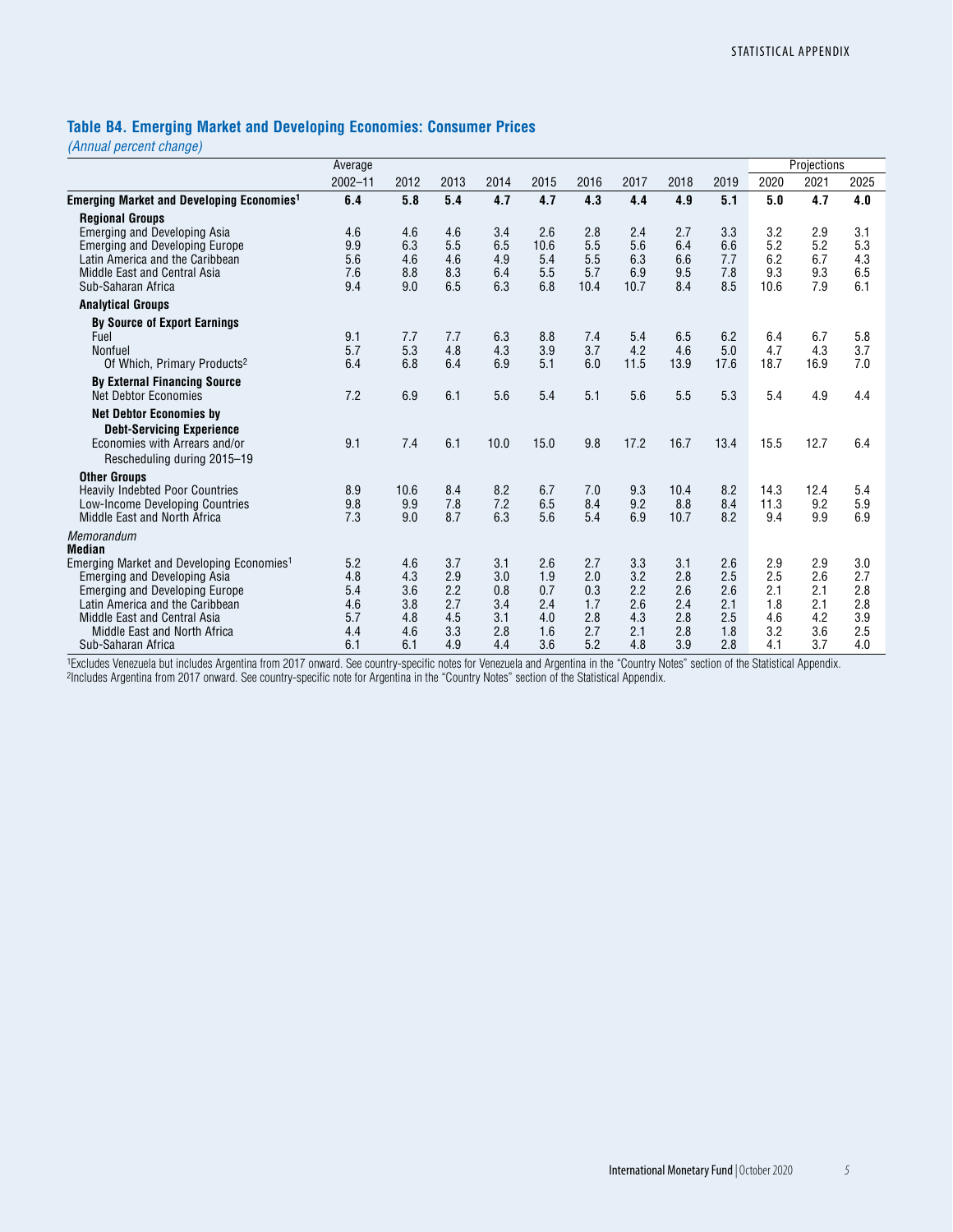## Table B4. Emerging Market and Developing Economies: Consumer Prices

*(Annual percent change)*

| | Average | | | | | | | | | Projections | | |
|---|---|---|---|---|---|---|---|---|---|---|---|---|
| | 2002–11 | 2012 | 2013 | 2014 | 2015 | 2016 | 2017 | 2018 | 2019 | 2020 | 2021 | 2025 |
| **Emerging Market and Developing Economies**[1] | **6.4** | **5.8** | **5.4** | **4.7** | **4.7** | **4.3** | **4.4** | **4.9** | **5.1** | **5.0** | **4.7** | **4.0** |
| **Regional Groups** | | | | | | | | | | | | |
| Emerging and Developing Asia | 4.6 | 4.6 | 4.6 | 3.4 | 2.6 | 2.8 | 2.4 | 2.7 | 3.3 | 3.2 | 2.9 | 3.1 |
| Emerging and Developing Europe | 9.9 | 6.3 | 5.5 | 6.5 | 10.6 | 5.5 | 5.6 | 6.4 | 6.6 | 5.2 | 5.2 | 5.3 |
| Latin America and the Caribbean | 5.6 | 4.6 | 4.6 | 4.9 | 5.4 | 5.5 | 6.3 | 6.6 | 7.7 | 6.2 | 6.7 | 4.3 |
| Middle East and Central Asia | 7.6 | 8.8 | 8.3 | 6.4 | 5.5 | 5.7 | 6.9 | 9.5 | 7.8 | 9.3 | 9.3 | 6.5 |
| Sub-Saharan Africa | 9.4 | 9.0 | 6.5 | 6.3 | 6.8 | 10.4 | 10.7 | 8.4 | 8.5 | 10.6 | 7.9 | 6.1 |
| **Analytical Groups** | | | | | | | | | | | | |
| **By Source of Export Earnings** | | | | | | | | | | | | |
| Fuel | 9.1 | 7.7 | 7.7 | 6.3 | 8.8 | 7.4 | 5.4 | 6.5 | 6.2 | 6.4 | 6.7 | 5.8 |
| Nonfuel | 5.7 | 5.3 | 4.8 | 4.3 | 3.9 | 3.7 | 4.2 | 4.6 | 5.0 | 4.7 | 4.3 | 3.7 |
| Of Which, Primary Products[2] | 6.4 | 6.8 | 6.4 | 6.9 | 5.1 | 6.0 | 11.5 | 13.9 | 17.6 | 18.7 | 16.9 | 7.0 |
| **By External Financing Source** | | | | | | | | | | | | |
| Net Debtor Economies | 7.2 | 6.9 | 6.1 | 5.6 | 5.4 | 5.1 | 5.6 | 5.5 | 5.3 | 5.4 | 4.9 | 4.4 |
| **Net Debtor Economies by Debt-Servicing Experience** | | | | | | | | | | | | |
| Economies with Arrears and/or Rescheduling during 2015–19 | 9.1 | 7.4 | 6.1 | 10.0 | 15.0 | 9.8 | 17.2 | 16.7 | 13.4 | 15.5 | 12.7 | 6.4 |
| **Other Groups** | | | | | | | | | | | | |
| Heavily Indebted Poor Countries | 8.9 | 10.6 | 8.4 | 8.2 | 6.7 | 7.0 | 9.3 | 10.4 | 8.2 | 14.3 | 12.4 | 5.4 |
| Low-Income Developing Countries | 9.8 | 9.9 | 7.8 | 7.2 | 6.5 | 8.4 | 9.2 | 8.8 | 8.4 | 11.3 | 9.2 | 5.9 |
| Middle East and North Africa | 7.3 | 9.0 | 8.7 | 6.3 | 5.6 | 5.4 | 6.9 | 10.7 | 8.2 | 9.4 | 9.9 | 6.9 |
| *Memorandum* | | | | | | | | | | | | |
| **Median** | | | | | | | | | | | | |
| Emerging Market and Developing Economies[1] | 5.2 | 4.6 | 3.7 | 3.1 | 2.6 | 2.7 | 3.3 | 3.1 | 2.6 | 2.9 | 2.9 | 3.0 |
| Emerging and Developing Asia | 4.8 | 4.3 | 2.9 | 3.0 | 1.9 | 2.0 | 3.2 | 2.8 | 2.5 | 2.5 | 2.6 | 2.7 |
| Emerging and Developing Europe | 5.4 | 3.6 | 2.2 | 0.8 | 0.7 | 0.3 | 2.2 | 2.6 | 2.6 | 2.1 | 2.1 | 2.8 |
| Latin America and the Caribbean | 4.6 | 3.8 | 2.7 | 3.4 | 2.4 | 1.7 | 2.6 | 2.4 | 2.1 | 1.8 | 2.1 | 2.8 |
| Middle East and Central Asia | 5.7 | 4.8 | 4.5 | 3.1 | 4.0 | 2.8 | 4.3 | 2.8 | 2.5 | 4.6 | 4.2 | 3.9 |
| Middle East and North Africa | 4.4 | 4.6 | 3.3 | 2.8 | 1.6 | 2.7 | 2.1 | 2.8 | 1.8 | 3.2 | 3.6 | 2.5 |
| Sub-Saharan Africa | 6.1 | 6.1 | 4.9 | 4.4 | 3.6 | 5.2 | 4.8 | 3.9 | 2.8 | 4.1 | 3.7 | 4.0 |

[1]Excludes Venezuela but includes Argentina from 2017 onward. See country-specific notes for Venezuela and Argentina in the "Country Notes" section of the Statistical Appendix.
[2]Includes Argentina from 2017 onward. See country-specific note for Argentina in the "Country Notes" section of the Statistical Appendix.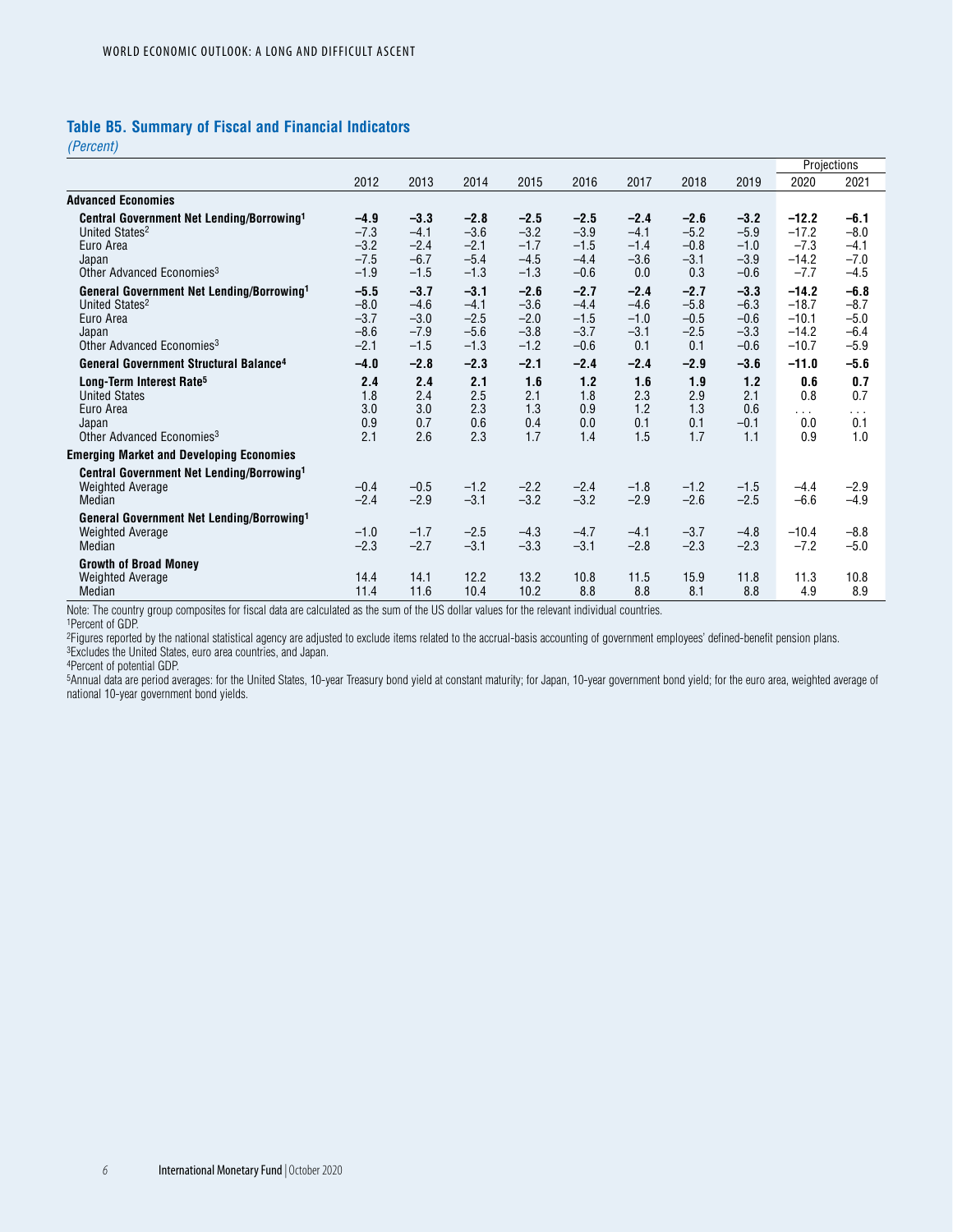### Table B5. Summary of Fiscal and Financial Indicators

*(Percent)*

| | 2012 | 2013 | 2014 | 2015 | 2016 | 2017 | 2018 | 2019 | Projections 2020 | 2021 |
|---|---|---|---|---|---|---|---|---|---|---|
| **Advanced Economies** | | | | | | | | | | |
| **Central Government Net Lending/Borrowing[1]** | **–4.9** | **–3.3** | **–2.8** | **–2.5** | **–2.5** | **–2.4** | **–2.6** | **–3.2** | **–12.2** | **–6.1** |
| United States[2] | –7.3 | –4.1 | –3.6 | –3.2 | –3.9 | –4.1 | –5.2 | –5.9 | –17.2 | –8.0 |
| Euro Area | –3.2 | –2.4 | –2.1 | –1.7 | –1.5 | –1.4 | –0.8 | –1.0 | –7.3 | –4.1 |
| Japan | –7.5 | –6.7 | –5.4 | –4.5 | –4.4 | –3.6 | –3.1 | –3.9 | –14.2 | –7.0 |
| Other Advanced Economies[3] | –1.9 | –1.5 | –1.3 | –1.3 | –0.6 | 0.0 | 0.3 | –0.6 | –7.7 | –4.5 |
| **General Government Net Lending/Borrowing[1]** | **–5.5** | **–3.7** | **–3.1** | **–2.6** | **–2.7** | **–2.4** | **–2.7** | **–3.3** | **–14.2** | **–6.8** |
| United States[2] | –8.0 | –4.6 | –4.1 | –3.6 | –4.4 | –4.6 | –5.8 | –6.3 | –18.7 | –8.7 |
| Euro Area | –3.7 | –3.0 | –2.5 | –2.0 | –1.5 | –1.0 | –0.5 | –0.6 | –10.1 | –5.0 |
| Japan | –8.6 | –7.9 | –5.6 | –3.8 | –3.7 | –3.1 | –2.5 | –3.3 | –14.2 | –6.4 |
| Other Advanced Economies[3] | –2.1 | –1.5 | –1.3 | –1.2 | –0.6 | 0.1 | 0.1 | –0.6 | –10.7 | –5.9 |
| **General Government Structural Balance[4]** | **–4.0** | **–2.8** | **–2.3** | **–2.1** | **–2.4** | **–2.4** | **–2.9** | **–3.6** | **–11.0** | **–5.6** |
| **Long-Term Interest Rate[5]** | **2.4** | **2.4** | **2.1** | **1.6** | **1.2** | **1.6** | **1.9** | **1.2** | **0.6** | **0.7** |
| United States | 1.8 | 2.4 | 2.5 | 2.1 | 1.8 | 2.3 | 2.9 | 2.1 | 0.8 | 0.7 |
| Euro Area | 3.0 | 3.0 | 2.3 | 1.3 | 0.9 | 1.2 | 1.3 | 0.6 | . . . | . . . |
| Japan | 0.9 | 0.7 | 0.6 | 0.4 | 0.0 | 0.1 | 0.1 | –0.1 | 0.0 | 0.1 |
| Other Advanced Economies[3] | 2.1 | 2.6 | 2.3 | 1.7 | 1.4 | 1.5 | 1.7 | 1.1 | 0.9 | 1.0 |
| **Emerging Market and Developing Economies** | | | | | | | | | | |
| **Central Government Net Lending/Borrowing[1]** | | | | | | | | | | |
| Weighted Average | –0.4 | –0.5 | –1.2 | –2.2 | –2.4 | –1.8 | –1.2 | –1.5 | –4.4 | –2.9 |
| Median | –2.4 | –2.9 | –3.1 | –3.2 | –3.2 | –2.9 | –2.6 | –2.5 | –6.6 | –4.9 |
| **General Government Net Lending/Borrowing[1]** | | | | | | | | | | |
| Weighted Average | –1.0 | –1.7 | –2.5 | –4.3 | –4.7 | –4.1 | –3.7 | –4.8 | –10.4 | –8.8 |
| Median | –2.3 | –2.7 | –3.1 | –3.3 | –3.1 | –2.8 | –2.3 | –2.3 | –7.2 | –5.0 |
| **Growth of Broad Money** | | | | | | | | | | |
| Weighted Average | 14.4 | 14.1 | 12.2 | 13.2 | 10.8 | 11.5 | 15.9 | 11.8 | 11.3 | 10.8 |
| Median | 11.4 | 11.6 | 10.4 | 10.2 | 8.8 | 8.8 | 8.1 | 8.8 | 4.9 | 8.9 |

Note: The country group composites for fiscal data are calculated as the sum of the US dollar values for the relevant individual countries.
[1]Percent of GDP.
[2]Figures reported by the national statistical agency are adjusted to exclude items related to the accrual-basis accounting of government employees' defined-benefit pension plans.
[3]Excludes the United States, euro area countries, and Japan.
[4]Percent of potential GDP.
[5]Annual data are period averages: for the United States, 10-year Treasury bond yield at constant maturity; for Japan, 10-year government bond yield; for the euro area, weighted average of national 10-year government bond yields.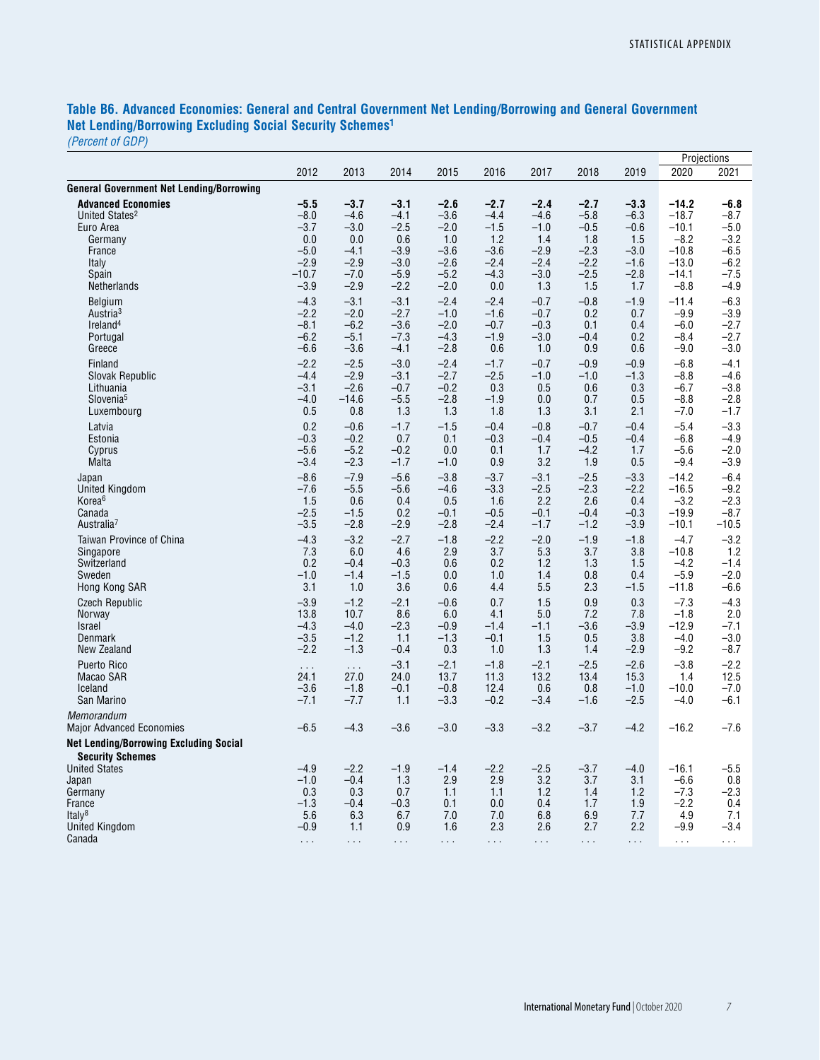## Table B6. Advanced Economies: General and Central Government Net Lending/Borrowing and General Government Net Lending/Borrowing Excluding Social Security Schemes[1]

*(Percent of GDP)*

| | 2012 | 2013 | 2014 | 2015 | 2016 | 2017 | 2018 | 2019 | Projections 2020 | 2021 |
|---|---|---|---|---|---|---|---|---|---|---|
| **General Government Net Lending/Borrowing** | | | | | | | | | | |
| **Advanced Economies** | **–5.5** | **–3.7** | **–3.1** | **–2.6** | **–2.7** | **–2.4** | **–2.7** | **–3.3** | **–14.2** | **–6.8** |
| United States[2] | –8.0 | –4.6 | –4.1 | –3.6 | –4.4 | –4.6 | –5.8 | –6.3 | –18.7 | –8.7 |
| Euro Area | –3.7 | –3.0 | –2.5 | –2.0 | –1.5 | –1.0 | –0.5 | –0.6 | –10.1 | –5.0 |
| Germany | 0.0 | 0.0 | 0.6 | 1.0 | 1.2 | 1.4 | 1.8 | 1.5 | –8.2 | –3.2 |
| France | –5.0 | –4.1 | –3.9 | –3.6 | –3.6 | –2.9 | –2.3 | –3.0 | –10.8 | –6.5 |
| Italy | –2.9 | –2.9 | –3.0 | –2.6 | –2.4 | –2.4 | –2.2 | –1.6 | –13.0 | –6.2 |
| Spain | –10.7 | –7.0 | –5.9 | –5.2 | –4.3 | –3.0 | –2.5 | –2.8 | –14.1 | –7.5 |
| Netherlands | –3.9 | –2.9 | –2.2 | –2.0 | 0.0 | 1.3 | 1.5 | 1.7 | –8.8 | –4.9 |
| Belgium | –4.3 | –3.1 | –3.1 | –2.4 | –2.4 | –0.7 | –0.8 | –1.9 | –11.4 | –6.3 |
| Austria[3] | –2.2 | –2.0 | –2.7 | –1.0 | –1.6 | –0.7 | 0.2 | 0.7 | –9.9 | –3.9 |
| Ireland[4] | –8.1 | –6.2 | –3.6 | –2.0 | –0.7 | –0.3 | 0.1 | 0.4 | –6.0 | –2.7 |
| Portugal | –6.2 | –5.1 | –7.3 | –4.3 | –1.9 | –3.0 | –0.4 | 0.2 | –8.4 | –2.7 |
| Greece | –6.6 | –3.6 | –4.1 | –2.8 | 0.6 | 1.0 | 0.9 | 0.6 | –9.0 | –3.0 |
| Finland | –2.2 | –2.5 | –3.0 | –2.4 | –1.7 | –0.7 | –0.9 | –0.9 | –6.8 | –4.1 |
| Slovak Republic | –4.4 | –2.9 | –3.1 | –2.7 | –2.5 | –1.0 | –1.0 | –1.3 | –8.8 | –4.6 |
| Lithuania | –3.1 | –2.6 | –0.7 | –0.2 | 0.3 | 0.5 | 0.6 | 0.3 | –6.7 | –3.8 |
| Slovenia[5] | –4.0 | –14.6 | –5.5 | –2.8 | –1.9 | 0.0 | 0.7 | 0.5 | –8.8 | –2.8 |
| Luxembourg | 0.5 | 0.8 | 1.3 | 1.3 | 1.8 | 1.3 | 3.1 | 2.1 | –7.0 | –1.7 |
| Latvia | 0.2 | –0.6 | –1.7 | –1.5 | –0.4 | –0.8 | –0.7 | –0.4 | –5.4 | –3.3 |
| Estonia | –0.3 | –0.2 | 0.7 | 0.1 | –0.3 | –0.4 | –0.5 | –0.4 | –6.8 | –4.9 |
| Cyprus | –5.6 | –5.2 | –0.2 | 0.0 | 0.1 | 1.7 | –4.2 | 1.7 | –5.6 | –2.0 |
| Malta | –3.4 | –2.3 | –1.7 | –1.0 | 0.9 | 3.2 | 1.9 | 0.5 | –9.4 | –3.9 |
| Japan | –8.6 | –7.9 | –5.6 | –3.8 | –3.7 | –3.1 | –2.5 | –3.3 | –14.2 | –6.4 |
| United Kingdom | –7.6 | –5.5 | –5.6 | –4.6 | –3.3 | –2.5 | –2.3 | –2.2 | –16.5 | –9.2 |
| Korea[6] | 1.5 | 0.6 | 0.4 | 0.5 | 1.6 | 2.2 | 2.6 | 0.4 | –3.2 | –2.3 |
| Canada | –2.5 | –1.5 | 0.2 | –0.1 | –0.5 | –0.1 | –0.4 | –0.3 | –19.9 | –8.7 |
| Australia[7] | –3.5 | –2.8 | –2.9 | –2.8 | –2.4 | –1.7 | –1.2 | –3.9 | –10.1 | –10.5 |
| Taiwan Province of China | –4.3 | –3.2 | –2.7 | –1.8 | –2.2 | –2.0 | –1.9 | –1.8 | –4.7 | –3.2 |
| Singapore | 7.3 | 6.0 | 4.6 | 2.9 | 3.7 | 5.3 | 3.7 | 3.8 | –10.8 | 1.2 |
| Switzerland | 0.2 | –0.4 | –0.3 | 0.6 | 0.2 | 1.2 | 1.3 | 1.5 | –4.2 | –1.4 |
| Sweden | –1.0 | –1.4 | –1.5 | 0.0 | 1.0 | 1.4 | 0.8 | 0.4 | –5.9 | –2.0 |
| Hong Kong SAR | 3.1 | 1.0 | 3.6 | 0.6 | 4.4 | 5.5 | 2.3 | –1.5 | –11.8 | –6.6 |
| Czech Republic | –3.9 | –1.2 | –2.1 | –0.6 | 0.7 | 1.5 | 0.9 | 0.3 | –7.3 | –4.3 |
| Norway | 13.8 | 10.7 | 8.6 | 6.0 | 4.1 | 5.0 | 7.2 | 7.8 | –1.8 | 2.0 |
| Israel | –4.3 | –4.0 | –2.3 | –0.9 | –1.4 | –1.1 | –3.6 | –3.9 | –12.9 | –7.1 |
| Denmark | –3.5 | –1.2 | 1.1 | –1.3 | –0.1 | 1.5 | 0.5 | 3.8 | –4.0 | –3.0 |
| New Zealand | –2.2 | –1.3 | –0.4 | 0.3 | 1.0 | 1.3 | 1.4 | –2.9 | –9.2 | –8.7 |
| Puerto Rico | . . . | . . . | –3.1 | –2.1 | –1.8 | –2.1 | –2.5 | –2.6 | –3.8 | –2.2 |
| Macao SAR | 24.1 | 27.0 | 24.0 | 13.7 | 11.3 | 13.2 | 13.4 | 15.3 | 1.4 | 12.5 |
| Iceland | –3.6 | –1.8 | –0.1 | –0.8 | 12.4 | 0.6 | 0.8 | –1.0 | –10.0 | –7.0 |
| San Marino | –7.1 | –7.7 | 1.1 | –3.3 | –0.2 | –3.4 | –1.6 | –2.5 | –4.0 | –6.1 |
| *Memorandum* | | | | | | | | | | |
| Major Advanced Economies | –6.5 | –4.3 | –3.6 | –3.0 | –3.3 | –3.2 | –3.7 | –4.2 | –16.2 | –7.6 |
| **Net Lending/Borrowing Excluding Social Security Schemes** | | | | | | | | | | |
| United States | –4.9 | –2.2 | –1.9 | –1.4 | –2.2 | –2.5 | –3.7 | –4.0 | –16.1 | –5.5 |
| Japan | –1.0 | –0.4 | 1.3 | 2.9 | 2.9 | 3.2 | 3.7 | 3.1 | –6.6 | 0.8 |
| Germany | 0.3 | 0.3 | 0.7 | 1.1 | 1.1 | 1.2 | 1.4 | 1.2 | –7.3 | –2.3 |
| France | –1.3 | –0.4 | –0.3 | 0.1 | 0.0 | 0.4 | 1.7 | 1.9 | –2.2 | 0.4 |
| Italy[8] | 5.6 | 6.3 | 6.7 | 7.0 | 7.0 | 6.8 | 6.9 | 7.7 | 4.9 | 7.1 |
| United Kingdom | –0.9 | 1.1 | 0.9 | 1.6 | 2.3 | 2.6 | 2.7 | 2.2 | –9.9 | –3.4 |
| Canada | . . . | . . . | . . . | . . . | . . . | . . . | . . . | . . . | . . . | . . . |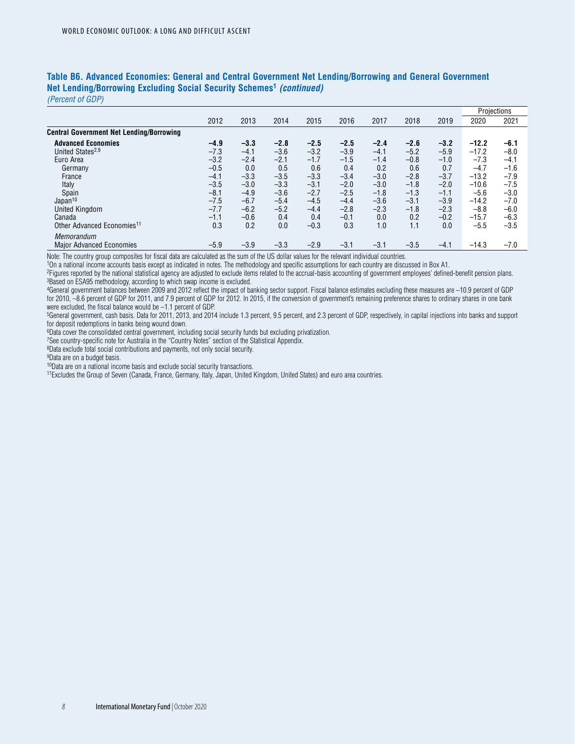## Table B6. Advanced Economies: General and Central Government Net Lending/Borrowing and General Government Net Lending/Borrowing Excluding Social Security Schemes[1] *(continued)*

*(Percent of GDP)*

| | 2012 | 2013 | 2014 | 2015 | 2016 | 2017 | 2018 | 2019 | Projections 2020 | Projections 2021 |
|---|---|---|---|---|---|---|---|---|---|---|
| **Central Government Net Lending/Borrowing** | | | | | | | | | | |
| **Advanced Economies** | **–4.9** | **–3.3** | **–2.8** | **–2.5** | **–2.5** | **–2.4** | **–2.6** | **–3.2** | **–12.2** | **–6.1** |
| United States[2,9] | –7.3 | –4.1 | –3.6 | –3.2 | –3.9 | –4.1 | –5.2 | –5.9 | –17.2 | –8.0 |
| Euro Area | –3.2 | –2.4 | –2.1 | –1.7 | –1.5 | –1.4 | –0.8 | –1.0 | –7.3 | –4.1 |
| Germany | –0.5 | 0.0 | 0.5 | 0.6 | 0.4 | 0.2 | 0.6 | 0.7 | –4.7 | –1.6 |
| France | –4.1 | –3.3 | –3.5 | –3.3 | –3.4 | –3.0 | –2.8 | –3.7 | –13.2 | –7.9 |
| Italy | –3.5 | –3.0 | –3.3 | –3.1 | –2.0 | –3.0 | –1.8 | –2.0 | –10.6 | –7.5 |
| Spain | –8.1 | –4.9 | –3.6 | –2.7 | –2.5 | –1.8 | –1.3 | –1.1 | –5.6 | –3.0 |
| Japan[10] | –7.5 | –6.7 | –5.4 | –4.5 | –4.4 | –3.6 | –3.1 | –3.9 | –14.2 | –7.0 |
| United Kingdom | –7.7 | –6.2 | –5.2 | –4.4 | –2.8 | –2.3 | –1.8 | –2.3 | –8.8 | –6.0 |
| Canada | –1.1 | –0.6 | 0.4 | 0.4 | –0.1 | 0.0 | 0.2 | –0.2 | –15.7 | –6.3 |
| Other Advanced Economies[11] | 0.3 | 0.2 | 0.0 | –0.3 | 0.3 | 1.0 | 1.1 | 0.0 | –5.5 | –3.5 |
| *Memorandum* | | | | | | | | | | |
| Major Advanced Economies | –5.9 | –3.9 | –3.3 | –2.9 | –3.1 | –3.1 | –3.5 | –4.1 | –14.3 | –7.0 |

Note: The country group composites for fiscal data are calculated as the sum of the US dollar values for the relevant individual countries.

[1]On a national income accounts basis except as indicated in notes. The methodology and specific assumptions for each country are discussed in Box A1.

[2]Figures reported by the national statistical agency are adjusted to exclude items related to the accrual-basis accounting of government employees' defined-benefit pension plans.

[3]Based on ESA95 methodology, according to which swap income is excluded.

[4]General government balances between 2009 and 2012 reflect the impact of banking sector support. Fiscal balance estimates excluding these measures are –10.9 percent of GDP for 2010, –8.6 percent of GDP for 2011, and 7.9 percent of GDP for 2012. In 2015, if the conversion of government's remaining preference shares to ordinary shares in one bank were excluded, the fiscal balance would be –1.1 percent of GDP.

[5]General government, cash basis. Data for 2011, 2013, and 2014 include 1.3 percent, 9.5 percent, and 2.3 percent of GDP, respectively, in capital injections into banks and support for deposit redemptions in banks being wound down.

[6]Data cover the consolidated central government, including social security funds but excluding privatization.

[7]See country-specific note for Australia in the "Country Notes" section of the Statistical Appendix.

[8]Data exclude total social contributions and payments, not only social security.

[9]Data are on a budget basis.

[10]Data are on a national income basis and exclude social security transactions.

[11]Excludes the Group of Seven (Canada, France, Germany, Italy, Japan, United Kingdom, United States) and euro area countries.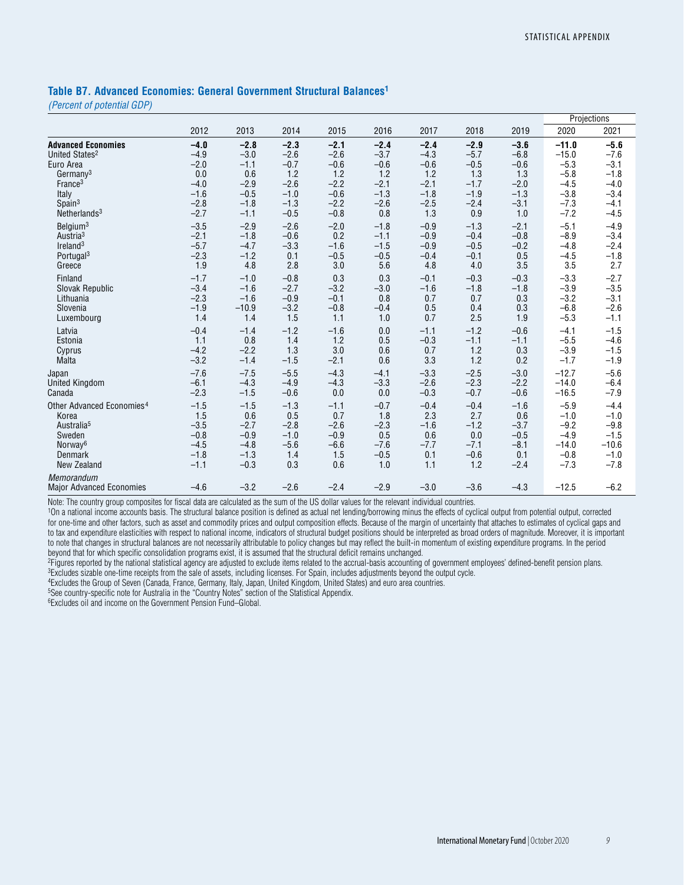### Table B7. Advanced Economies: General Government Structural Balances[1]

*(Percent of potential GDP)*

| | | | | | | | | | Projections | |
|---|---|---|---|---|---|---|---|---|---|---|
| | 2012 | 2013 | 2014 | 2015 | 2016 | 2017 | 2018 | 2019 | 2020 | 2021 |
| **Advanced Economies** | **–4.0** | **–2.8** | **–2.3** | **–2.1** | **–2.4** | **–2.4** | **–2.9** | **–3.6** | **–11.0** | **–5.6** |
| United States[2] | –4.9 | –3.0 | –2.6 | –2.6 | –3.7 | –4.3 | –5.7 | –6.8 | –15.0 | –7.6 |
| Euro Area | –2.0 | –1.1 | –0.7 | –0.6 | –0.6 | –0.6 | –0.5 | –0.6 | –5.3 | –3.1 |
| Germany[3] | 0.0 | 0.6 | 1.2 | 1.2 | 1.2 | 1.2 | 1.3 | 1.3 | –5.8 | –1.8 |
| France[3] | –4.0 | –2.9 | –2.6 | –2.2 | –2.1 | –2.1 | –1.7 | –2.0 | –4.5 | –4.0 |
| Italy | –1.6 | –0.5 | –1.0 | –0.6 | –1.3 | –1.8 | –1.9 | –1.3 | –3.8 | –3.4 |
| Spain[3] | –2.8 | –1.8 | –1.3 | –2.2 | –2.6 | –2.5 | –2.4 | –3.1 | –7.3 | –4.1 |
| Netherlands[3] | –2.7 | –1.1 | –0.5 | –0.8 | 0.8 | 1.3 | 0.9 | 1.0 | –7.2 | –4.5 |
| Belgium[3] | –3.5 | –2.9 | –2.6 | –2.0 | –1.8 | –0.9 | –1.3 | –2.1 | –5.1 | –4.9 |
| Austria[3] | –2.1 | –1.8 | –0.6 | 0.2 | –1.1 | –0.9 | –0.4 | –0.8 | –8.9 | –3.4 |
| Ireland[3] | –5.7 | –4.7 | –3.3 | –1.6 | –1.5 | –0.9 | –0.5 | –0.2 | –4.8 | –2.4 |
| Portugal[3] | –2.3 | –1.2 | 0.1 | –0.5 | –0.5 | –0.4 | –0.1 | 0.5 | –4.5 | –1.8 |
| Greece | 1.9 | 4.8 | 2.8 | 3.0 | 5.6 | 4.8 | 4.0 | 3.5 | 3.5 | 2.7 |
| Finland | –1.7 | –1.0 | –0.8 | 0.3 | 0.3 | –0.1 | –0.3 | –0.3 | –3.3 | –2.7 |
| Slovak Republic | –3.4 | –1.6 | –2.7 | –3.2 | –3.0 | –1.6 | –1.8 | –1.8 | –3.9 | –3.5 |
| Lithuania | –2.3 | –1.6 | –0.9 | –0.1 | 0.8 | 0.7 | 0.7 | 0.3 | –3.2 | –3.1 |
| Slovenia | –1.9 | –10.9 | –3.2 | –0.8 | –0.4 | 0.5 | 0.4 | 0.3 | –6.8 | –2.6 |
| Luxembourg | 1.4 | 1.4 | 1.5 | 1.1 | 1.0 | 0.7 | 2.5 | 1.9 | –5.3 | –1.1 |
| Latvia | –0.4 | –1.4 | –1.2 | –1.6 | 0.0 | –1.1 | –1.2 | –0.6 | –4.1 | –1.5 |
| Estonia | 1.1 | 0.8 | 1.4 | 1.2 | 0.5 | –0.3 | –1.1 | –1.1 | –5.5 | –4.6 |
| Cyprus | –4.2 | –2.2 | 1.3 | 3.0 | 0.6 | 0.7 | 1.2 | 0.3 | –3.9 | –1.5 |
| Malta | –3.2 | –1.4 | –1.5 | –2.1 | 0.6 | 3.3 | 1.2 | 0.2 | –1.7 | –1.9 |
| Japan | –7.6 | –7.5 | –5.5 | –4.3 | –4.1 | –3.3 | –2.5 | –3.0 | –12.7 | –5.6 |
| United Kingdom | –6.1 | –4.3 | –4.9 | –4.3 | –3.3 | –2.6 | –2.3 | –2.2 | –14.0 | –6.4 |
| Canada | –2.3 | –1.5 | –0.6 | 0.0 | 0.0 | –0.3 | –0.7 | –0.6 | –16.5 | –7.9 |
| Other Advanced Economies[4] | –1.5 | –1.5 | –1.3 | –1.1 | –0.7 | –0.4 | –0.4 | –1.6 | –5.9 | –4.4 |
| Korea | 1.5 | 0.6 | 0.5 | 0.7 | 1.8 | 2.3 | 2.7 | 0.6 | –1.0 | –1.0 |
| Australia[5] | –3.5 | –2.7 | –2.8 | –2.6 | –2.3 | –1.6 | –1.2 | –3.7 | –9.2 | –9.8 |
| Sweden | –0.8 | –0.9 | –1.0 | –0.9 | 0.5 | 0.6 | 0.0 | –0.5 | –4.9 | –1.5 |
| Norway[6] | –4.5 | –4.8 | –5.6 | –6.6 | –7.6 | –7.7 | –7.1 | –8.1 | –14.0 | –10.6 |
| Denmark | –1.8 | –1.3 | 1.4 | 1.5 | –0.5 | 0.1 | –0.6 | 0.1 | –0.8 | –1.0 |
| New Zealand | –1.1 | –0.3 | 0.3 | 0.6 | 1.0 | 1.1 | 1.2 | –2.4 | –7.3 | –7.8 |
| *Memorandum* | | | | | | | | | | |
| Major Advanced Economies | –4.6 | –3.2 | –2.6 | –2.4 | –2.9 | –3.0 | –3.6 | –4.3 | –12.5 | –6.2 |

Note: The country group composites for fiscal data are calculated as the sum of the US dollar values for the relevant individual countries.

[1]On a national income accounts basis. The structural balance position is defined as actual net lending/borrowing minus the effects of cyclical output from potential output, corrected for one-time and other factors, such as asset and commodity prices and output composition effects. Because of the margin of uncertainty that attaches to estimates of cyclical gaps and to tax and expenditure elasticities with respect to national income, indicators of structural budget positions should be interpreted as broad orders of magnitude. Moreover, it is important to note that changes in structural balances are not necessarily attributable to policy changes but may reflect the built-in momentum of existing expenditure programs. In the period beyond that for which specific consolidation programs exist, it is assumed that the structural deficit remains unchanged.

[2]Figures reported by the national statistical agency are adjusted to exclude items related to the accrual-basis accounting of government employees' defined-benefit pension plans.

[3]Excludes sizable one-time receipts from the sale of assets, including licenses. For Spain, includes adjustments beyond the output cycle.

[4]Excludes the Group of Seven (Canada, France, Germany, Italy, Japan, United Kingdom, United States) and euro area countries.

[5]See country-specific note for Australia in the "Country Notes" section of the Statistical Appendix.

[6]Excludes oil and income on the Government Pension Fund–Global.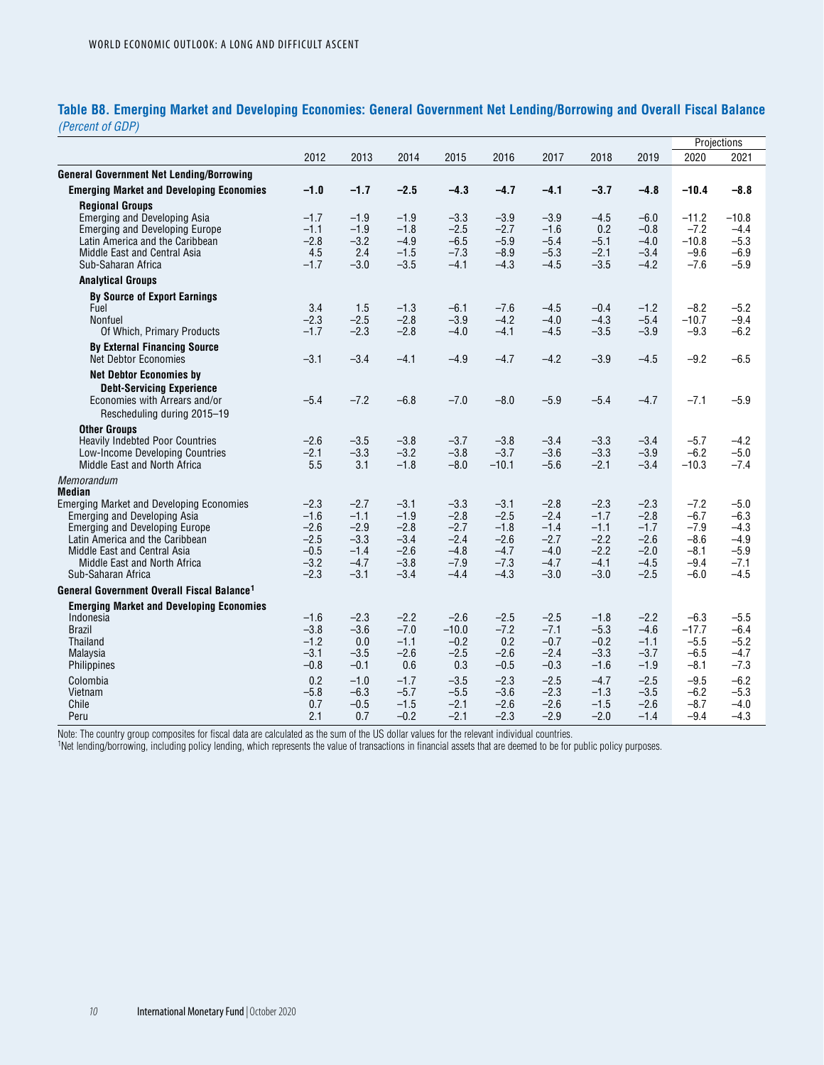## Table B8. Emerging Market and Developing Economies: General Government Net Lending/Borrowing and Overall Fiscal Balance

*(Percent of GDP)*

| | | | | | | | | | Projections | |
|---|---|---|---|---|---|---|---|---|---|---|
| | 2012 | 2013 | 2014 | 2015 | 2016 | 2017 | 2018 | 2019 | 2020 | 2021 |
| **General Government Net Lending/Borrowing** | | | | | | | | | | |
| **Emerging Market and Developing Economies** | **–1.0** | **–1.7** | **–2.5** | **–4.3** | **–4.7** | **–4.1** | **–3.7** | **–4.8** | **–10.4** | **–8.8** |
| **Regional Groups** | | | | | | | | | | |
| Emerging and Developing Asia | –1.7 | –1.9 | –1.9 | –3.3 | –3.9 | –3.9 | –4.5 | –6.0 | –11.2 | –10.8 |
| Emerging and Developing Europe | –1.1 | –1.9 | –1.8 | –2.5 | –2.7 | –1.6 | 0.2 | –0.8 | –7.2 | –4.4 |
| Latin America and the Caribbean | –2.8 | –3.2 | –4.9 | –6.5 | –5.9 | –5.4 | –5.1 | –4.0 | –10.8 | –5.3 |
| Middle East and Central Asia | 4.5 | 2.4 | –1.5 | –7.3 | –8.9 | –5.3 | –2.1 | –3.4 | –9.6 | –6.9 |
| Sub-Saharan Africa | –1.7 | –3.0 | –3.5 | –4.1 | –4.3 | –4.5 | –3.5 | –4.2 | –7.6 | –5.9 |
| **Analytical Groups** | | | | | | | | | | |
| **By Source of Export Earnings** | | | | | | | | | | |
| Fuel | 3.4 | 1.5 | –1.3 | –6.1 | –7.6 | –4.5 | –0.4 | –1.2 | –8.2 | –5.2 |
| Nonfuel | –2.3 | –2.5 | –2.8 | –3.9 | –4.2 | –4.0 | –4.3 | –5.4 | –10.7 | –9.4 |
| Of Which, Primary Products | –1.7 | –2.3 | –2.8 | –4.0 | –4.1 | –4.5 | –3.5 | –3.9 | –9.3 | –6.2 |
| **By External Financing Source** | | | | | | | | | | |
| Net Debtor Economies | –3.1 | –3.4 | –4.1 | –4.9 | –4.7 | –4.2 | –3.9 | –4.5 | –9.2 | –6.5 |
| **Net Debtor Economies by Debt-Servicing Experience** | | | | | | | | | | |
| Economies with Arrears and/or Rescheduling during 2015–19 | –5.4 | –7.2 | –6.8 | –7.0 | –8.0 | –5.9 | –5.4 | –4.7 | –7.1 | –5.9 |
| **Other Groups** | | | | | | | | | | |
| Heavily Indebted Poor Countries | –2.6 | –3.5 | –3.8 | –3.7 | –3.8 | –3.4 | –3.3 | –3.4 | –5.7 | –4.2 |
| Low-Income Developing Countries | –2.1 | –3.3 | –3.2 | –3.8 | –3.7 | –3.6 | –3.3 | –3.9 | –6.2 | –5.0 |
| Middle East and North Africa | 5.5 | 3.1 | –1.8 | –8.0 | –10.1 | –5.6 | –2.1 | –3.4 | –10.3 | –7.4 |
| *Memorandum* | | | | | | | | | | |
| **Median** | | | | | | | | | | |
| Emerging Market and Developing Economies | –2.3 | –2.7 | –3.1 | –3.3 | –3.1 | –2.8 | –2.3 | –2.3 | –7.2 | –5.0 |
| Emerging and Developing Asia | –1.6 | –1.1 | –1.9 | –2.8 | –2.5 | –2.4 | –1.7 | –2.8 | –6.7 | –6.3 |
| Emerging and Developing Europe | –2.6 | –2.9 | –2.8 | –2.7 | –1.8 | –1.4 | –1.1 | –1.7 | –7.9 | –4.3 |
| Latin America and the Caribbean | –2.5 | –3.3 | –3.4 | –2.4 | –2.6 | –2.7 | –2.2 | –2.6 | –8.6 | –4.9 |
| Middle East and Central Asia | –0.5 | –1.4 | –2.6 | –4.8 | –4.7 | –4.0 | –2.2 | –2.0 | –8.1 | –5.9 |
| Middle East and North Africa | –3.2 | –4.7 | –3.8 | –7.9 | –7.3 | –4.7 | –4.1 | –4.5 | –9.4 | –7.1 |
| Sub-Saharan Africa | –2.3 | –3.1 | –3.4 | –4.4 | –4.3 | –3.0 | –3.0 | –2.5 | –6.0 | –4.5 |
| **General Government Overall Fiscal Balance[1]** | | | | | | | | | | |
| **Emerging Market and Developing Economies** | | | | | | | | | | |
| Indonesia | –1.6 | –2.3 | –2.2 | –2.6 | –2.5 | –2.5 | –1.8 | –2.2 | –6.3 | –5.5 |
| Brazil | –3.8 | –3.6 | –7.0 | –10.0 | –7.2 | –7.1 | –5.3 | –4.6 | –17.7 | –6.4 |
| Thailand | –1.2 | 0.0 | –1.1 | –0.2 | 0.2 | –0.7 | –0.2 | –1.1 | –5.5 | –5.2 |
| Malaysia | –3.1 | –3.5 | –2.6 | –2.5 | –2.6 | –2.4 | –3.3 | –3.7 | –6.5 | –4.7 |
| Philippines | –0.8 | –0.1 | 0.6 | 0.3 | –0.5 | –0.3 | –1.6 | –1.9 | –8.1 | –7.3 |
| Colombia | 0.2 | –1.0 | –1.7 | –3.5 | –2.3 | –2.5 | –4.7 | –2.5 | –9.5 | –6.2 |
| Vietnam | –5.8 | –6.3 | –5.7 | –5.5 | –3.6 | –2.3 | –1.3 | –3.5 | –6.2 | –5.3 |
| Chile | 0.7 | –0.5 | –1.5 | –2.1 | –2.6 | –2.6 | –1.5 | –2.6 | –8.7 | –4.0 |
| Peru | 2.1 | 0.7 | –0.2 | –2.1 | –2.3 | –2.9 | –2.0 | –1.4 | –9.4 | –4.3 |

Note: The country group composites for fiscal data are calculated as the sum of the US dollar values for the relevant individual countries.

[1]Net lending/borrowing, including policy lending, which represents the value of transactions in financial assets that are deemed to be for public policy purposes.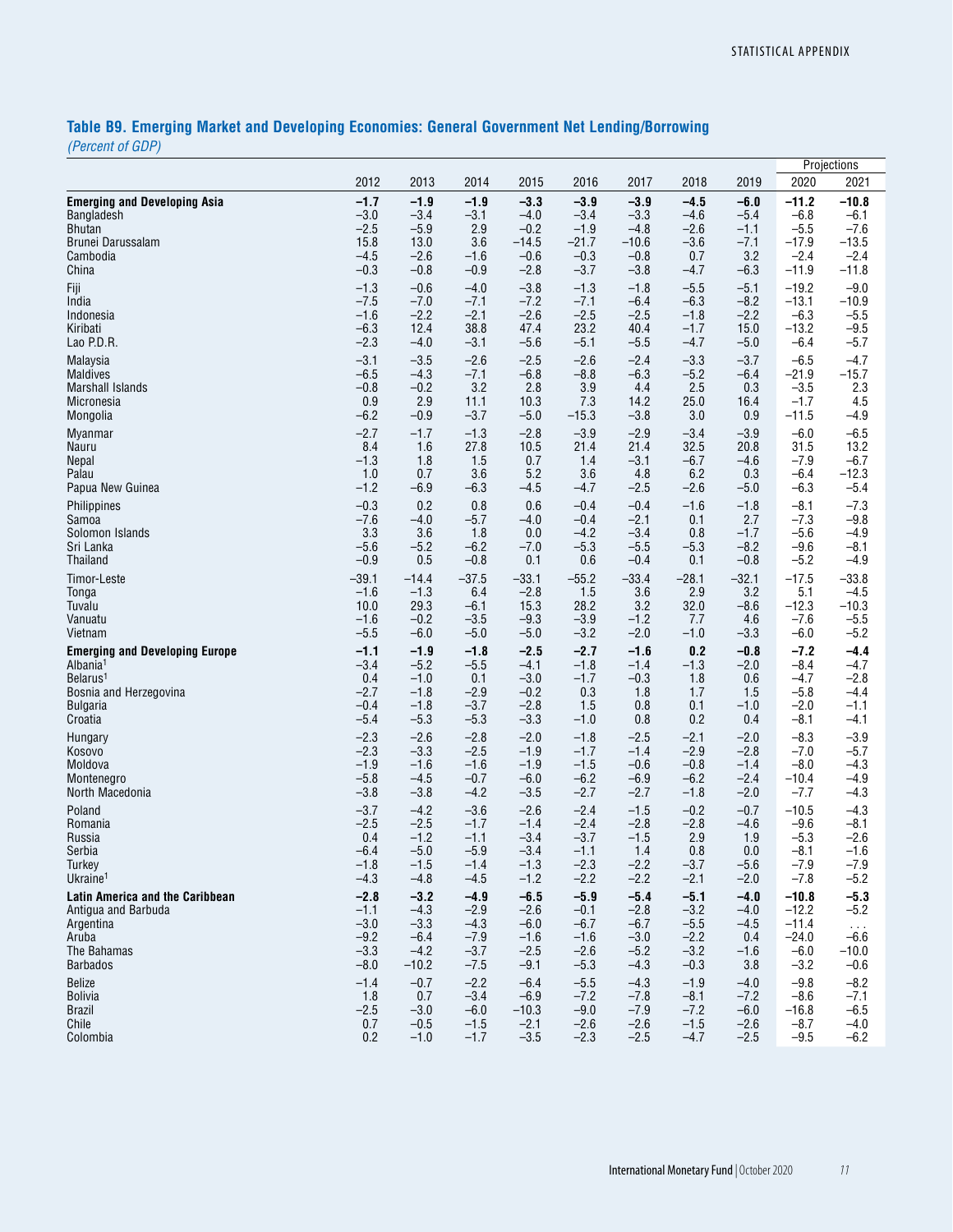## Table B9. Emerging Market and Developing Economies: General Government Net Lending/Borrowing

*(Percent of GDP)*

| | 2012 | 2013 | 2014 | 2015 | 2016 | 2017 | 2018 | 2019 | Projections 2020 | 2021 |
|---|---|---|---|---|---|---|---|---|---|---|
| **Emerging and Developing Asia** | **–1.7** | **–1.9** | **–1.9** | **–3.3** | **–3.9** | **–3.9** | **–4.5** | **–6.0** | **–11.2** | **–10.8** |
| Bangladesh | –3.0 | –3.4 | –3.1 | –4.0 | –3.4 | –3.3 | –4.6 | –5.4 | –6.8 | –6.1 |
| Bhutan | –2.5 | –5.9 | 2.9 | –0.2 | –1.9 | –4.8 | –2.6 | –1.1 | –5.5 | –7.6 |
| Brunei Darussalam | 15.8 | 13.0 | 3.6 | –14.5 | –21.7 | –10.6 | –3.6 | –7.1 | –17.9 | –13.5 |
| Cambodia | –4.5 | –2.6 | –1.6 | –0.6 | –0.3 | –0.8 | 0.7 | 3.2 | –2.4 | –2.4 |
| China | –0.3 | –0.8 | –0.9 | –2.8 | –3.7 | –3.8 | –4.7 | –6.3 | –11.9 | –11.8 |
| Fiji | –1.3 | –0.6 | –4.0 | –3.8 | –1.3 | –1.8 | –5.5 | –5.1 | –19.2 | –9.0 |
| India | –7.5 | –7.0 | –7.1 | –7.2 | –7.1 | –6.4 | –6.3 | –8.2 | –13.1 | –10.9 |
| Indonesia | –1.6 | –2.2 | –2.1 | –2.6 | –2.5 | –2.5 | –1.8 | –2.2 | –6.3 | –5.5 |
| Kiribati | –6.3 | 12.4 | 38.8 | 47.4 | 23.2 | 40.4 | –1.7 | 15.0 | –13.2 | –9.5 |
| Lao P.D.R. | –2.3 | –4.0 | –3.1 | –5.6 | –5.1 | –5.5 | –4.7 | –5.0 | –6.4 | –5.7 |
| Malaysia | –3.1 | –3.5 | –2.6 | –2.5 | –2.6 | –2.4 | –3.3 | –3.7 | –6.5 | –4.7 |
| Maldives | –6.5 | –4.3 | –7.1 | –6.8 | –8.8 | –6.3 | –5.2 | –6.4 | –21.9 | –15.7 |
| Marshall Islands | –0.8 | –0.2 | 3.2 | 2.8 | 3.9 | 4.4 | 2.5 | 0.3 | –3.5 | 2.3 |
| Micronesia | 0.9 | 2.9 | 11.1 | 10.3 | 7.3 | 14.2 | 25.0 | 16.4 | –1.7 | 4.5 |
| Mongolia | –6.2 | –0.9 | –3.7 | –5.0 | –15.3 | –3.8 | 3.0 | 0.9 | –11.5 | –4.9 |
| Myanmar | –2.7 | –1.7 | –1.3 | –2.8 | –3.9 | –2.9 | –3.4 | –3.9 | –6.0 | –6.5 |
| Nauru | 8.4 | 1.6 | 27.8 | 10.5 | 21.4 | 21.4 | 32.5 | 20.8 | 31.5 | 13.2 |
| Nepal | –1.3 | 1.8 | 1.5 | 0.7 | 1.4 | –3.1 | –6.7 | –4.6 | –7.9 | –6.7 |
| Palau | 1.0 | 0.7 | 3.6 | 5.2 | 3.6 | 4.8 | 6.2 | 0.3 | –6.4 | –12.3 |
| Papua New Guinea | –1.2 | –6.9 | –6.3 | –4.5 | –4.7 | –2.5 | –2.6 | –5.0 | –6.3 | –5.4 |
| Philippines | –0.3 | 0.2 | 0.8 | 0.6 | –0.4 | –0.4 | –1.6 | –1.8 | –8.1 | –7.3 |
| Samoa | –7.6 | –4.0 | –5.7 | –4.0 | –0.4 | –2.1 | 0.1 | 2.7 | –7.3 | –9.8 |
| Solomon Islands | 3.3 | 3.6 | 1.8 | 0.0 | –4.2 | –3.4 | 0.8 | –1.7 | –5.6 | –4.9 |
| Sri Lanka | –5.6 | –5.2 | –6.2 | –7.0 | –5.3 | –5.5 | –5.3 | –8.2 | –9.6 | –8.1 |
| Thailand | –0.9 | 0.5 | –0.8 | 0.1 | 0.6 | –0.4 | 0.1 | –0.8 | –5.2 | –4.9 |
| Timor-Leste | –39.1 | –14.4 | –37.5 | –33.1 | –55.2 | –33.4 | –28.1 | –32.1 | –17.5 | –33.8 |
| Tonga | –1.6 | –1.3 | 6.4 | –2.8 | 1.5 | 3.6 | 2.9 | 3.2 | 5.1 | –4.5 |
| Tuvalu | 10.0 | 29.3 | –6.1 | 15.3 | 28.2 | 3.2 | 32.0 | –8.6 | –12.3 | –10.3 |
| Vanuatu | –1.6 | –0.2 | –3.5 | –9.3 | –3.9 | –1.2 | 7.7 | 4.6 | –7.6 | –5.5 |
| Vietnam | –5.5 | –6.0 | –5.0 | –5.0 | –3.2 | –2.0 | –1.0 | –3.3 | –6.0 | –5.2 |
| **Emerging and Developing Europe** | **–1.1** | **–1.9** | **–1.8** | **–2.5** | **–2.7** | **–1.6** | **0.2** | **–0.8** | **–7.2** | **–4.4** |
| Albania[1] | –3.4 | –5.2 | –5.5 | –4.1 | –1.8 | –1.4 | –1.3 | –2.0 | –8.4 | –4.7 |
| Belarus[1] | 0.4 | –1.0 | 0.1 | –3.0 | –1.7 | –0.3 | 1.8 | 0.6 | –4.7 | –2.8 |
| Bosnia and Herzegovina | –2.7 | –1.8 | –2.9 | –0.2 | 0.3 | 1.8 | 1.7 | 1.5 | –5.8 | –4.4 |
| Bulgaria | –0.4 | –1.8 | –3.7 | –2.8 | 1.5 | 0.8 | 0.1 | –1.0 | –2.0 | –1.1 |
| Croatia | –5.4 | –5.3 | –5.3 | –3.3 | –1.0 | 0.8 | 0.2 | 0.4 | –8.1 | –4.1 |
| Hungary | –2.3 | –2.6 | –2.8 | –2.0 | –1.8 | –2.5 | –2.1 | –2.0 | –8.3 | –3.9 |
| Kosovo | –2.3 | –3.3 | –2.5 | –1.9 | –1.7 | –1.4 | –2.9 | –2.8 | –7.0 | –5.7 |
| Moldova | –1.9 | –1.6 | –1.6 | –1.9 | –1.5 | –0.6 | –0.8 | –1.4 | –8.0 | –4.3 |
| Montenegro | –5.8 | –4.5 | –0.7 | –6.0 | –6.2 | –6.9 | –6.2 | –2.4 | –10.4 | –4.9 |
| North Macedonia | –3.8 | –3.8 | –4.2 | –3.5 | –2.7 | –2.7 | –1.8 | –2.0 | –7.7 | –4.3 |
| Poland | –3.7 | –4.2 | –3.6 | –2.6 | –2.4 | –1.5 | –0.2 | –0.7 | –10.5 | –4.3 |
| Romania | –2.5 | –2.5 | –1.7 | –1.4 | –2.4 | –2.8 | –2.8 | –4.6 | –9.6 | –8.1 |
| Russia | 0.4 | –1.2 | –1.1 | –3.4 | –3.7 | –1.5 | 2.9 | 1.9 | –5.3 | –2.6 |
| Serbia | –6.4 | –5.0 | –5.9 | –3.4 | –1.1 | 1.4 | 0.8 | 0.0 | –8.1 | –1.6 |
| Turkey | –1.8 | –1.5 | –1.4 | –1.3 | –2.3 | –2.2 | –3.7 | –5.6 | –7.9 | –7.9 |
| Ukraine[1] | –4.3 | –4.8 | –4.5 | –1.2 | –2.2 | –2.2 | –2.1 | –2.0 | –7.8 | –5.2 |
| **Latin America and the Caribbean** | **–2.8** | **–3.2** | **–4.9** | **–6.5** | **–5.9** | **–5.4** | **–5.1** | **–4.0** | **–10.8** | **–5.3** |
| Antigua and Barbuda | –1.1 | –4.3 | –2.9 | –2.6 | –0.1 | –2.8 | –3.2 | –4.0 | –12.2 | –5.2 |
| Argentina | –3.0 | –3.3 | –4.3 | –6.0 | –6.7 | –6.7 | –5.5 | –4.5 | –11.4 | . . . |
| Aruba | –9.2 | –6.4 | –7.9 | –1.6 | –1.6 | –3.0 | –2.2 | 0.4 | –24.0 | –6.6 |
| The Bahamas | –3.3 | –4.2 | –3.7 | –2.5 | –2.6 | –5.2 | –3.2 | –1.6 | –6.0 | –10.0 |
| Barbados | –8.0 | –10.2 | –7.5 | –9.1 | –5.3 | –4.3 | –0.3 | 3.8 | –3.2 | –0.6 |
| Belize | –1.4 | –0.7 | –2.2 | –6.4 | –5.5 | –4.3 | –1.9 | –4.0 | –9.8 | –8.2 |
| Bolivia | 1.8 | 0.7 | –3.4 | –6.9 | –7.2 | –7.8 | –8.1 | –7.2 | –8.6 | –7.1 |
| Brazil | –2.5 | –3.0 | –6.0 | –10.3 | –9.0 | –7.9 | –7.2 | –6.0 | –16.8 | –6.5 |
| Chile | 0.7 | –0.5 | –1.5 | –2.1 | –2.6 | –2.6 | –1.5 | –2.6 | –8.7 | –4.0 |
| Colombia | 0.2 | –1.0 | –1.7 | –3.5 | –2.3 | –2.5 | –4.7 | –2.5 | –9.5 | –6.2 |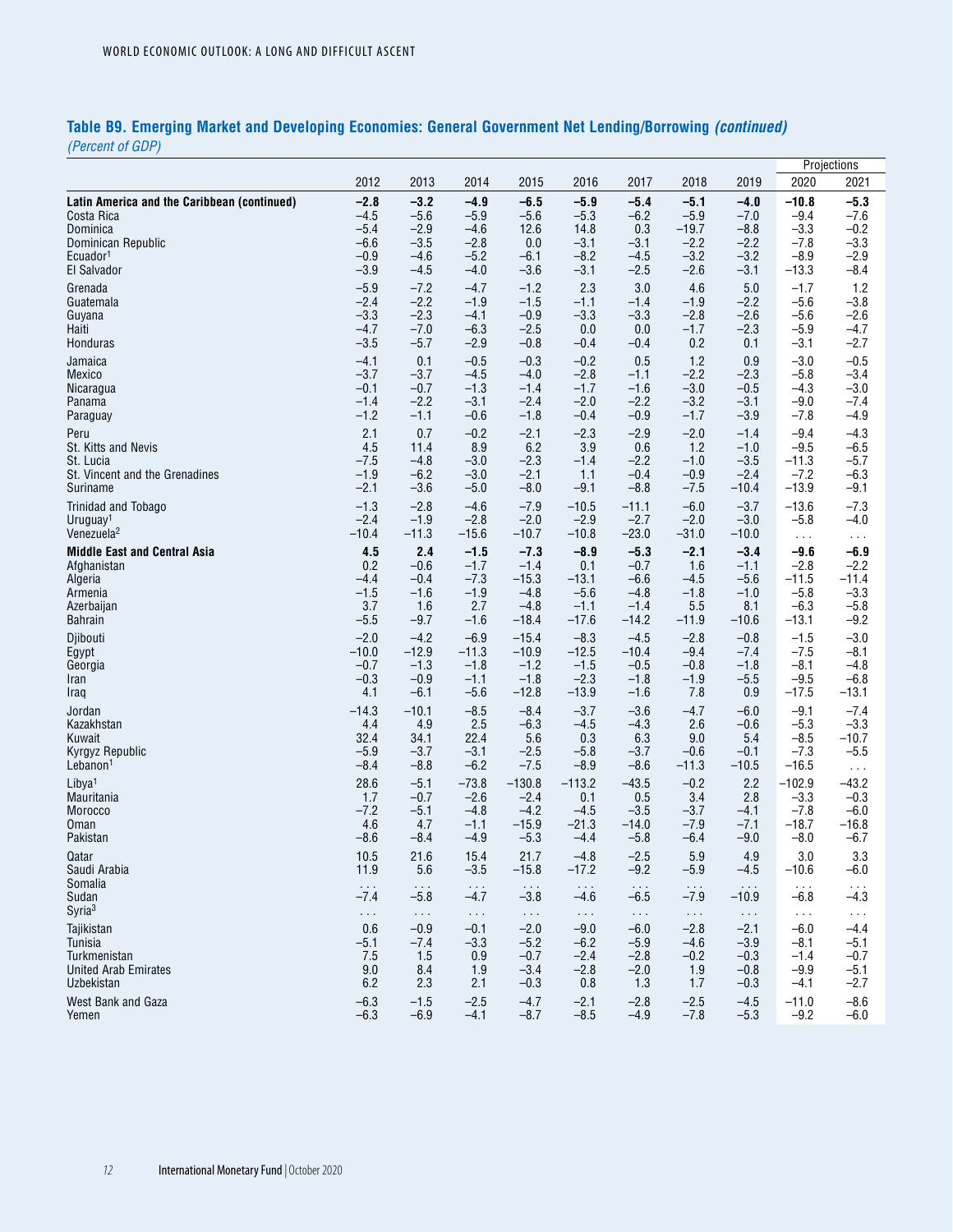## Table B9. Emerging Market and Developing Economies: General Government Net Lending/Borrowing *(continued)*

*(Percent of GDP)*

| | 2012 | 2013 | 2014 | 2015 | 2016 | 2017 | 2018 | 2019 | Projections 2020 | Projections 2021 |
|---|---|---|---|---|---|---|---|---|---|---|
| **Latin America and the Caribbean (continued)** | **–2.8** | **–3.2** | **–4.9** | **–6.5** | **–5.9** | **–5.4** | **–5.1** | **–4.0** | **–10.8** | **–5.3** |
| Costa Rica | –4.5 | –5.6 | –5.9 | –5.6 | –5.3 | –6.2 | –5.9 | –7.0 | –9.4 | –7.6 |
| Dominica | –5.4 | –2.9 | –4.6 | 12.6 | 14.8 | 0.3 | –19.7 | –8.8 | –3.3 | –0.2 |
| Dominican Republic | –6.6 | –3.5 | –2.8 | 0.0 | –3.1 | –3.1 | –2.2 | –2.2 | –7.8 | –3.3 |
| Ecuador[1] | –0.9 | –4.6 | –5.2 | –6.1 | –8.2 | –4.5 | –3.2 | –3.2 | –8.9 | –2.9 |
| El Salvador | –3.9 | –4.5 | –4.0 | –3.6 | –3.1 | –2.5 | –2.6 | –3.1 | –13.3 | –8.4 |
| Grenada | –5.9 | –7.2 | –4.7 | –1.2 | 2.3 | 3.0 | 4.6 | 5.0 | –1.7 | 1.2 |
| Guatemala | –2.4 | –2.2 | –1.9 | –1.5 | –1.1 | –1.4 | –1.9 | –2.2 | –5.6 | –3.8 |
| Guyana | –3.3 | –2.3 | –4.1 | –0.9 | –3.3 | –3.3 | –2.8 | –2.6 | –5.6 | –2.6 |
| Haiti | –4.7 | –7.0 | –6.3 | –2.5 | 0.0 | 0.0 | –1.7 | –2.3 | –5.9 | –4.7 |
| Honduras | –3.5 | –5.7 | –2.9 | –0.8 | –0.4 | –0.4 | 0.2 | 0.1 | –3.1 | –2.7 |
| Jamaica | –4.1 | 0.1 | –0.5 | –0.3 | –0.2 | 0.5 | 1.2 | 0.9 | –3.0 | –0.5 |
| Mexico | –3.7 | –3.7 | –4.5 | –4.0 | –2.8 | –1.1 | –2.2 | –2.3 | –5.8 | –3.4 |
| Nicaragua | –0.1 | –0.7 | –1.3 | –1.4 | –1.7 | –1.6 | –3.0 | –0.5 | –4.3 | –3.0 |
| Panama | –1.4 | –2.2 | –3.1 | –2.4 | –2.0 | –2.2 | –3.2 | –3.1 | –9.0 | –7.4 |
| Paraguay | –1.2 | –1.1 | –0.6 | –1.8 | –0.4 | –0.9 | –1.7 | –3.9 | –7.8 | –4.9 |
| Peru | 2.1 | 0.7 | –0.2 | –2.1 | –2.3 | –2.9 | –2.0 | –1.4 | –9.4 | –4.3 |
| St. Kitts and Nevis | 4.5 | 11.4 | 8.9 | 6.2 | 3.9 | 0.6 | 1.2 | –1.0 | –9.5 | –6.5 |
| St. Lucia | –7.5 | –4.8 | –3.0 | –2.3 | –1.4 | –2.2 | –1.0 | –3.5 | –11.3 | –5.7 |
| St. Vincent and the Grenadines | –1.9 | –6.2 | –3.0 | –2.1 | 1.1 | –0.4 | –0.9 | –2.4 | –7.2 | –6.3 |
| Suriname | –2.1 | –3.6 | –5.0 | –8.0 | –9.1 | –8.8 | –7.5 | –10.4 | –13.9 | –9.1 |
| Trinidad and Tobago | –1.3 | –2.8 | –4.6 | –7.9 | –10.5 | –11.1 | –6.0 | –3.7 | –13.6 | –7.3 |
| Uruguay[1] | –2.4 | –1.9 | –2.8 | –2.0 | –2.9 | –2.7 | –2.0 | –3.0 | –5.8 | –4.0 |
| Venezuela[2] | –10.4 | –11.3 | –15.6 | –10.7 | –10.8 | –23.0 | –31.0 | –10.0 | . . . | . . . |
| **Middle East and Central Asia** | **4.5** | **2.4** | **–1.5** | **–7.3** | **–8.9** | **–5.3** | **–2.1** | **–3.4** | **–9.6** | **–6.9** |
| Afghanistan | 0.2 | –0.6 | –1.7 | –1.4 | 0.1 | –0.7 | 1.6 | –1.1 | –2.8 | –2.2 |
| Algeria | –4.4 | –0.4 | –7.3 | –15.3 | –13.1 | –6.6 | –4.5 | –5.6 | –11.5 | –11.4 |
| Armenia | –1.5 | –1.6 | –1.9 | –4.8 | –5.6 | –4.8 | –1.8 | –1.0 | –5.8 | –3.3 |
| Azerbaijan | 3.7 | 1.6 | 2.7 | –4.8 | –1.1 | –1.4 | 5.5 | 8.1 | –6.3 | –5.8 |
| Bahrain | –5.5 | –9.7 | –1.6 | –18.4 | –17.6 | –14.2 | –11.9 | –10.6 | –13.1 | –9.2 |
| Djibouti | –2.0 | –4.2 | –6.9 | –15.4 | –8.3 | –4.5 | –2.8 | –0.8 | –1.5 | –3.0 |
| Egypt | –10.0 | –12.9 | –11.3 | –10.9 | –12.5 | –10.4 | –9.4 | –7.4 | –7.5 | –8.1 |
| Georgia | –0.7 | –1.3 | –1.8 | –1.2 | –1.5 | –0.5 | –0.8 | –1.8 | –8.1 | –4.8 |
| Iran | –0.3 | –0.9 | –1.1 | –1.8 | –2.3 | –1.8 | –1.9 | –5.5 | –9.5 | –6.8 |
| Iraq | 4.1 | –6.1 | –5.6 | –12.8 | –13.9 | –1.6 | 7.8 | 0.9 | –17.5 | –13.1 |
| Jordan | –14.3 | –10.1 | –8.5 | –8.4 | –3.7 | –3.6 | –4.7 | –6.0 | –9.1 | –7.4 |
| Kazakhstan | 4.4 | 4.9 | 2.5 | –6.3 | –4.5 | –4.3 | 2.6 | –0.6 | –5.3 | –3.3 |
| Kuwait | 32.4 | 34.1 | 22.4 | 5.6 | 0.3 | 6.3 | 9.0 | 5.4 | –8.5 | –10.7 |
| Kyrgyz Republic | –5.9 | –3.7 | –3.1 | –2.5 | –5.8 | –3.7 | –0.6 | –0.1 | –7.3 | –5.5 |
| Lebanon[1] | –8.4 | –8.8 | –6.2 | –7.5 | –8.9 | –8.6 | –11.3 | –10.5 | –16.5 | . . . |
| Libya[1] | 28.6 | –5.1 | –73.8 | –130.8 | –113.2 | –43.5 | –0.2 | 2.2 | –102.9 | –43.2 |
| Mauritania | 1.7 | –0.7 | –2.6 | –2.4 | 0.1 | 0.5 | 3.4 | 2.8 | –3.3 | –0.3 |
| Morocco | –7.2 | –5.1 | –4.8 | –4.2 | –4.5 | –3.5 | –3.7 | –4.1 | –7.8 | –6.0 |
| Oman | 4.6 | 4.7 | –1.1 | –15.9 | –21.3 | –14.0 | –7.9 | –7.1 | –18.7 | –16.8 |
| Pakistan | –8.6 | –8.4 | –4.9 | –5.3 | –4.4 | –5.8 | –6.4 | –9.0 | –8.0 | –6.7 |
| Qatar | 10.5 | 21.6 | 15.4 | 21.7 | –4.8 | –2.5 | 5.9 | 4.9 | 3.0 | 3.3 |
| Saudi Arabia | 11.9 | 5.6 | –3.5 | –15.8 | –17.2 | –9.2 | –5.9 | –4.5 | –10.6 | –6.0 |
| Somalia | . . . | . . . | . . . | . . . | . . . | . . . | . . . | . . . | . . . | . . . |
| Sudan | –7.4 | –5.8 | –4.7 | –3.8 | –4.6 | –6.5 | –7.9 | –10.9 | –6.8 | –4.3 |
| Syria[3] | . . . | . . . | . . . | . . . | . . . | . . . | . . . | . . . | . . . | . . . |
| Tajikistan | 0.6 | –0.9 | –0.1 | –2.0 | –9.0 | –6.0 | –2.8 | –2.1 | –6.0 | –4.4 |
| Tunisia | –5.1 | –7.4 | –3.3 | –5.2 | –6.2 | –5.9 | –4.6 | –3.9 | –8.1 | –5.1 |
| Turkmenistan | 7.5 | 1.5 | 0.9 | –0.7 | –2.4 | –2.8 | –0.2 | –0.3 | –1.4 | –0.7 |
| United Arab Emirates | 9.0 | 8.4 | 1.9 | –3.4 | –2.8 | –2.0 | 1.9 | –0.8 | –9.9 | –5.1 |
| Uzbekistan | 6.2 | 2.3 | 2.1 | –0.3 | 0.8 | 1.3 | 1.7 | –0.3 | –4.1 | –2.7 |
| West Bank and Gaza | –6.3 | –1.5 | –2.5 | –4.7 | –2.1 | –2.8 | –2.5 | –4.5 | –11.0 | –8.6 |
| Yemen | –6.3 | –6.9 | –4.1 | –8.7 | –8.5 | –4.9 | –7.8 | –5.3 | –9.2 | –6.0 |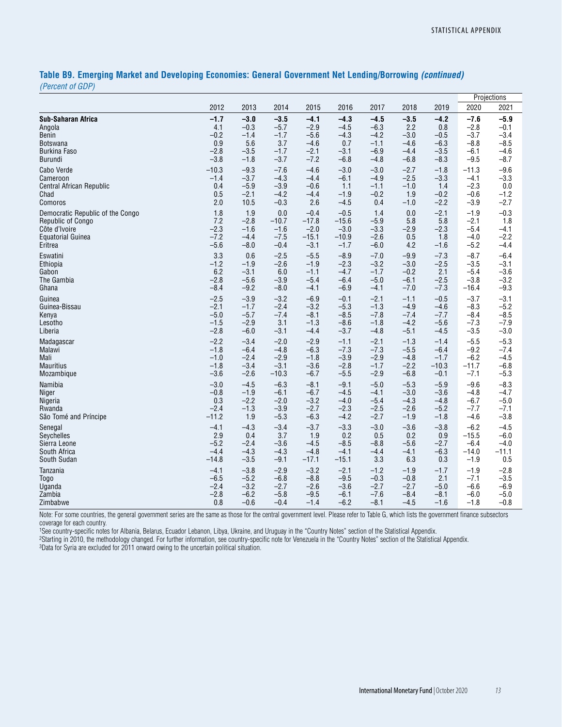## Table B9. Emerging Market and Developing Economies: General Government Net Lending/Borrowing *(continued)*

*(Percent of GDP)*

| | 2012 | 2013 | 2014 | 2015 | 2016 | 2017 | 2018 | 2019 | Projections 2020 | 2021 |
|---|---|---|---|---|---|---|---|---|---|---|
| **Sub-Saharan Africa** | **–1.7** | **–3.0** | **–3.5** | **–4.1** | **–4.3** | **–4.5** | **–3.5** | **–4.2** | **–7.6** | **–5.9** |
| Angola | 4.1 | –0.3 | –5.7 | –2.9 | –4.5 | –6.3 | 2.2 | 0.8 | –2.8 | –0.1 |
| Benin | –0.2 | –1.4 | –1.7 | –5.6 | –4.3 | –4.2 | –3.0 | –0.5 | –3.7 | –3.4 |
| Botswana | 0.9 | 5.6 | 3.7 | –4.6 | 0.7 | –1.1 | –4.6 | –6.3 | –8.8 | –8.5 |
| Burkina Faso | –2.8 | –3.5 | –1.7 | –2.1 | –3.1 | –6.9 | –4.4 | –3.5 | –6.1 | –4.6 |
| Burundi | –3.8 | –1.8 | –3.7 | –7.2 | –6.8 | –4.8 | –6.8 | –8.3 | –9.5 | –8.7 |
| Cabo Verde | –10.3 | –9.3 | –7.6 | –4.6 | –3.0 | –3.0 | –2.7 | –1.8 | –11.3 | –9.6 |
| Cameroon | –1.4 | –3.7 | –4.3 | –4.4 | –6.1 | –4.9 | –2.5 | –3.3 | –4.1 | –3.3 |
| Central African Republic | 0.4 | –5.9 | –3.9 | –0.6 | 1.1 | –1.1 | –1.0 | 1.4 | –2.3 | 0.0 |
| Chad | 0.5 | –2.1 | –4.2 | –4.4 | –1.9 | –0.2 | 1.9 | –0.2 | –0.6 | –1.2 |
| Comoros | 2.0 | 10.5 | –0.3 | 2.6 | –4.5 | 0.4 | –1.0 | –2.2 | –3.9 | –2.7 |
| Democratic Republic of the Congo | 1.8 | 1.9 | 0.0 | –0.4 | –0.5 | 1.4 | 0.0 | –2.1 | –1.9 | –0.3 |
| Republic of Congo | 7.2 | –2.8 | –10.7 | –17.8 | –15.6 | –5.9 | 5.8 | 5.8 | –2.1 | 1.8 |
| Côte d'Ivoire | –2.3 | –1.6 | –1.6 | –2.0 | –3.0 | –3.3 | –2.9 | –2.3 | –5.4 | –4.1 |
| Equatorial Guinea | –7.2 | –4.4 | –7.5 | –15.1 | –10.9 | –2.6 | 0.5 | 1.8 | –4.0 | –2.2 |
| Eritrea | –5.6 | –8.0 | –0.4 | –3.1 | –1.7 | –6.0 | 4.2 | –1.6 | –5.2 | –4.4 |
| Eswatini | 3.3 | 0.6 | –2.5 | –5.5 | –8.9 | –7.0 | –9.9 | –7.3 | –8.7 | –6.4 |
| Ethiopia | –1.2 | –1.9 | –2.6 | –1.9 | –2.3 | –3.2 | –3.0 | –2.5 | –3.5 | –3.1 |
| Gabon | 6.2 | –3.1 | 6.0 | –1.1 | –4.7 | –1.7 | –0.2 | 2.1 | –5.4 | –3.6 |
| The Gambia | –2.8 | –5.6 | –3.9 | –5.4 | –6.4 | –5.0 | –6.1 | –2.5 | –3.8 | –3.2 |
| Ghana | –8.4 | –9.2 | –8.0 | –4.1 | –6.9 | –4.1 | –7.0 | –7.3 | –16.4 | –9.3 |
| Guinea | –2.5 | –3.9 | –3.2 | –6.9 | –0.1 | –2.1 | –1.1 | –0.5 | –3.7 | –3.1 |
| Guinea-Bissau | –2.1 | –1.7 | –2.4 | –3.2 | –5.3 | –1.3 | –4.9 | –4.6 | –8.3 | –5.2 |
| Kenya | –5.0 | –5.7 | –7.4 | –8.1 | –8.5 | –7.8 | –7.4 | –7.7 | –8.4 | –8.5 |
| Lesotho | –1.5 | –2.9 | 3.1 | –1.3 | –8.6 | –1.8 | –4.2 | –5.6 | –7.3 | –7.9 |
| Liberia | –2.8 | –6.0 | –3.1 | –4.4 | –3.7 | –4.8 | –5.1 | –4.5 | –3.5 | –3.0 |
| Madagascar | –2.2 | –3.4 | –2.0 | –2.9 | –1.1 | –2.1 | –1.3 | –1.4 | –5.5 | –5.3 |
| Malawi | –1.8 | –6.4 | –4.8 | –6.3 | –7.3 | –7.3 | –5.5 | –6.4 | –9.2 | –7.4 |
| Mali | –1.0 | –2.4 | –2.9 | –1.8 | –3.9 | –2.9 | –4.8 | –1.7 | –6.2 | –4.5 |
| Mauritius | –1.8 | –3.4 | –3.1 | –3.6 | –2.8 | –1.7 | –2.2 | –10.3 | –11.7 | –6.8 |
| Mozambique | –3.6 | –2.6 | –10.3 | –6.7 | –5.5 | –2.9 | –6.8 | –0.1 | –7.1 | –5.3 |
| Namibia | –3.0 | –4.5 | –6.3 | –8.1 | –9.1 | –5.0 | –5.3 | –5.9 | –9.6 | –8.3 |
| Niger | –0.8 | –1.9 | –6.1 | –6.7 | –4.5 | –4.1 | –3.0 | –3.6 | –4.8 | –4.7 |
| Nigeria | 0.3 | –2.2 | –2.0 | –3.2 | –4.0 | –5.4 | –4.3 | –4.8 | –6.7 | –5.0 |
| Rwanda | –2.4 | –1.3 | –3.9 | –2.7 | –2.3 | –2.5 | –2.6 | –5.2 | –7.7 | –7.1 |
| São Tomé and Príncipe | –11.2 | 1.9 | –5.3 | –6.3 | –4.2 | –2.7 | –1.9 | –1.8 | –4.6 | –3.8 |
| Senegal | –4.1 | –4.3 | –3.4 | –3.7 | –3.3 | –3.0 | –3.6 | –3.8 | –6.2 | –4.5 |
| Seychelles | 2.9 | 0.4 | 3.7 | 1.9 | 0.2 | 0.5 | 0.2 | 0.9 | –15.5 | –6.0 |
| Sierra Leone | –5.2 | –2.4 | –3.6 | –4.5 | –8.5 | –8.8 | –5.6 | –2.7 | –6.4 | –4.0 |
| South Africa | –4.4 | –4.3 | –4.3 | –4.8 | –4.1 | –4.4 | –4.1 | –6.3 | –14.0 | –11.1 |
| South Sudan | –14.8 | –3.5 | –9.1 | –17.1 | –15.1 | 3.3 | 6.3 | 0.3 | –1.9 | 0.5 |
| Tanzania | –4.1 | –3.8 | –2.9 | –3.2 | –2.1 | –1.2 | –1.9 | –1.7 | –1.9 | –2.8 |
| Togo | –6.5 | –5.2 | –6.8 | –8.8 | –9.5 | –0.3 | –0.8 | 2.1 | –7.1 | –3.5 |
| Uganda | –2.4 | –3.2 | –2.7 | –2.6 | –3.6 | –2.7 | –2.7 | –5.0 | –6.6 | –6.9 |
| Zambia | –2.8 | –6.2 | –5.8 | –9.5 | –6.1 | –7.6 | –8.4 | –8.1 | –6.0 | –5.0 |
| Zimbabwe | 0.8 | –0.6 | –0.4 | –1.4 | –6.2 | –8.1 | –4.5 | –1.6 | –1.8 | –0.8 |

Note: For some countries, the general government series are the same as those for the central government level. Please refer to Table G, which lists the government finance subsectors coverage for each country.

[1]See country-specific notes for Albania, Belarus, Ecuador Lebanon, Libya, Ukraine, and Uruguay in the "Country Notes" section of the Statistical Appendix.

[2]Starting in 2010, the methodology changed. For further information, see country-specific note for Venezuela in the "Country Notes" section of the Statistical Appendix.

[3]Data for Syria are excluded for 2011 onward owing to the uncertain political situation.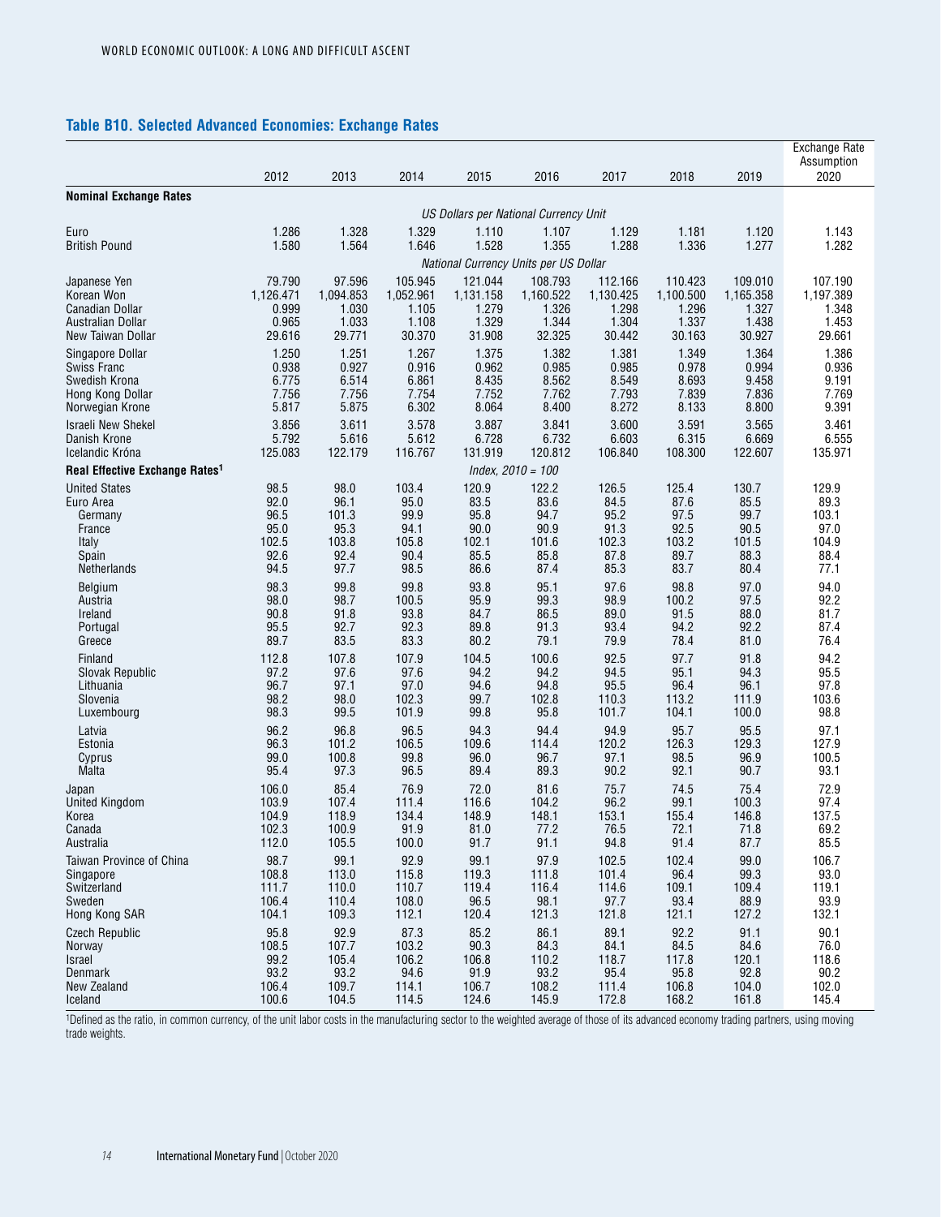## Table B10. Selected Advanced Economies: Exchange Rates

| | 2012 | 2013 | 2014 | 2015 | 2016 | 2017 | 2018 | 2019 | Exchange Rate Assumption 2020 |
|---|---|---|---|---|---|---|---|---|---|
| **Nominal Exchange Rates** | | | | | | | | | |
| | *US Dollars per National Currency Unit* | | | | | | | | |
| Euro | 1.286 | 1.328 | 1.329 | 1.110 | 1.107 | 1.129 | 1.181 | 1.120 | 1.143 |
| British Pound | 1.580 | 1.564 | 1.646 | 1.528 | 1.355 | 1.288 | 1.336 | 1.277 | 1.282 |
| | *National Currency Units per US Dollar* | | | | | | | | |
| Japanese Yen | 79.790 | 97.596 | 105.945 | 121.044 | 108.793 | 112.166 | 110.423 | 109.010 | 107.190 |
| Korean Won | 1,126.471 | 1,094.853 | 1,052.961 | 1,131.158 | 1,160.522 | 1,130.425 | 1,100.500 | 1,165.358 | 1,197.389 |
| Canadian Dollar | 0.999 | 1.030 | 1.105 | 1.279 | 1.326 | 1.298 | 1.296 | 1.327 | 1.348 |
| Australian Dollar | 0.965 | 1.033 | 1.108 | 1.329 | 1.344 | 1.304 | 1.337 | 1.438 | 1.453 |
| New Taiwan Dollar | 29.616 | 29.771 | 30.370 | 31.908 | 32.325 | 30.442 | 30.163 | 30.927 | 29.661 |
| Singapore Dollar | 1.250 | 1.251 | 1.267 | 1.375 | 1.382 | 1.381 | 1.349 | 1.364 | 1.386 |
| Swiss Franc | 0.938 | 0.927 | 0.916 | 0.962 | 0.985 | 0.985 | 0.978 | 0.994 | 0.936 |
| Swedish Krona | 6.775 | 6.514 | 6.861 | 8.435 | 8.562 | 8.549 | 8.693 | 9.458 | 9.191 |
| Hong Kong Dollar | 7.756 | 7.756 | 7.754 | 7.752 | 7.762 | 7.793 | 7.839 | 7.836 | 7.769 |
| Norwegian Krone | 5.817 | 5.875 | 6.302 | 8.064 | 8.400 | 8.272 | 8.133 | 8.800 | 9.391 |
| Israeli New Shekel | 3.856 | 3.611 | 3.578 | 3.887 | 3.841 | 3.600 | 3.591 | 3.565 | 3.461 |
| Danish Krone | 5.792 | 5.616 | 5.612 | 6.728 | 6.732 | 6.603 | 6.315 | 6.669 | 6.555 |
| Icelandic Króna | 125.083 | 122.179 | 116.767 | 131.919 | 120.812 | 106.840 | 108.300 | 122.607 | 135.971 |
| **Real Effective Exchange Rates[1]** | *Index, 2010 = 100* | | | | | | | | |
| United States | 98.5 | 98.0 | 103.4 | 120.9 | 122.2 | 126.5 | 125.4 | 130.7 | 129.9 |
| Euro Area | 92.0 | 96.1 | 95.0 | 83.5 | 83.6 | 84.5 | 87.6 | 85.5 | 89.3 |
| Germany | 96.5 | 101.3 | 99.9 | 95.8 | 94.7 | 95.2 | 97.5 | 99.7 | 103.1 |
| France | 95.0 | 95.3 | 94.1 | 90.0 | 90.9 | 91.3 | 92.5 | 90.5 | 97.0 |
| Italy | 102.5 | 103.8 | 105.8 | 102.1 | 101.6 | 102.3 | 103.2 | 101.5 | 104.9 |
| Spain | 92.6 | 92.4 | 90.4 | 85.5 | 85.8 | 87.8 | 89.7 | 88.3 | 88.4 |
| Netherlands | 94.5 | 97.7 | 98.5 | 86.6 | 87.4 | 85.3 | 83.7 | 80.4 | 77.1 |
| Belgium | 98.3 | 99.8 | 99.8 | 93.8 | 95.1 | 97.6 | 98.8 | 97.0 | 94.0 |
| Austria | 98.0 | 98.7 | 100.5 | 95.9 | 99.3 | 98.9 | 100.2 | 97.5 | 92.2 |
| Ireland | 90.8 | 91.8 | 93.8 | 84.7 | 86.5 | 89.0 | 91.5 | 88.0 | 81.7 |
| Portugal | 95.5 | 92.7 | 92.3 | 89.8 | 91.3 | 93.4 | 94.2 | 92.2 | 87.4 |
| Greece | 89.7 | 83.5 | 83.3 | 80.2 | 79.1 | 79.9 | 78.4 | 81.0 | 76.4 |
| Finland | 112.8 | 107.8 | 107.9 | 104.5 | 100.6 | 92.5 | 97.7 | 91.8 | 94.2 |
| Slovak Republic | 97.2 | 97.6 | 97.6 | 94.2 | 94.2 | 94.5 | 95.1 | 94.3 | 95.5 |
| Lithuania | 96.7 | 97.1 | 97.0 | 94.6 | 94.8 | 95.5 | 96.4 | 96.1 | 97.8 |
| Slovenia | 98.2 | 98.0 | 102.3 | 99.7 | 102.8 | 110.3 | 113.2 | 111.9 | 103.6 |
| Luxembourg | 98.3 | 99.5 | 101.9 | 99.8 | 95.8 | 101.7 | 104.1 | 100.0 | 98.8 |
| Latvia | 96.2 | 96.8 | 96.5 | 94.3 | 94.4 | 94.9 | 95.7 | 95.5 | 97.1 |
| Estonia | 96.3 | 101.2 | 106.5 | 109.6 | 114.4 | 120.2 | 126.3 | 129.3 | 127.9 |
| Cyprus | 99.0 | 100.8 | 99.8 | 96.0 | 96.7 | 97.1 | 98.5 | 96.9 | 100.5 |
| Malta | 95.4 | 97.3 | 96.5 | 89.4 | 89.3 | 90.2 | 92.1 | 90.7 | 93.1 |
| Japan | 106.0 | 85.4 | 76.9 | 72.0 | 81.6 | 75.7 | 74.5 | 75.4 | 72.9 |
| United Kingdom | 103.9 | 107.4 | 111.4 | 116.6 | 104.2 | 96.2 | 99.1 | 100.3 | 97.4 |
| Korea | 104.9 | 118.9 | 134.4 | 148.9 | 148.1 | 153.1 | 155.4 | 146.8 | 137.5 |
| Canada | 102.3 | 100.9 | 91.9 | 81.0 | 77.2 | 76.5 | 72.1 | 71.8 | 69.2 |
| Australia | 112.0 | 105.5 | 100.0 | 91.7 | 91.1 | 94.8 | 91.4 | 87.7 | 85.5 |
| Taiwan Province of China | 98.7 | 99.1 | 92.9 | 99.1 | 97.9 | 102.5 | 102.4 | 99.0 | 106.7 |
| Singapore | 108.8 | 113.0 | 115.8 | 119.3 | 111.8 | 101.4 | 96.4 | 99.3 | 93.0 |
| Switzerland | 111.7 | 110.0 | 110.7 | 119.4 | 116.4 | 114.6 | 109.1 | 109.4 | 119.1 |
| Sweden | 106.4 | 110.4 | 108.0 | 96.5 | 98.1 | 97.7 | 93.4 | 88.9 | 93.9 |
| Hong Kong SAR | 104.1 | 109.3 | 112.1 | 120.4 | 121.3 | 121.8 | 121.1 | 127.2 | 132.1 |
| Czech Republic | 95.8 | 92.9 | 87.3 | 85.2 | 86.1 | 89.1 | 92.2 | 91.1 | 90.1 |
| Norway | 108.5 | 107.7 | 103.2 | 90.3 | 84.3 | 84.1 | 84.5 | 84.6 | 76.0 |
| Israel | 99.2 | 105.4 | 106.2 | 106.8 | 110.2 | 118.7 | 117.8 | 120.1 | 118.6 |
| Denmark | 93.2 | 93.2 | 94.6 | 91.9 | 93.2 | 95.4 | 95.8 | 92.8 | 90.2 |
| New Zealand | 106.4 | 109.7 | 114.1 | 106.7 | 108.2 | 111.4 | 106.8 | 104.0 | 102.0 |
| Iceland | 100.6 | 104.5 | 114.5 | 124.6 | 145.9 | 172.8 | 168.2 | 161.8 | 145.4 |

[1]Defined as the ratio, in common currency, of the unit labor costs in the manufacturing sector to the weighted average of those of its advanced economy trading partners, using moving trade weights.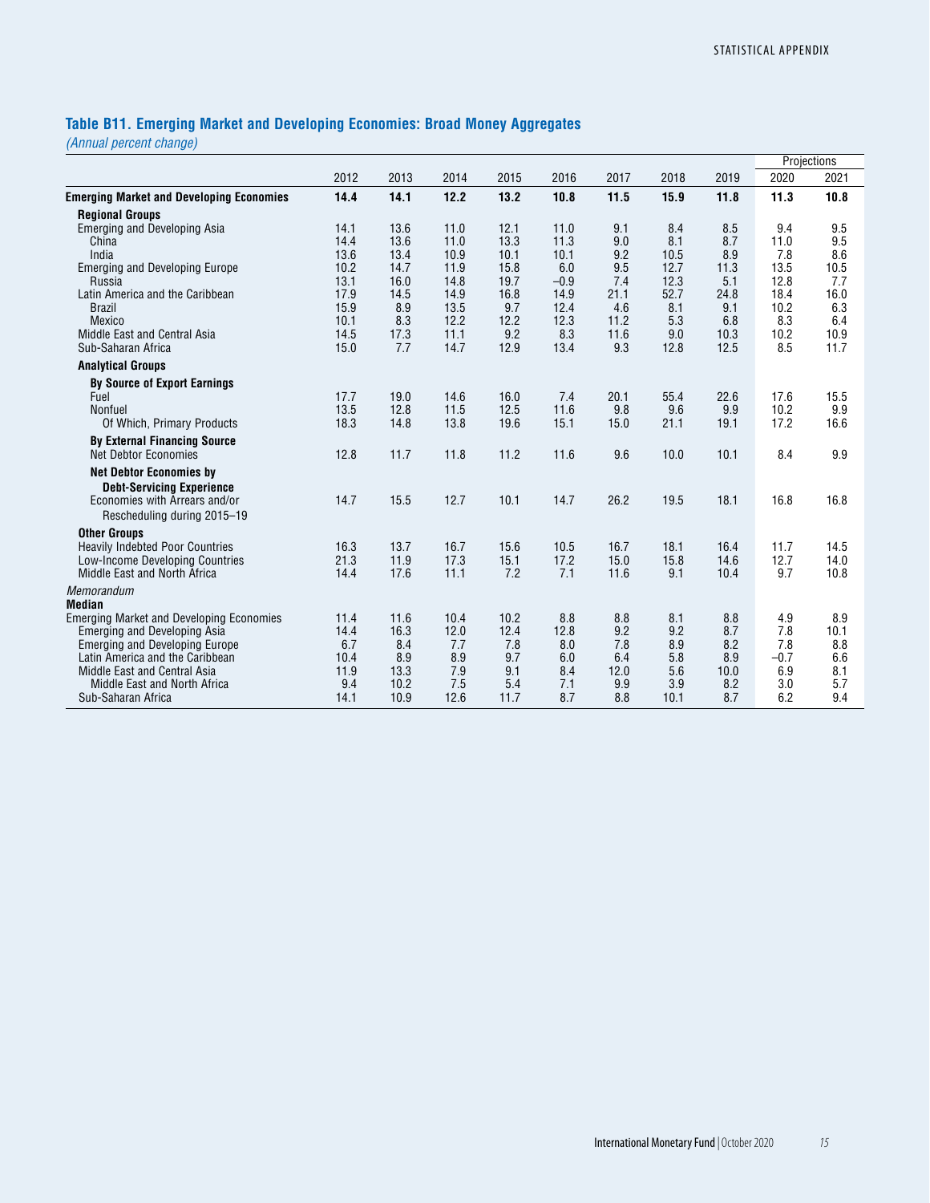## Table B11. Emerging Market and Developing Economies: Broad Money Aggregates

*(Annual percent change)*

| | 2012 | 2013 | 2014 | 2015 | 2016 | 2017 | 2018 | 2019 | Projections 2020 | 2021 |
|---|---|---|---|---|---|---|---|---|---|---|
| **Emerging Market and Developing Economies** | **14.4** | **14.1** | **12.2** | **13.2** | **10.8** | **11.5** | **15.9** | **11.8** | **11.3** | **10.8** |
| **Regional Groups** | | | | | | | | | | |
| Emerging and Developing Asia | 14.1 | 13.6 | 11.0 | 12.1 | 11.0 | 9.1 | 8.4 | 8.5 | 9.4 | 9.5 |
| China | 14.4 | 13.6 | 11.0 | 13.3 | 11.3 | 9.0 | 8.1 | 8.7 | 11.0 | 9.5 |
| India | 13.6 | 13.4 | 10.9 | 10.1 | 10.1 | 9.2 | 10.5 | 8.9 | 7.8 | 8.6 |
| Emerging and Developing Europe | 10.2 | 14.7 | 11.9 | 15.8 | 6.0 | 9.5 | 12.7 | 11.3 | 13.5 | 10.5 |
| Russia | 13.1 | 16.0 | 14.8 | 19.7 | –0.9 | 7.4 | 12.3 | 5.1 | 12.8 | 7.7 |
| Latin America and the Caribbean | 17.9 | 14.5 | 14.9 | 16.8 | 14.9 | 21.1 | 52.7 | 24.8 | 18.4 | 16.0 |
| Brazil | 15.9 | 8.9 | 13.5 | 9.7 | 12.4 | 4.6 | 8.1 | 9.1 | 10.2 | 6.3 |
| Mexico | 10.1 | 8.3 | 12.2 | 12.2 | 12.3 | 11.2 | 5.3 | 6.8 | 8.3 | 6.4 |
| Middle East and Central Asia | 14.5 | 17.3 | 11.1 | 9.2 | 8.3 | 11.6 | 9.0 | 10.3 | 10.2 | 10.9 |
| Sub-Saharan Africa | 15.0 | 7.7 | 14.7 | 12.9 | 13.4 | 9.3 | 12.8 | 12.5 | 8.5 | 11.7 |
| **Analytical Groups** | | | | | | | | | | |
| **By Source of Export Earnings** | | | | | | | | | | |
| Fuel | 17.7 | 19.0 | 14.6 | 16.0 | 7.4 | 20.1 | 55.4 | 22.6 | 17.6 | 15.5 |
| Nonfuel | 13.5 | 12.8 | 11.5 | 12.5 | 11.6 | 9.8 | 9.6 | 9.9 | 10.2 | 9.9 |
| Of Which, Primary Products | 18.3 | 14.8 | 13.8 | 19.6 | 15.1 | 15.0 | 21.1 | 19.1 | 17.2 | 16.6 |
| **By External Financing Source** | | | | | | | | | | |
| Net Debtor Economies | 12.8 | 11.7 | 11.8 | 11.2 | 11.6 | 9.6 | 10.0 | 10.1 | 8.4 | 9.9 |
| **Net Debtor Economies by Debt-Servicing Experience** | | | | | | | | | | |
| Economies with Arrears and/or Rescheduling during 2015–19 | 14.7 | 15.5 | 12.7 | 10.1 | 14.7 | 26.2 | 19.5 | 18.1 | 16.8 | 16.8 |
| **Other Groups** | | | | | | | | | | |
| Heavily Indebted Poor Countries | 16.3 | 13.7 | 16.7 | 15.6 | 10.5 | 16.7 | 18.1 | 16.4 | 11.7 | 14.5 |
| Low-Income Developing Countries | 21.3 | 11.9 | 17.3 | 15.1 | 17.2 | 15.0 | 15.8 | 14.6 | 12.7 | 14.0 |
| Middle East and North Africa | 14.4 | 17.6 | 11.1 | 7.2 | 7.1 | 11.6 | 9.1 | 10.4 | 9.7 | 10.8 |
| *Memorandum* | | | | | | | | | | |
| **Median** | | | | | | | | | | |
| Emerging Market and Developing Economies | 11.4 | 11.6 | 10.4 | 10.2 | 8.8 | 8.8 | 8.1 | 8.8 | 4.9 | 8.9 |
| Emerging and Developing Asia | 14.4 | 16.3 | 12.0 | 12.4 | 12.8 | 9.2 | 9.2 | 8.7 | 7.8 | 10.1 |
| Emerging and Developing Europe | 6.7 | 8.4 | 7.7 | 7.8 | 8.0 | 7.8 | 8.9 | 8.2 | 7.8 | 8.8 |
| Latin America and the Caribbean | 10.4 | 8.9 | 8.9 | 9.7 | 6.0 | 6.4 | 5.8 | 8.9 | –0.7 | 6.6 |
| Middle East and Central Asia | 11.9 | 13.3 | 7.9 | 9.1 | 8.4 | 12.0 | 5.6 | 10.0 | 6.9 | 8.1 |
| Middle East and North Africa | 9.4 | 10.2 | 7.5 | 5.4 | 7.1 | 9.9 | 3.9 | 8.2 | 3.0 | 5.7 |
| Sub-Saharan Africa | 14.1 | 10.9 | 12.6 | 11.7 | 8.7 | 8.8 | 10.1 | 8.7 | 6.2 | 9.4 |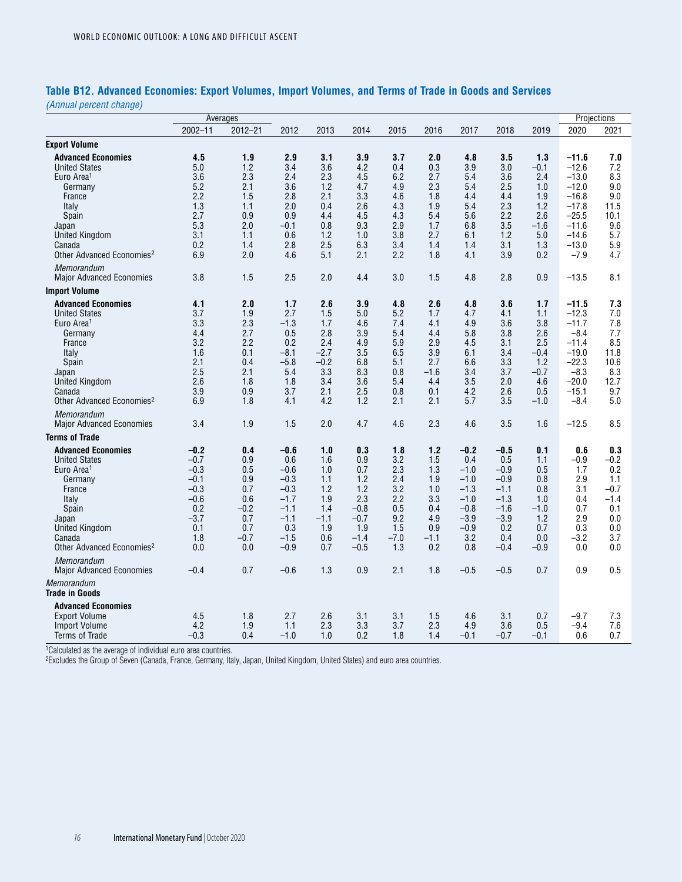## Table B12. Advanced Economies: Export Volumes, Import Volumes, and Terms of Trade in Goods and Services

*(Annual percent change)*

| | Averages | | | | | | | | | | Projections | |
|---|---|---|---|---|---|---|---|---|---|---|---|---|
| | 2002–11 | 2012–21 | 2012 | 2013 | 2014 | 2015 | 2016 | 2017 | 2018 | 2019 | 2020 | 2021 |
| **Export Volume** | | | | | | | | | | | | |
| **Advanced Economies** | **4.5** | **1.9** | **2.9** | **3.1** | **3.9** | **3.7** | **2.0** | **4.8** | **3.5** | **1.3** | **–11.6** | **7.0** |
| United States | 5.0 | 1.2 | 3.4 | 3.6 | 4.2 | 0.4 | 0.3 | 3.9 | 3.0 | –0.1 | –12.6 | 7.2 |
| Euro Area[1] | 3.6 | 2.3 | 2.4 | 2.3 | 4.5 | 6.2 | 2.7 | 5.4 | 3.6 | 2.4 | –13.0 | 8.3 |
| Germany | 5.2 | 2.1 | 3.6 | 1.2 | 4.7 | 4.9 | 2.3 | 5.4 | 2.5 | 1.0 | –12.0 | 9.0 |
| France | 2.2 | 1.5 | 2.8 | 2.1 | 3.3 | 4.6 | 1.8 | 4.4 | 4.4 | 1.9 | –16.8 | 9.0 |
| Italy | 1.3 | 1.1 | 2.0 | 0.4 | 2.6 | 4.3 | 1.9 | 5.4 | 2.3 | 1.2 | –17.8 | 11.5 |
| Spain | 2.7 | 0.9 | 0.9 | 4.4 | 4.5 | 4.3 | 5.4 | 5.6 | 2.2 | 2.6 | –25.5 | 10.1 |
| Japan | 5.3 | 2.0 | –0.1 | 0.8 | 9.3 | 2.9 | 1.7 | 6.8 | 3.5 | –1.6 | –11.6 | 9.6 |
| United Kingdom | 3.1 | 1.1 | 0.6 | 1.2 | 1.0 | 3.8 | 2.7 | 6.1 | 1.2 | 5.0 | –14.6 | 5.7 |
| Canada | 0.2 | 1.4 | 2.8 | 2.5 | 6.3 | 3.4 | 1.4 | 1.4 | 3.1 | 1.3 | –13.0 | 5.9 |
| Other Advanced Economies[2] | 6.9 | 2.0 | 4.6 | 5.1 | 2.1 | 2.2 | 1.8 | 4.1 | 3.9 | 0.2 | –7.9 | 4.7 |
| *Memorandum* | | | | | | | | | | | | |
| Major Advanced Economies | 3.8 | 1.5 | 2.5 | 2.0 | 4.4 | 3.0 | 1.5 | 4.8 | 2.8 | 0.9 | –13.5 | 8.1 |
| **Import Volume** | | | | | | | | | | | | |
| **Advanced Economies** | **4.1** | **2.0** | **1.7** | **2.6** | **3.9** | **4.8** | **2.6** | **4.8** | **3.6** | **1.7** | **–11.5** | **7.3** |
| United States | 3.7 | 1.9 | 2.7 | 1.5 | 5.0 | 5.2 | 1.7 | 4.7 | 4.1 | 1.1 | –12.3 | 7.0 |
| Euro Area[1] | 3.3 | 2.3 | –1.3 | 1.7 | 4.6 | 7.4 | 4.1 | 4.9 | 3.6 | 3.8 | –11.7 | 7.8 |
| Germany | 4.4 | 2.7 | 0.5 | 2.8 | 3.9 | 5.4 | 4.4 | 5.8 | 3.8 | 2.6 | –8.4 | 7.7 |
| France | 3.2 | 2.2 | 0.2 | 2.4 | 4.9 | 5.9 | 2.9 | 4.5 | 3.1 | 2.5 | –11.4 | 8.5 |
| Italy | 1.6 | 0.1 | –8.1 | –2.7 | 3.5 | 6.5 | 3.9 | 6.1 | 3.4 | –0.4 | –19.0 | 11.8 |
| Spain | 2.1 | 0.4 | –5.8 | –0.2 | 6.8 | 5.1 | 2.7 | 6.6 | 3.3 | 1.2 | –22.3 | 10.6 |
| Japan | 2.5 | 2.1 | 5.4 | 3.3 | 8.3 | 0.8 | –1.6 | 3.4 | 3.7 | –0.7 | –8.3 | 8.3 |
| United Kingdom | 2.6 | 1.8 | 1.8 | 3.4 | 3.6 | 5.4 | 4.4 | 3.5 | 2.0 | 4.6 | –20.0 | 12.7 |
| Canada | 3.9 | 0.9 | 3.7 | 2.1 | 2.5 | 0.8 | 0.1 | 4.2 | 2.6 | 0.5 | –15.1 | 9.7 |
| Other Advanced Economies[2] | 6.9 | 1.8 | 4.1 | 4.2 | 1.2 | 2.1 | 2.1 | 5.7 | 3.5 | –1.0 | –8.4 | 5.0 |
| *Memorandum* | | | | | | | | | | | | |
| Major Advanced Economies | 3.4 | 1.9 | 1.5 | 2.0 | 4.7 | 4.6 | 2.3 | 4.6 | 3.5 | 1.6 | –12.5 | 8.5 |
| **Terms of Trade** | | | | | | | | | | | | |
| **Advanced Economies** | **–0.2** | **0.4** | **–0.6** | **1.0** | **0.3** | **1.8** | **1.2** | **–0.2** | **–0.5** | **0.1** | **0.6** | **0.3** |
| United States | –0.7 | 0.9 | 0.6 | 1.6 | 0.9 | 3.2 | 1.5 | 0.4 | 0.5 | 1.1 | –0.9 | –0.2 |
| Euro Area[1] | –0.3 | 0.5 | –0.6 | 1.0 | 0.7 | 2.3 | 1.3 | –1.0 | –0.9 | 0.5 | 1.7 | 0.2 |
| Germany | –0.1 | 0.9 | –0.3 | 1.1 | 1.2 | 2.4 | 1.9 | –1.0 | –0.9 | 0.8 | 2.9 | 1.1 |
| France | –0.3 | 0.7 | –0.3 | 1.2 | 1.2 | 3.2 | 1.0 | –1.3 | –1.1 | 0.8 | 3.1 | –0.7 |
| Italy | –0.6 | 0.6 | –1.7 | 1.9 | 2.3 | 2.2 | 3.3 | –1.0 | –1.3 | 1.0 | 0.4 | –1.4 |
| Spain | 0.2 | –0.2 | –1.1 | 1.4 | –0.8 | 0.5 | 0.4 | –0.8 | –1.6 | –1.0 | 0.7 | 0.1 |
| Japan | –3.7 | 0.7 | –1.1 | –1.1 | –0.7 | 9.2 | 4.9 | –3.9 | –3.9 | 1.2 | 2.9 | 0.0 |
| United Kingdom | 0.1 | 0.7 | 0.3 | 1.9 | 1.9 | 1.5 | 0.9 | –0.9 | 0.2 | 0.7 | 0.3 | 0.0 |
| Canada | 1.8 | –0.7 | –1.5 | 0.6 | –1.4 | –7.0 | –1.1 | 3.2 | 0.4 | 0.0 | –3.2 | 3.7 |
| Other Advanced Economies[2] | 0.0 | 0.0 | –0.9 | 0.7 | –0.5 | 1.3 | 0.2 | 0.8 | –0.4 | –0.9 | 0.0 | 0.0 |
| *Memorandum* | | | | | | | | | | | | |
| Major Advanced Economies | –0.4 | 0.7 | –0.6 | 1.3 | 0.9 | 2.1 | 1.8 | –0.5 | –0.5 | 0.7 | 0.9 | 0.5 |
| *Memorandum* | | | | | | | | | | | | |
| **Trade in Goods** | | | | | | | | | | | | |
| **Advanced Economies** | | | | | | | | | | | | |
| Export Volume | 4.5 | 1.8 | 2.7 | 2.6 | 3.1 | 3.1 | 1.5 | 4.6 | 3.1 | 0.7 | –9.7 | 7.3 |
| Import Volume | 4.2 | 1.9 | 1.1 | 2.3 | 3.3 | 3.7 | 2.3 | 4.9 | 3.6 | 0.5 | –9.4 | 7.6 |
| Terms of Trade | –0.3 | 0.4 | –1.0 | 1.0 | 0.2 | 1.8 | 1.4 | –0.1 | –0.7 | –0.1 | 0.6 | 0.7 |

[1]Calculated as the average of individual euro area countries.
[2]Excludes the Group of Seven (Canada, France, Germany, Italy, Japan, United Kingdom, United States) and euro area countries.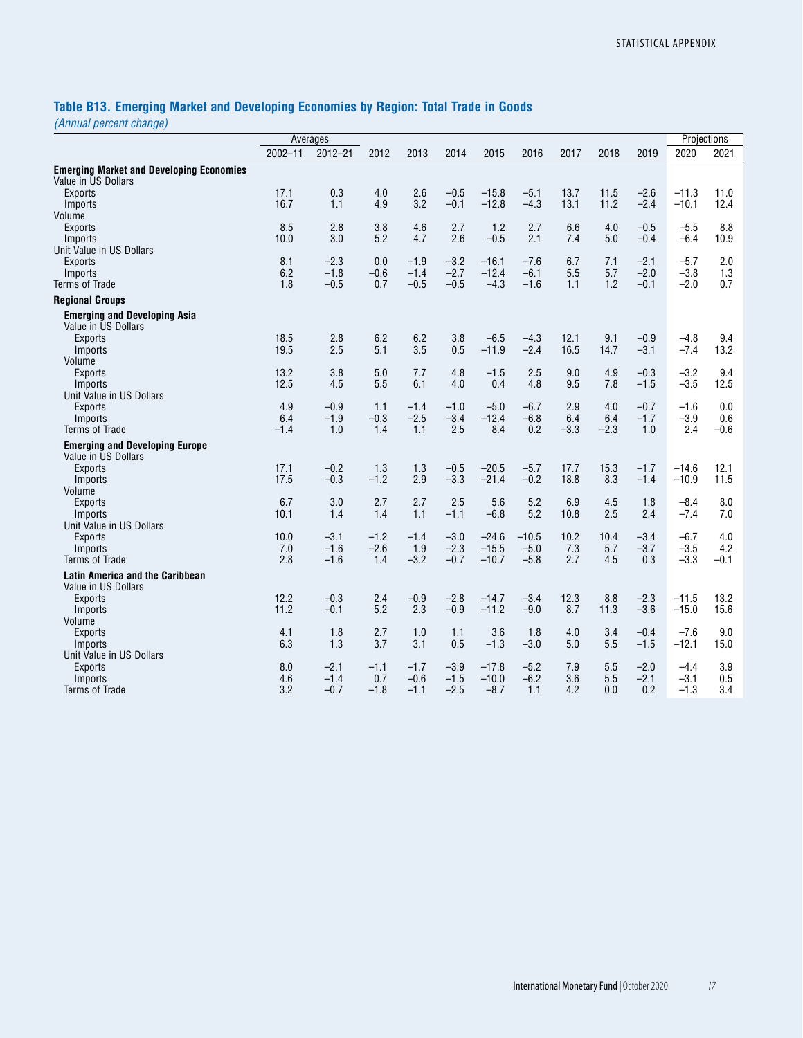## Table B13. Emerging Market and Developing Economies by Region: Total Trade in Goods

*(Annual percent change)*

| | Averages | | | | | | | | | | Projections | |
|---|---|---|---|---|---|---|---|---|---|---|---|---|
| | 2002–11 | 2012–21 | 2012 | 2013 | 2014 | 2015 | 2016 | 2017 | 2018 | 2019 | 2020 | 2021 |
| **Emerging Market and Developing Economies** | | | | | | | | | | | | |
| Value in US Dollars | | | | | | | | | | | | |
| Exports | 17.1 | 0.3 | 4.0 | 2.6 | –0.5 | –15.8 | –5.1 | 13.7 | 11.5 | –2.6 | –11.3 | 11.0 |
| Imports | 16.7 | 1.1 | 4.9 | 3.2 | –0.1 | –12.8 | –4.3 | 13.1 | 11.2 | –2.4 | –10.1 | 12.4 |
| Volume | | | | | | | | | | | | |
| Exports | 8.5 | 2.8 | 3.8 | 4.6 | 2.7 | 1.2 | 2.7 | 6.6 | 4.0 | –0.5 | –5.5 | 8.8 |
| Imports | 10.0 | 3.0 | 5.2 | 4.7 | 2.6 | –0.5 | 2.1 | 7.4 | 5.0 | –0.4 | –6.4 | 10.9 |
| Unit Value in US Dollars | | | | | | | | | | | | |
| Exports | 8.1 | –2.3 | 0.0 | –1.9 | –3.2 | –16.1 | –7.6 | 6.7 | 7.1 | –2.1 | –5.7 | 2.0 |
| Imports | 6.2 | –1.8 | –0.6 | –1.4 | –2.7 | –12.4 | –6.1 | 5.5 | 5.7 | –2.0 | –3.8 | 1.3 |
| Terms of Trade | 1.8 | –0.5 | 0.7 | –0.5 | –0.5 | –4.3 | –1.6 | 1.1 | 1.2 | –0.1 | –2.0 | 0.7 |
| **Regional Groups** | | | | | | | | | | | | |
| **Emerging and Developing Asia** | | | | | | | | | | | | |
| Value in US Dollars | | | | | | | | | | | | |
| Exports | 18.5 | 2.8 | 6.2 | 6.2 | 3.8 | –6.5 | –4.3 | 12.1 | 9.1 | –0.9 | –4.8 | 9.4 |
| Imports | 19.5 | 2.5 | 5.1 | 3.5 | 0.5 | –11.9 | –2.4 | 16.5 | 14.7 | –3.1 | –7.4 | 13.2 |
| Volume | | | | | | | | | | | | |
| Exports | 13.2 | 3.8 | 5.0 | 7.7 | 4.8 | –1.5 | 2.5 | 9.0 | 4.9 | –0.3 | –3.2 | 9.4 |
| Imports | 12.5 | 4.5 | 5.5 | 6.1 | 4.0 | 0.4 | 4.8 | 9.5 | 7.8 | –1.5 | –3.5 | 12.5 |
| Unit Value in US Dollars | | | | | | | | | | | | |
| Exports | 4.9 | –0.9 | 1.1 | –1.4 | –1.0 | –5.0 | –6.7 | 2.9 | 4.0 | –0.7 | –1.6 | 0.0 |
| Imports | 6.4 | –1.9 | –0.3 | –2.5 | –3.4 | –12.4 | –6.8 | 6.4 | 6.4 | –1.7 | –3.9 | 0.6 |
| Terms of Trade | –1.4 | 1.0 | 1.4 | 1.1 | 2.5 | 8.4 | 0.2 | –3.3 | –2.3 | 1.0 | 2.4 | –0.6 |
| **Emerging and Developing Europe** | | | | | | | | | | | | |
| Value in US Dollars | | | | | | | | | | | | |
| Exports | 17.1 | –0.2 | 1.3 | 1.3 | –0.5 | –20.5 | –5.7 | 17.7 | 15.3 | –1.7 | –14.6 | 12.1 |
| Imports | 17.5 | –0.3 | –1.2 | 2.9 | –3.3 | –21.4 | –0.2 | 18.8 | 8.3 | –1.4 | –10.9 | 11.5 |
| Volume | | | | | | | | | | | | |
| Exports | 6.7 | 3.0 | 2.7 | 2.7 | 2.5 | 5.6 | 5.2 | 6.9 | 4.5 | 1.8 | –8.4 | 8.0 |
| Imports | 10.1 | 1.4 | 1.4 | 1.1 | –1.1 | –6.8 | 5.2 | 10.8 | 2.5 | 2.4 | –7.4 | 7.0 |
| Unit Value in US Dollars | | | | | | | | | | | | |
| Exports | 10.0 | –3.1 | –1.2 | –1.4 | –3.0 | –24.6 | –10.5 | 10.2 | 10.4 | –3.4 | –6.7 | 4.0 |
| Imports | 7.0 | –1.6 | –2.6 | 1.9 | –2.3 | –15.5 | –5.0 | 7.3 | 5.7 | –3.7 | –3.5 | 4.2 |
| Terms of Trade | 2.8 | –1.6 | 1.4 | –3.2 | –0.7 | –10.7 | –5.8 | 2.7 | 4.5 | 0.3 | –3.3 | –0.1 |
| **Latin America and the Caribbean** | | | | | | | | | | | | |
| Value in US Dollars | | | | | | | | | | | | |
| Exports | 12.2 | –0.3 | 2.4 | –0.9 | –2.8 | –14.7 | –3.4 | 12.3 | 8.8 | –2.3 | –11.5 | 13.2 |
| Imports | 11.2 | –0.1 | 5.2 | 2.3 | –0.9 | –11.2 | –9.0 | 8.7 | 11.3 | –3.6 | –15.0 | 15.6 |
| Volume | | | | | | | | | | | | |
| Exports | 4.1 | 1.8 | 2.7 | 1.0 | 1.1 | 3.6 | 1.8 | 4.0 | 3.4 | –0.4 | –7.6 | 9.0 |
| Imports | 6.3 | 1.3 | 3.7 | 3.1 | 0.5 | –1.3 | –3.0 | 5.0 | 5.5 | –1.5 | –12.1 | 15.0 |
| Unit Value in US Dollars | | | | | | | | | | | | |
| Exports | 8.0 | –2.1 | –1.1 | –1.7 | –3.9 | –17.8 | –5.2 | 7.9 | 5.5 | –2.0 | –4.4 | 3.9 |
| Imports | 4.6 | –1.4 | 0.7 | –0.6 | –1.5 | –10.0 | –6.2 | 3.6 | 5.5 | –2.1 | –3.1 | 0.5 |
| Terms of Trade | 3.2 | –0.7 | –1.8 | –1.1 | –2.5 | –8.7 | 1.1 | 4.2 | 0.0 | 0.2 | –1.3 | 3.4 |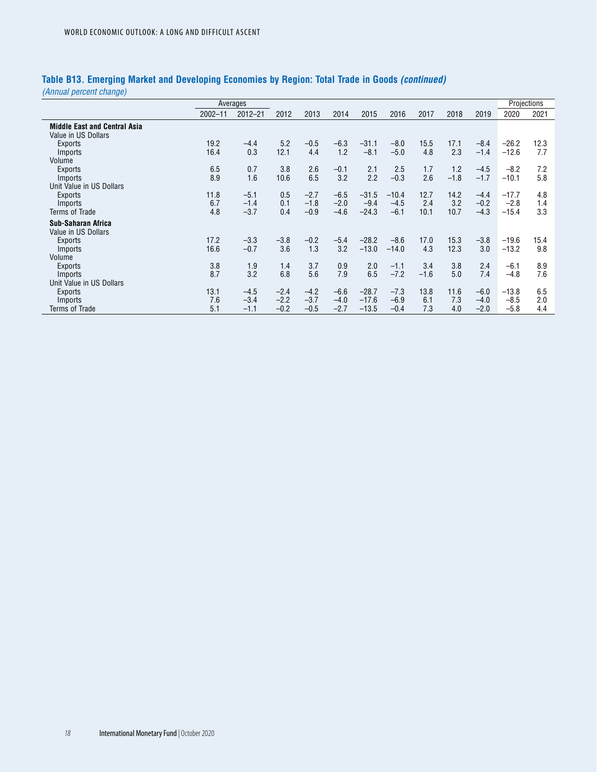## Table B13. Emerging Market and Developing Economies by Region: Total Trade in Goods *(continued)*

*(Annual percent change)*

| | Averages | | | | | | | | | | Projections | |
|---|---|---|---|---|---|---|---|---|---|---|---|---|
| | 2002–11 | 2012–21 | 2012 | 2013 | 2014 | 2015 | 2016 | 2017 | 2018 | 2019 | 2020 | 2021 |
| **Middle East and Central Asia** | | | | | | | | | | | | |
| Value in US Dollars | | | | | | | | | | | | |
| Exports | 19.2 | −4.4 | 5.2 | −0.5 | −6.3 | −31.1 | −8.0 | 15.5 | 17.1 | −8.4 | −26.2 | 12.3 |
| Imports | 16.4 | 0.3 | 12.1 | 4.4 | 1.2 | −8.1 | −5.0 | 4.8 | 2.3 | −1.4 | −12.6 | 7.7 |
| Volume | | | | | | | | | | | | |
| Exports | 6.5 | 0.7 | 3.8 | 2.6 | −0.1 | 2.1 | 2.5 | 1.7 | 1.2 | −4.5 | −8.2 | 7.2 |
| Imports | 8.9 | 1.6 | 10.6 | 6.5 | 3.2 | 2.2 | −0.3 | 2.6 | −1.8 | −1.7 | −10.1 | 5.8 |
| Unit Value in US Dollars | | | | | | | | | | | | |
| Exports | 11.8 | −5.1 | 0.5 | −2.7 | −6.5 | −31.5 | −10.4 | 12.7 | 14.2 | −4.4 | −17.7 | 4.8 |
| Imports | 6.7 | −1.4 | 0.1 | −1.8 | −2.0 | −9.4 | −4.5 | 2.4 | 3.2 | −0.2 | −2.8 | 1.4 |
| Terms of Trade | 4.8 | −3.7 | 0.4 | −0.9 | −4.6 | −24.3 | −6.1 | 10.1 | 10.7 | −4.3 | −15.4 | 3.3 |
| **Sub-Saharan Africa** | | | | | | | | | | | | |
| Value in US Dollars | | | | | | | | | | | | |
| Exports | 17.2 | −3.3 | −3.8 | −0.2 | −5.4 | −28.2 | −8.6 | 17.0 | 15.3 | −3.8 | −19.6 | 15.4 |
| Imports | 16.6 | −0.7 | 3.6 | 1.3 | 3.2 | −13.0 | −14.0 | 4.3 | 12.3 | 3.0 | −13.2 | 9.8 |
| Volume | | | | | | | | | | | | |
| Exports | 3.8 | 1.9 | 1.4 | 3.7 | 0.9 | 2.0 | −1.1 | 3.4 | 3.8 | 2.4 | −6.1 | 8.9 |
| Imports | 8.7 | 3.2 | 6.8 | 5.6 | 7.9 | 6.5 | −7.2 | −1.6 | 5.0 | 7.4 | −4.8 | 7.6 |
| Unit Value in US Dollars | | | | | | | | | | | | |
| Exports | 13.1 | −4.5 | −2.4 | −4.2 | −6.6 | −28.7 | −7.3 | 13.8 | 11.6 | −6.0 | −13.8 | 6.5 |
| Imports | 7.6 | −3.4 | −2.2 | −3.7 | −4.0 | −17.6 | −6.9 | 6.1 | 7.3 | −4.0 | −8.5 | 2.0 |
| Terms of Trade | 5.1 | −1.1 | −0.2 | −0.5 | −2.7 | −13.5 | −0.4 | 7.3 | 4.0 | −2.0 | −5.8 | 4.4 |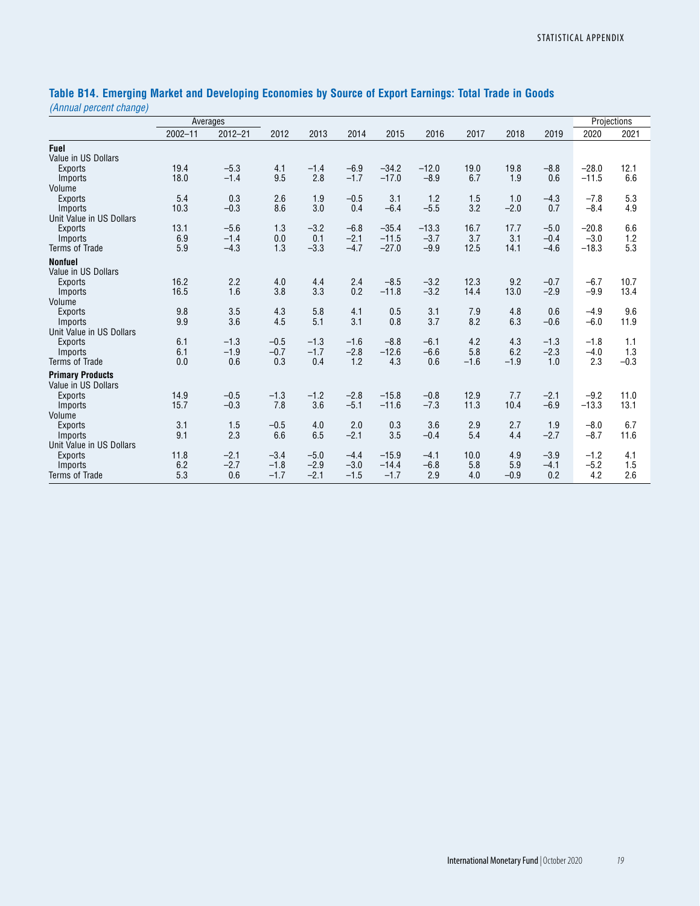## Table B14. Emerging Market and Developing Economies by Source of Export Earnings: Total Trade in Goods

*(Annual percent change)*

| | Averages | | | | | | | | | | Projections | |
|---|---|---|---|---|---|---|---|---|---|---|---|---|
| | 2002–11 | 2012–21 | 2012 | 2013 | 2014 | 2015 | 2016 | 2017 | 2018 | 2019 | 2020 | 2021 |
| **Fuel** | | | | | | | | | | | | |
| Value in US Dollars | | | | | | | | | | | | |
| Exports | 19.4 | −5.3 | 4.1 | −1.4 | −6.9 | −34.2 | −12.0 | 19.0 | 19.8 | −8.8 | −28.0 | 12.1 |
| Imports | 18.0 | −1.4 | 9.5 | 2.8 | −1.7 | −17.0 | −8.9 | 6.7 | 1.9 | 0.6 | −11.5 | 6.6 |
| Volume | | | | | | | | | | | | |
| Exports | 5.4 | 0.3 | 2.6 | 1.9 | −0.5 | 3.1 | 1.2 | 1.5 | 1.0 | −4.3 | −7.8 | 5.3 |
| Imports | 10.3 | −0.3 | 8.6 | 3.0 | 0.4 | −6.4 | −5.5 | 3.2 | −2.0 | 0.7 | −8.4 | 4.9 |
| Unit Value in US Dollars | | | | | | | | | | | | |
| Exports | 13.1 | −5.6 | 1.3 | −3.2 | −6.8 | −35.4 | −13.3 | 16.7 | 17.7 | −5.0 | −20.8 | 6.6 |
| Imports | 6.9 | −1.4 | 0.0 | 0.1 | −2.1 | −11.5 | −3.7 | 3.7 | 3.1 | −0.4 | −3.0 | 1.2 |
| Terms of Trade | 5.9 | −4.3 | 1.3 | −3.3 | −4.7 | −27.0 | −9.9 | 12.5 | 14.1 | −4.6 | −18.3 | 5.3 |
| **Nonfuel** | | | | | | | | | | | | |
| Value in US Dollars | | | | | | | | | | | | |
| Exports | 16.2 | 2.2 | 4.0 | 4.4 | 2.4 | −8.5 | −3.2 | 12.3 | 9.2 | −0.7 | −6.7 | 10.7 |
| Imports | 16.5 | 1.6 | 3.8 | 3.3 | 0.2 | −11.8 | −3.2 | 14.4 | 13.0 | −2.9 | −9.9 | 13.4 |
| Volume | | | | | | | | | | | | |
| Exports | 9.8 | 3.5 | 4.3 | 5.8 | 4.1 | 0.5 | 3.1 | 7.9 | 4.8 | 0.6 | −4.9 | 9.6 |
| Imports | 9.9 | 3.6 | 4.5 | 5.1 | 3.1 | 0.8 | 3.7 | 8.2 | 6.3 | −0.6 | −6.0 | 11.9 |
| Unit Value in US Dollars | | | | | | | | | | | | |
| Exports | 6.1 | −1.3 | −0.5 | −1.3 | −1.6 | −8.8 | −6.1 | 4.2 | 4.3 | −1.3 | −1.8 | 1.1 |
| Imports | 6.1 | −1.9 | −0.7 | −1.7 | −2.8 | −12.6 | −6.6 | 5.8 | 6.2 | −2.3 | −4.0 | 1.3 |
| Terms of Trade | 0.0 | 0.6 | 0.3 | 0.4 | 1.2 | 4.3 | 0.6 | −1.6 | −1.9 | 1.0 | 2.3 | −0.3 |
| **Primary Products** | | | | | | | | | | | | |
| Value in US Dollars | | | | | | | | | | | | |
| Exports | 14.9 | −0.5 | −1.3 | −1.2 | −2.8 | −15.8 | −0.8 | 12.9 | 7.7 | −2.1 | −9.2 | 11.0 |
| Imports | 15.7 | −0.3 | 7.8 | 3.6 | −5.1 | −11.6 | −7.3 | 11.3 | 10.4 | −6.9 | −13.3 | 13.1 |
| Volume | | | | | | | | | | | | |
| Exports | 3.1 | 1.5 | −0.5 | 4.0 | 2.0 | 0.3 | 3.6 | 2.9 | 2.7 | 1.9 | −8.0 | 6.7 |
| Imports | 9.1 | 2.3 | 6.6 | 6.5 | −2.1 | 3.5 | −0.4 | 5.4 | 4.4 | −2.7 | −8.7 | 11.6 |
| Unit Value in US Dollars | | | | | | | | | | | | |
| Exports | 11.8 | −2.1 | −3.4 | −5.0 | −4.4 | −15.9 | −4.1 | 10.0 | 4.9 | −3.9 | −1.2 | 4.1 |
| Imports | 6.2 | −2.7 | −1.8 | −2.9 | −3.0 | −14.4 | −6.8 | 5.8 | 5.9 | −4.1 | −5.2 | 1.5 |
| Terms of Trade | 5.3 | 0.6 | −1.7 | −2.1 | −1.5 | −1.7 | 2.9 | 4.0 | −0.9 | 0.2 | 4.2 | 2.6 |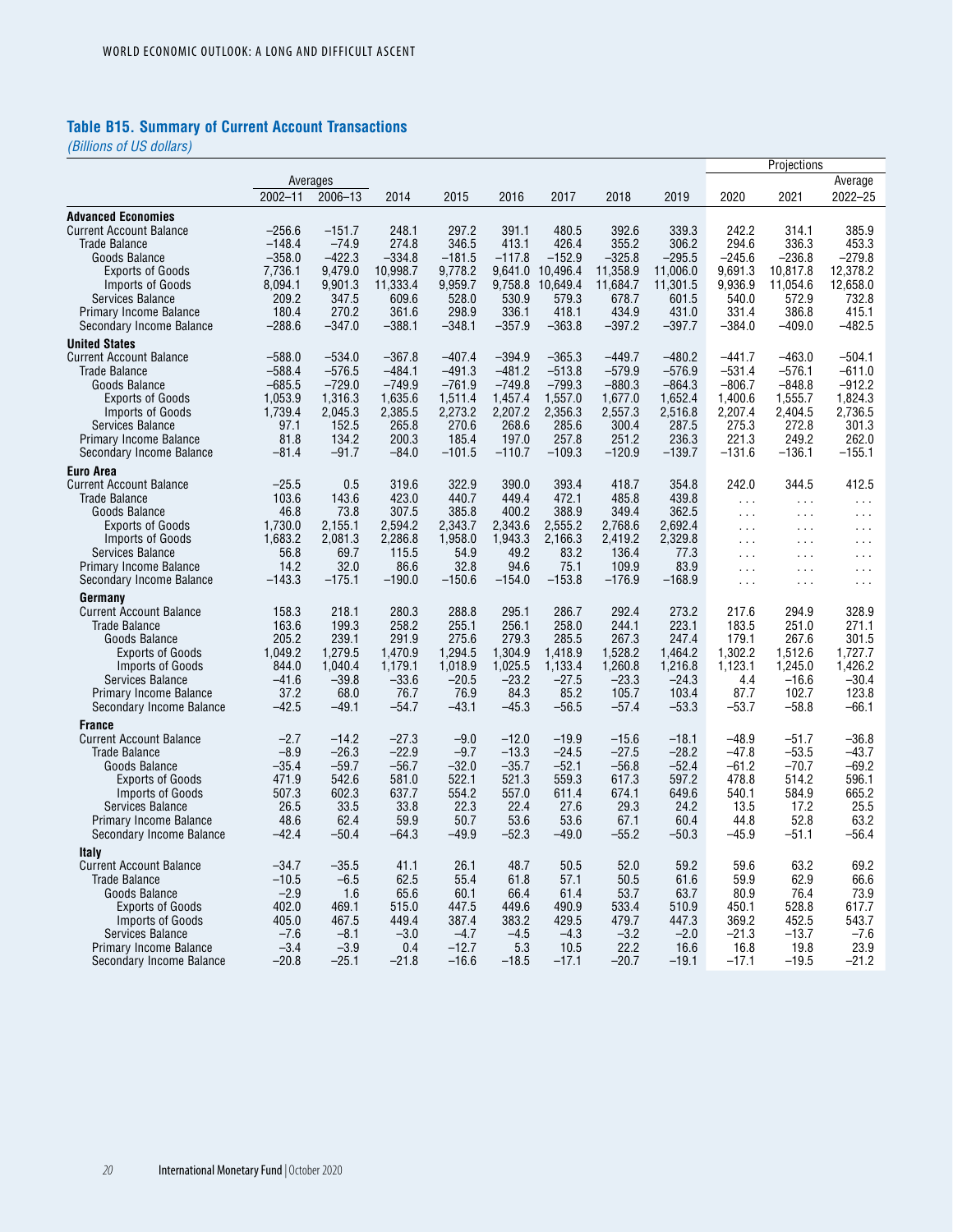## Table B15. Summary of Current Account Transactions

*(Billions of US dollars)*

| | Averages | | | | | | | | Projections | | |
|---|---|---|---|---|---|---|---|---|---|---|---|
| | 2002–11 | 2006–13 | 2014 | 2015 | 2016 | 2017 | 2018 | 2019 | 2020 | 2021 | Average 2022–25 |
| **Advanced Economies** | | | | | | | | | | | |
| Current Account Balance | –256.6 | –151.7 | 248.1 | 297.2 | 391.1 | 480.5 | 392.6 | 339.3 | 242.2 | 314.1 | 385.9 |
| Trade Balance | –148.4 | –74.9 | 274.8 | 346.5 | 413.1 | 426.4 | 355.2 | 306.2 | 294.6 | 336.3 | 453.3 |
| Goods Balance | –358.0 | –422.3 | –334.8 | –181.5 | –117.8 | –152.9 | –325.8 | –295.5 | –245.6 | –236.8 | –279.8 |
| Exports of Goods | 7,736.1 | 9,479.0 | 10,998.7 | 9,778.2 | 9,641.0 | 10,496.4 | 11,358.9 | 11,006.0 | 9,691.3 | 10,817.8 | 12,378.2 |
| Imports of Goods | 8,094.1 | 9,901.3 | 11,333.4 | 9,959.7 | 9,758.8 | 10,649.4 | 11,684.7 | 11,301.5 | 9,936.9 | 11,054.6 | 12,658.0 |
| Services Balance | 209.2 | 347.5 | 609.6 | 528.0 | 530.9 | 579.3 | 678.7 | 601.5 | 540.0 | 572.9 | 732.8 |
| Primary Income Balance | 180.4 | 270.2 | 361.6 | 298.9 | 336.1 | 418.1 | 434.9 | 431.0 | 331.4 | 386.8 | 415.1 |
| Secondary Income Balance | –288.6 | –347.0 | –388.1 | –348.1 | –357.9 | –363.8 | –397.2 | –397.7 | –384.0 | –409.0 | –482.5 |
| **United States** | | | | | | | | | | | |
| Current Account Balance | –588.0 | –534.0 | –367.8 | –407.4 | –394.9 | –365.3 | –449.7 | –480.2 | –441.7 | –463.0 | –504.1 |
| Trade Balance | –588.4 | –576.5 | –484.1 | –491.3 | –481.2 | –513.8 | –579.9 | –576.9 | –531.4 | –576.1 | –611.0 |
| Goods Balance | –685.5 | –729.0 | –749.9 | –761.9 | –749.8 | –799.3 | –880.3 | –864.3 | –806.7 | –848.8 | –912.2 |
| Exports of Goods | 1,053.9 | 1,316.3 | 1,635.6 | 1,511.4 | 1,457.4 | 1,557.0 | 1,677.0 | 1,652.4 | 1,400.6 | 1,555.7 | 1,824.3 |
| Imports of Goods | 1,739.4 | 2,045.3 | 2,385.5 | 2,273.2 | 2,207.2 | 2,356.3 | 2,557.3 | 2,516.8 | 2,207.4 | 2,404.5 | 2,736.5 |
| Services Balance | 97.1 | 152.5 | 265.8 | 270.6 | 268.6 | 285.6 | 300.4 | 287.5 | 275.3 | 272.8 | 301.3 |
| Primary Income Balance | 81.8 | 134.2 | 200.3 | 185.4 | 197.0 | 257.8 | 251.2 | 236.3 | 221.3 | 249.2 | 262.0 |
| Secondary Income Balance | –81.4 | –91.7 | –84.0 | –101.5 | –110.7 | –109.3 | –120.9 | –139.7 | –131.6 | –136.1 | –155.1 |
| **Euro Area** | | | | | | | | | | | |
| Current Account Balance | –25.5 | 0.5 | 319.6 | 322.9 | 390.0 | 393.4 | 418.7 | 354.8 | 242.0 | 344.5 | 412.5 |
| Trade Balance | 103.6 | 143.6 | 423.0 | 440.7 | 449.4 | 472.1 | 485.8 | 439.8 | . . . | . . . | . . . |
| Goods Balance | 46.8 | 73.8 | 307.5 | 385.8 | 400.2 | 388.9 | 349.4 | 362.5 | . . . | . . . | . . . |
| Exports of Goods | 1,730.0 | 2,155.1 | 2,594.2 | 2,343.7 | 2,343.6 | 2,555.2 | 2,768.6 | 2,692.4 | . . . | . . . | . . . |
| Imports of Goods | 1,683.2 | 2,081.3 | 2,286.8 | 1,958.0 | 1,943.3 | 2,166.3 | 2,419.2 | 2,329.8 | . . . | . . . | . . . |
| Services Balance | 56.8 | 69.7 | 115.5 | 54.9 | 49.2 | 83.2 | 136.4 | 77.3 | . . . | . . . | . . . |
| Primary Income Balance | 14.2 | 32.0 | 86.6 | 32.8 | 94.6 | 75.1 | 109.9 | 83.9 | . . . | . . . | . . . |
| Secondary Income Balance | –143.3 | –175.1 | –190.0 | –150.6 | –154.0 | –153.8 | –176.9 | –168.9 | . . . | . . . | . . . |
| **Germany** | | | | | | | | | | | |
| Current Account Balance | 158.3 | 218.1 | 280.3 | 288.8 | 295.1 | 286.7 | 292.4 | 273.2 | 217.6 | 294.9 | 328.9 |
| Trade Balance | 163.6 | 199.3 | 258.2 | 255.1 | 256.1 | 258.0 | 244.1 | 223.1 | 183.5 | 251.0 | 271.1 |
| Goods Balance | 205.2 | 239.1 | 291.9 | 275.6 | 279.3 | 285.5 | 267.3 | 247.4 | 179.1 | 267.6 | 301.5 |
| Exports of Goods | 1,049.2 | 1,279.5 | 1,470.9 | 1,294.5 | 1,304.9 | 1,418.9 | 1,528.2 | 1,464.2 | 1,302.2 | 1,512.6 | 1,727.7 |
| Imports of Goods | 844.0 | 1,040.4 | 1,179.1 | 1,018.9 | 1,025.5 | 1,133.4 | 1,260.8 | 1,216.8 | 1,123.1 | 1,245.0 | 1,426.2 |
| Services Balance | –41.6 | –39.8 | –33.6 | –20.5 | –23.2 | –27.5 | –23.3 | –24.3 | 4.4 | –16.6 | –30.4 |
| Primary Income Balance | 37.2 | 68.0 | 76.7 | 76.9 | 84.3 | 85.2 | 105.7 | 103.4 | 87.7 | 102.7 | 123.8 |
| Secondary Income Balance | –42.5 | –49.1 | –54.7 | –43.1 | –45.3 | –56.5 | –57.4 | –53.3 | –53.7 | –58.8 | –66.1 |
| **France** | | | | | | | | | | | |
| Current Account Balance | –2.7 | –14.2 | –27.3 | –9.0 | –12.0 | –19.9 | –15.6 | –18.1 | –48.9 | –51.7 | –36.8 |
| Trade Balance | –8.9 | –26.3 | –22.9 | –9.7 | –13.3 | –24.5 | –27.5 | –28.2 | –47.8 | –53.5 | –43.7 |
| Goods Balance | –35.4 | –59.7 | –56.7 | –32.0 | –35.7 | –52.1 | –56.8 | –52.4 | –61.2 | –70.7 | –69.2 |
| Exports of Goods | 471.9 | 542.6 | 581.0 | 522.1 | 521.3 | 559.3 | 617.3 | 597.2 | 478.8 | 514.2 | 596.1 |
| Imports of Goods | 507.3 | 602.3 | 637.7 | 554.2 | 557.0 | 611.4 | 674.1 | 649.6 | 540.1 | 584.9 | 665.2 |
| Services Balance | 26.5 | 33.5 | 33.8 | 22.3 | 22.4 | 27.6 | 29.3 | 24.2 | 13.5 | 17.2 | 25.5 |
| Primary Income Balance | 48.6 | 62.4 | 59.9 | 50.7 | 53.6 | 53.6 | 67.1 | 60.4 | 44.8 | 52.8 | 63.2 |
| Secondary Income Balance | –42.4 | –50.4 | –64.3 | –49.9 | –52.3 | –49.0 | –55.2 | –50.3 | –45.9 | –51.1 | –56.4 |
| **Italy** | | | | | | | | | | | |
| Current Account Balance | –34.7 | –35.5 | 41.1 | 26.1 | 48.7 | 50.5 | 52.0 | 59.2 | 59.6 | 63.2 | 69.2 |
| Trade Balance | –10.5 | –6.5 | 62.5 | 55.4 | 61.8 | 57.1 | 50.5 | 61.6 | 59.9 | 62.9 | 66.6 |
| Goods Balance | –2.9 | 1.6 | 65.6 | 60.1 | 66.4 | 61.4 | 53.7 | 63.7 | 80.9 | 76.4 | 73.9 |
| Exports of Goods | 402.0 | 469.1 | 515.0 | 447.5 | 449.6 | 490.9 | 533.4 | 510.9 | 450.1 | 528.8 | 617.7 |
| Imports of Goods | 405.0 | 467.5 | 449.4 | 387.4 | 383.2 | 429.5 | 479.7 | 447.3 | 369.2 | 452.5 | 543.7 |
| Services Balance | –7.6 | –8.1 | –3.0 | –4.7 | –4.5 | –4.3 | –3.2 | –2.0 | –21.3 | –13.7 | –7.6 |
| Primary Income Balance | –3.4 | –3.9 | 0.4 | –12.7 | 5.3 | 10.5 | 22.2 | 16.6 | 16.8 | 19.8 | 23.9 |
| Secondary Income Balance | –20.8 | –25.1 | –21.8 | –16.6 | –18.5 | –17.1 | –20.7 | –19.1 | –17.1 | –19.5 | –21.2 |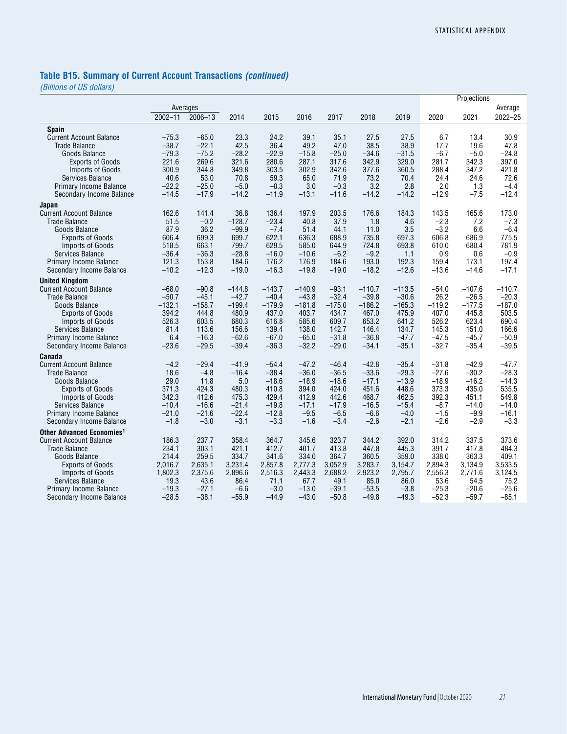## Table B15. Summary of Current Account Transactions *(continued)*

*(Billions of US dollars)*

| | Averages | | | | | | | | Projections | | |
|---|---|---|---|---|---|---|---|---|---|---|---|
| | 2002–11 | 2006–13 | 2014 | 2015 | 2016 | 2017 | 2018 | 2019 | 2020 | 2021 | Average 2022–25 |
| **Spain** | | | | | | | | | | | |
| Current Account Balance | −75.3 | −65.0 | 23.3 | 24.2 | 39.1 | 35.1 | 27.5 | 27.5 | 6.7 | 13.4 | 30.9 |
| Trade Balance | −38.7 | −22.1 | 42.5 | 36.4 | 49.2 | 47.0 | 38.5 | 38.9 | 17.7 | 19.6 | 47.8 |
| Goods Balance | −79.3 | −75.2 | −28.2 | −22.9 | −15.8 | −25.0 | −34.6 | −31.5 | −6.7 | −5.0 | −24.8 |
| Exports of Goods | 221.6 | 269.6 | 321.6 | 280.6 | 287.1 | 317.6 | 342.9 | 329.0 | 281.7 | 342.3 | 397.0 |
| Imports of Goods | 300.9 | 344.8 | 349.8 | 303.5 | 302.9 | 342.6 | 377.6 | 360.5 | 288.4 | 347.2 | 421.8 |
| Services Balance | 40.6 | 53.0 | 70.8 | 59.3 | 65.0 | 71.9 | 73.2 | 70.4 | 24.4 | 24.6 | 72.6 |
| Primary Income Balance | −22.2 | −25.0 | −5.0 | −0.3 | 3.0 | −0.3 | 3.2 | 2.8 | 2.0 | 1.3 | −4.4 |
| Secondary Income Balance | −14.5 | −17.9 | −14.2 | −11.9 | −13.1 | −11.6 | −14.2 | −14.2 | −12.9 | −7.5 | −12.4 |
| **Japan** | | | | | | | | | | | |
| Current Account Balance | 162.6 | 141.4 | 36.8 | 136.4 | 197.9 | 203.5 | 176.6 | 184.3 | 143.5 | 165.6 | 173.0 |
| Trade Balance | 51.5 | −0.2 | −128.7 | −23.4 | 40.8 | 37.9 | 1.8 | 4.6 | −2.3 | 7.2 | −7.3 |
| Goods Balance | 87.9 | 36.2 | −99.9 | −7.4 | 51.4 | 44.1 | 11.0 | 3.5 | −3.2 | 6.6 | −6.4 |
| Exports of Goods | 606.4 | 699.3 | 699.7 | 622.1 | 636.3 | 688.9 | 735.8 | 697.3 | 606.8 | 686.9 | 775.5 |
| Imports of Goods | 518.5 | 663.1 | 799.7 | 629.5 | 585.0 | 644.9 | 724.8 | 693.8 | 610.0 | 680.4 | 781.9 |
| Services Balance | −36.4 | −36.3 | −28.8 | −16.0 | −10.6 | −6.2 | −9.2 | 1.1 | 0.9 | 0.6 | −0.9 |
| Primary Income Balance | 121.3 | 153.8 | 184.6 | 176.2 | 176.9 | 184.6 | 193.0 | 192.3 | 159.4 | 173.1 | 197.4 |
| Secondary Income Balance | −10.2 | −12.3 | −19.0 | −16.3 | −19.8 | −19.0 | −18.2 | −12.6 | −13.6 | −14.6 | −17.1 |
| **United Kingdom** | | | | | | | | | | | |
| Current Account Balance | −68.0 | −90.8 | −144.8 | −143.7 | −140.9 | −93.1 | −110.7 | −113.5 | −54.0 | −107.6 | −110.7 |
| Trade Balance | −50.7 | −45.1 | −42.7 | −40.4 | −43.8 | −32.4 | −39.8 | −30.6 | 26.2 | −26.5 | −20.3 |
| Goods Balance | −132.1 | −158.7 | −199.4 | −179.9 | −181.8 | −175.0 | −186.2 | −165.3 | −119.2 | −177.5 | −187.0 |
| Exports of Goods | 394.2 | 444.8 | 480.9 | 437.0 | 403.7 | 434.7 | 467.0 | 475.9 | 407.0 | 445.8 | 503.5 |
| Imports of Goods | 526.3 | 603.5 | 680.3 | 616.8 | 585.6 | 609.7 | 653.2 | 641.2 | 526.2 | 623.4 | 690.4 |
| Services Balance | 81.4 | 113.6 | 156.6 | 139.4 | 138.0 | 142.7 | 146.4 | 134.7 | 145.3 | 151.0 | 166.6 |
| Primary Income Balance | 6.4 | −16.3 | −62.6 | −67.0 | −65.0 | −31.8 | −36.8 | −47.7 | −47.5 | −45.7 | −50.9 |
| Secondary Income Balance | −23.6 | −29.5 | −39.4 | −36.3 | −32.2 | −29.0 | −34.1 | −35.1 | −32.7 | −35.4 | −39.5 |
| **Canada** | | | | | | | | | | | |
| Current Account Balance | −4.2 | −29.4 | −41.9 | −54.4 | −47.2 | −46.4 | −42.8 | −35.4 | −31.8 | −42.9 | −47.7 |
| Trade Balance | 18.6 | −4.8 | −16.4 | −38.4 | −36.0 | −36.5 | −33.6 | −29.3 | −27.6 | −30.2 | −28.3 |
| Goods Balance | 29.0 | 11.8 | 5.0 | −18.6 | −18.9 | −18.6 | −17.1 | −13.9 | −18.9 | −16.2 | −14.3 |
| Exports of Goods | 371.3 | 424.3 | 480.3 | 410.8 | 394.0 | 424.0 | 451.6 | 448.6 | 373.3 | 435.0 | 535.5 |
| Imports of Goods | 342.3 | 412.6 | 475.3 | 429.4 | 412.9 | 442.6 | 468.7 | 462.5 | 392.3 | 451.1 | 549.8 |
| Services Balance | −10.4 | −16.6 | −21.4 | −19.8 | −17.1 | −17.9 | −16.5 | −15.4 | −8.7 | −14.0 | −14.0 |
| Primary Income Balance | −21.0 | −21.6 | −22.4 | −12.8 | −9.5 | −6.5 | −6.6 | −4.0 | −1.5 | −9.9 | −16.1 |
| Secondary Income Balance | −1.8 | −3.0 | −3.1 | −3.3 | −1.6 | −3.4 | −2.6 | −2.1 | −2.6 | −2.9 | −3.3 |
| **Other Advanced Economies[1]** | | | | | | | | | | | |
| Current Account Balance | 186.3 | 237.7 | 358.4 | 364.7 | 345.6 | 323.7 | 344.2 | 392.0 | 314.2 | 337.5 | 373.6 |
| Trade Balance | 234.1 | 303.1 | 421.1 | 412.7 | 401.7 | 413.8 | 447.8 | 445.3 | 391.7 | 417.8 | 484.3 |
| Goods Balance | 214.4 | 259.5 | 334.7 | 341.6 | 334.0 | 364.7 | 360.5 | 359.0 | 338.0 | 363.3 | 409.1 |
| Exports of Goods | 2,016.7 | 2,635.1 | 3,231.4 | 2,857.8 | 2,777.3 | 3,052.9 | 3,283.7 | 3,154.7 | 2,894.3 | 3,134.9 | 3,533.5 |
| Imports of Goods | 1,802.3 | 2,375.6 | 2,896.6 | 2,516.3 | 2,443.3 | 2,688.2 | 2,923.2 | 2,795.7 | 2,556.3 | 2,771.6 | 3,124.5 |
| Services Balance | 19.3 | 43.6 | 86.4 | 71.1 | 67.7 | 49.1 | 85.0 | 86.0 | 53.6 | 54.5 | 75.2 |
| Primary Income Balance | −19.3 | −27.1 | −6.6 | −3.0 | −13.0 | −39.1 | −53.5 | −3.8 | −25.3 | −20.6 | −25.6 |
| Secondary Income Balance | −28.5 | −38.1 | −55.9 | −44.9 | −43.0 | −50.8 | −49.8 | −49.3 | −52.3 | −59.7 | −85.1 |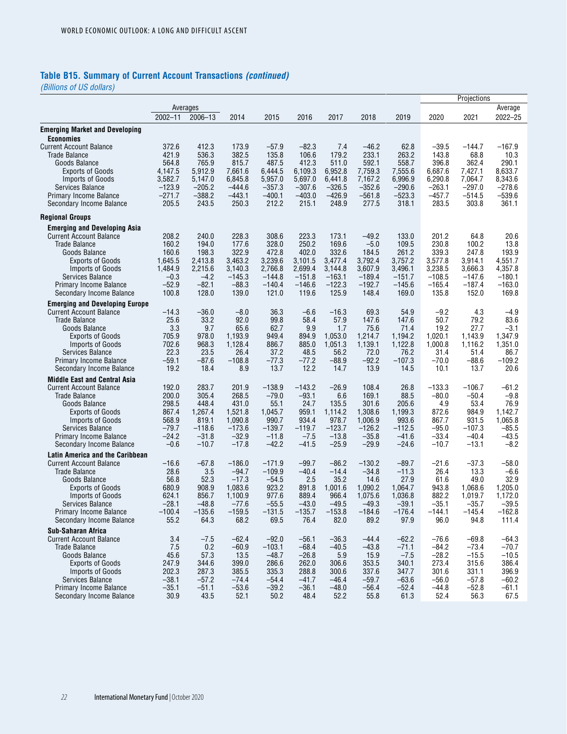## Table B15. Summary of Current Account Transactions *(continued)*

*(Billions of US dollars)*

| | Averages | | | | | | | | Projections | | |
|---|---|---|---|---|---|---|---|---|---|---|---|
| | 2002–11 | 2006–13 | 2014 | 2015 | 2016 | 2017 | 2018 | 2019 | 2020 | 2021 | Average 2022–25 |
| **Emerging Market and Developing Economies** | | | | | | | | | | | |
| Current Account Balance | 372.6 | 412.3 | 173.9 | –57.9 | –82.3 | 7.4 | –46.2 | 62.8 | –39.5 | –144.7 | –167.9 |
| Trade Balance | 421.9 | 536.3 | 382.5 | 135.8 | 106.6 | 179.2 | 233.1 | 263.2 | 143.8 | 68.8 | 10.3 |
| Goods Balance | 564.8 | 765.9 | 815.7 | 487.5 | 412.3 | 511.0 | 592.1 | 558.7 | 396.8 | 362.4 | 290.1 |
| Exports of Goods | 4,147.5 | 5,912.9 | 7,661.6 | 6,444.5 | 6,109.3 | 6,952.8 | 7,759.3 | 7,555.6 | 6,687.6 | 7,427.1 | 8,633.7 |
| Imports of Goods | 3,582.7 | 5,147.0 | 6,845.8 | 5,957.0 | 5,697.0 | 6,441.8 | 7,167.2 | 6,996.9 | 6,290.8 | 7,064.7 | 8,343.6 |
| Services Balance | –123.9 | –205.2 | –444.6 | –357.3 | –307.6 | –326.5 | –352.6 | –290.6 | –263.1 | –297.0 | –278.6 |
| Primary Income Balance | –271.7 | –388.2 | –443.1 | –400.1 | –403.0 | –426.9 | –561.8 | –523.3 | –457.7 | –514.5 | –539.6 |
| Secondary Income Balance | 205.5 | 243.5 | 250.3 | 212.2 | 215.1 | 248.9 | 277.5 | 318.1 | 283.5 | 303.8 | 361.1 |
| **Regional Groups** | | | | | | | | | | | |
| **Emerging and Developing Asia** | | | | | | | | | | | |
| Current Account Balance | 208.2 | 240.0 | 228.3 | 308.6 | 223.3 | 173.1 | –49.2 | 133.0 | 201.2 | 64.8 | 20.6 |
| Trade Balance | 160.2 | 194.0 | 177.6 | 328.0 | 250.2 | 169.6 | –5.0 | 109.5 | 230.8 | 100.2 | 13.8 |
| Goods Balance | 160.6 | 198.3 | 322.9 | 472.8 | 402.0 | 332.6 | 184.5 | 261.2 | 339.3 | 247.8 | 193.9 |
| Exports of Goods | 1,645.5 | 2,413.8 | 3,463.2 | 3,239.6 | 3,101.5 | 3,477.4 | 3,792.4 | 3,757.2 | 3,577.8 | 3,914.1 | 4,551.7 |
| Imports of Goods | 1,484.9 | 2,215.6 | 3,140.3 | 2,766.8 | 2,699.4 | 3,144.8 | 3,607.9 | 3,496.1 | 3,238.5 | 3,666.3 | 4,357.8 |
| Services Balance | –0.3 | –4.2 | –145.3 | –144.8 | –151.8 | –163.1 | –189.4 | –151.7 | –108.5 | –147.6 | –180.1 |
| Primary Income Balance | –52.9 | –82.1 | –88.3 | –140.4 | –146.6 | –122.3 | –192.7 | –145.6 | –165.4 | –187.4 | –163.0 |
| Secondary Income Balance | 100.8 | 128.0 | 139.0 | 121.0 | 119.6 | 125.9 | 148.4 | 169.0 | 135.8 | 152.0 | 169.8 |
| **Emerging and Developing Europe** | | | | | | | | | | | |
| Current Account Balance | –14.3 | –36.0 | –8.0 | 36.3 | –6.6 | –16.3 | 69.3 | 54.9 | –9.2 | 4.3 | –4.9 |
| Trade Balance | 25.6 | 33.2 | 92.0 | 99.8 | 58.4 | 57.9 | 147.6 | 147.6 | 50.7 | 79.2 | 83.6 |
| Goods Balance | 3.3 | 9.7 | 65.6 | 62.7 | 9.9 | 1.7 | 75.6 | 71.4 | 19.2 | 27.7 | –3.1 |
| Exports of Goods | 705.9 | 978.0 | 1,193.9 | 949.4 | 894.9 | 1,053.0 | 1,214.7 | 1,194.2 | 1,020.1 | 1,143.9 | 1,347.9 |
| Imports of Goods | 702.6 | 968.3 | 1,128.4 | 886.7 | 885.0 | 1,051.3 | 1,139.1 | 1,122.8 | 1,000.8 | 1,116.2 | 1,351.0 |
| Services Balance | 22.3 | 23.5 | 26.4 | 37.2 | 48.5 | 56.2 | 72.0 | 76.2 | 31.4 | 51.4 | 86.7 |
| Primary Income Balance | –59.1 | –87.6 | –108.8 | –77.3 | –77.2 | –88.9 | –92.2 | –107.3 | –70.0 | –88.6 | –109.2 |
| Secondary Income Balance | 19.2 | 18.4 | 8.9 | 13.7 | 12.2 | 14.7 | 13.9 | 14.5 | 10.1 | 13.7 | 20.6 |
| **Middle East and Central Asia** | | | | | | | | | | | |
| Current Account Balance | 192.0 | 283.7 | 201.9 | –138.9 | –143.2 | –26.9 | 108.4 | 26.8 | –133.3 | –106.7 | –61.2 |
| Trade Balance | 200.0 | 305.4 | 268.5 | –79.0 | –93.1 | 6.6 | 169.1 | 88.5 | –80.0 | –50.4 | –9.8 |
| Goods Balance | 298.5 | 448.4 | 431.0 | 55.1 | 24.7 | 135.5 | 301.6 | 205.6 | 4.9 | 53.4 | 76.9 |
| Exports of Goods | 867.4 | 1,267.4 | 1,521.8 | 1,045.7 | 959.1 | 1,114.2 | 1,308.6 | 1,199.3 | 872.6 | 984.9 | 1,142.7 |
| Imports of Goods | 568.9 | 819.1 | 1,090.8 | 990.7 | 934.4 | 978.7 | 1,006.9 | 993.6 | 867.7 | 931.5 | 1,065.8 |
| Services Balance | –79.7 | –118.6 | –173.6 | –139.7 | –119.7 | –123.7 | –126.2 | –112.5 | –95.0 | –107.3 | –85.5 |
| Primary Income Balance | –24.2 | –31.8 | –32.9 | –11.8 | –7.5 | –13.8 | –35.8 | –41.6 | –33.4 | –40.4 | –43.5 |
| Secondary Income Balance | –0.6 | –10.7 | –17.8 | –42.2 | –41.5 | –25.9 | –29.9 | –24.6 | –10.7 | –13.1 | –8.2 |
| **Latin America and the Caribbean** | | | | | | | | | | | |
| Current Account Balance | –16.6 | –67.8 | –186.0 | –171.9 | –99.7 | –86.2 | –130.2 | –89.7 | –21.6 | –37.3 | –58.0 |
| Trade Balance | 28.6 | 3.5 | –94.7 | –109.9 | –40.4 | –14.4 | –34.8 | –11.3 | 26.4 | 13.3 | –6.6 |
| Goods Balance | 56.8 | 52.3 | –17.3 | –54.5 | 2.5 | 35.2 | 14.6 | 27.9 | 61.6 | 49.0 | 32.9 |
| Exports of Goods | 680.9 | 908.9 | 1,083.6 | 923.2 | 891.8 | 1,001.6 | 1,090.2 | 1,064.7 | 943.8 | 1,068.6 | 1,205.0 |
| Imports of Goods | 624.1 | 856.7 | 1,100.9 | 977.6 | 889.4 | 966.4 | 1,075.6 | 1,036.8 | 882.2 | 1,019.7 | 1,172.0 |
| Services Balance | –28.1 | –48.8 | –77.6 | –55.5 | –43.0 | –49.5 | –49.3 | –39.1 | –35.1 | –35.7 | –39.5 |
| Primary Income Balance | –100.4 | –135.6 | –159.5 | –131.5 | –135.7 | –153.8 | –184.6 | –176.4 | –144.1 | –145.4 | –162.8 |
| Secondary Income Balance | 55.2 | 64.3 | 68.2 | 69.5 | 76.4 | 82.0 | 89.2 | 97.9 | 96.0 | 94.8 | 111.4 |
| **Sub-Saharan Africa** | | | | | | | | | | | |
| Current Account Balance | 3.4 | –7.5 | –62.4 | –92.0 | –56.1 | –36.3 | –44.4 | –62.2 | –76.6 | –69.8 | –64.3 |
| Trade Balance | 7.5 | 0.2 | –60.9 | –103.1 | –68.4 | –40.5 | –43.8 | –71.1 | –84.2 | –73.4 | –70.7 |
| Goods Balance | 45.6 | 57.3 | 13.5 | –48.7 | –26.8 | 5.9 | 15.9 | –7.5 | –28.2 | –15.5 | –10.5 |
| Exports of Goods | 247.9 | 344.6 | 399.0 | 286.6 | 262.0 | 306.6 | 353.5 | 340.1 | 273.4 | 315.6 | 386.4 |
| Imports of Goods | 202.3 | 287.3 | 385.5 | 335.3 | 288.8 | 300.6 | 337.6 | 347.7 | 301.6 | 331.1 | 396.9 |
| Services Balance | –38.1 | –57.2 | –74.4 | –54.4 | –41.7 | –46.4 | –59.7 | –63.6 | –56.0 | –57.8 | –60.2 |
| Primary Income Balance | –35.1 | –51.1 | –53.6 | –39.2 | –36.1 | –48.0 | –56.4 | –52.4 | –44.8 | –52.8 | –61.1 |
| Secondary Income Balance | 30.9 | 43.5 | 52.1 | 50.2 | 48.4 | 52.2 | 55.8 | 61.3 | 52.4 | 56.3 | 67.5 |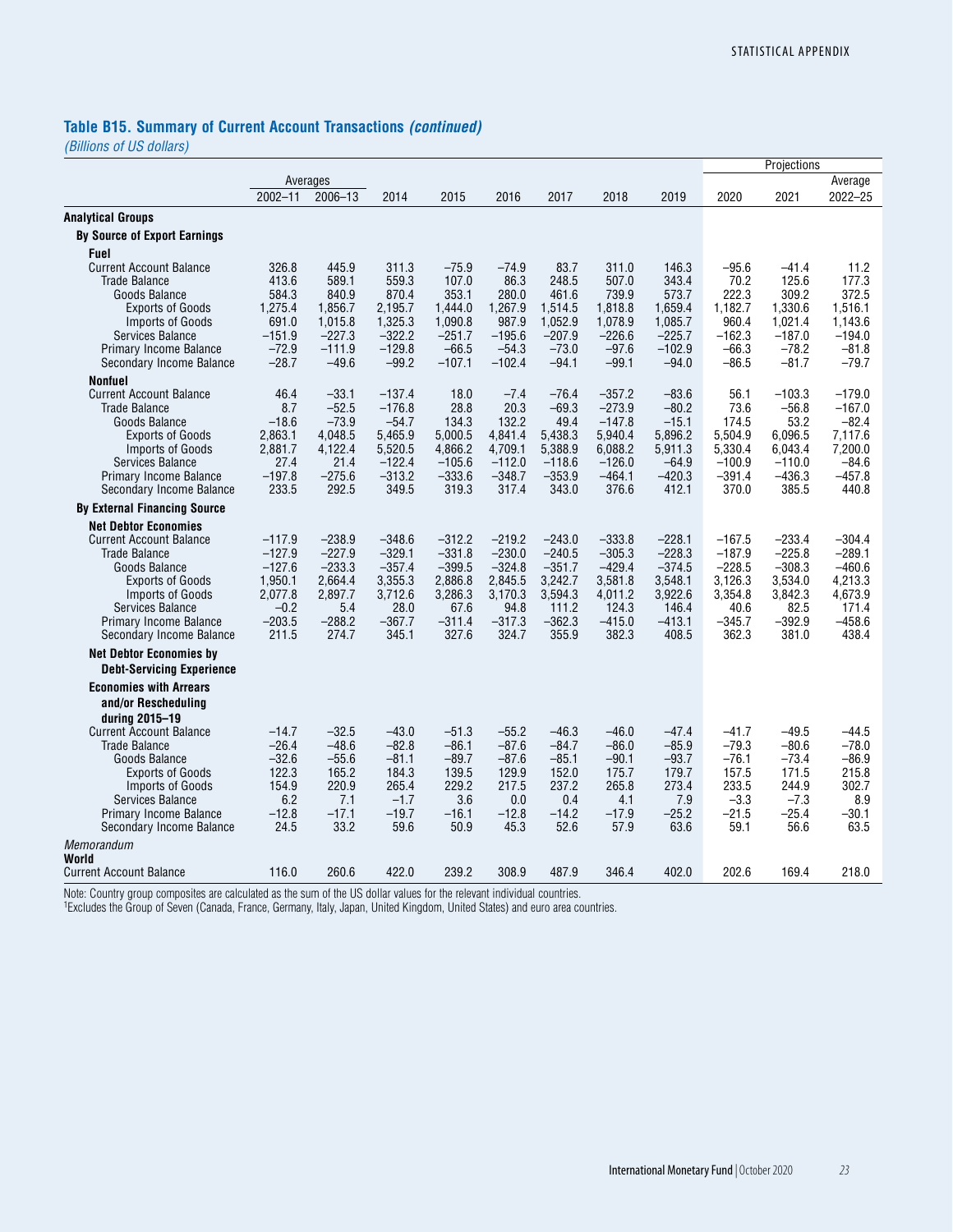## Table B15. Summary of Current Account Transactions *(continued)*

*(Billions of US dollars)*

| | Averages | | | | | | | | Projections | | |
|---|---|---|---|---|---|---|---|---|---|---|---|
| | 2002–11 | 2006–13 | 2014 | 2015 | 2016 | 2017 | 2018 | 2019 | 2020 | 2021 | Average 2022–25 |
| **Analytical Groups** | | | | | | | | | | | |
| **By Source of Export Earnings** | | | | | | | | | | | |
| **Fuel** | | | | | | | | | | | |
| Current Account Balance | 326.8 | 445.9 | 311.3 | −75.9 | −74.9 | 83.7 | 311.0 | 146.3 | −95.6 | −41.4 | 11.2 |
| Trade Balance | 413.6 | 589.1 | 559.3 | 107.0 | 86.3 | 248.5 | 507.0 | 343.4 | 70.2 | 125.6 | 177.3 |
| Goods Balance | 584.3 | 840.9 | 870.4 | 353.1 | 280.0 | 461.6 | 739.9 | 573.7 | 222.3 | 309.2 | 372.5 |
| Exports of Goods | 1,275.4 | 1,856.7 | 2,195.7 | 1,444.0 | 1,267.9 | 1,514.5 | 1,818.8 | 1,659.4 | 1,182.7 | 1,330.6 | 1,516.1 |
| Imports of Goods | 691.0 | 1,015.8 | 1,325.3 | 1,090.8 | 987.9 | 1,052.9 | 1,078.9 | 1,085.7 | 960.4 | 1,021.4 | 1,143.6 |
| Services Balance | −151.9 | −227.3 | −322.2 | −251.7 | −195.6 | −207.9 | −226.6 | −225.7 | −162.3 | −187.0 | −194.0 |
| Primary Income Balance | −72.9 | −111.9 | −129.8 | −66.5 | −54.3 | −73.0 | −97.6 | −102.9 | −66.3 | −78.2 | −81.8 |
| Secondary Income Balance | −28.7 | −49.6 | −99.2 | −107.1 | −102.4 | −94.1 | −99.1 | −94.0 | −86.5 | −81.7 | −79.7 |
| **Nonfuel** | | | | | | | | | | | |
| Current Account Balance | 46.4 | −33.1 | −137.4 | 18.0 | −7.4 | −76.4 | −357.2 | −83.6 | 56.1 | −103.3 | −179.0 |
| Trade Balance | 8.7 | −52.5 | −176.8 | 28.8 | 20.3 | −69.3 | −273.9 | −80.2 | 73.6 | −56.8 | −167.0 |
| Goods Balance | −18.6 | −73.9 | −54.7 | 134.3 | 132.2 | 49.4 | −147.8 | −15.1 | 174.5 | 53.2 | −82.4 |
| Exports of Goods | 2,863.1 | 4,048.5 | 5,465.9 | 5,000.5 | 4,841.4 | 5,438.3 | 5,940.4 | 5,896.2 | 5,504.9 | 6,096.5 | 7,117.6 |
| Imports of Goods | 2,881.7 | 4,122.4 | 5,520.5 | 4,866.2 | 4,709.1 | 5,388.9 | 6,088.2 | 5,911.3 | 5,330.4 | 6,043.4 | 7,200.0 |
| Services Balance | 27.4 | 21.4 | −122.4 | −105.6 | −112.0 | −118.6 | −126.0 | −64.9 | −100.9 | −110.0 | −84.6 |
| Primary Income Balance | −197.8 | −275.6 | −313.2 | −333.6 | −348.7 | −353.9 | −464.1 | −420.3 | −391.4 | −436.3 | −457.8 |
| Secondary Income Balance | 233.5 | 292.5 | 349.5 | 319.3 | 317.4 | 343.0 | 376.6 | 412.1 | 370.0 | 385.5 | 440.8 |
| **By External Financing Source** | | | | | | | | | | | |
| **Net Debtor Economies** | | | | | | | | | | | |
| Current Account Balance | −117.9 | −238.9 | −348.6 | −312.2 | −219.2 | −243.0 | −333.8 | −228.1 | −167.5 | −233.4 | −304.4 |
| Trade Balance | −127.9 | −227.9 | −329.1 | −331.8 | −230.0 | −240.5 | −305.3 | −228.3 | −187.9 | −225.8 | −289.1 |
| Goods Balance | −127.6 | −233.3 | −357.4 | −399.5 | −324.8 | −351.7 | −429.4 | −374.5 | −228.5 | −308.3 | −460.6 |
| Exports of Goods | 1,950.1 | 2,664.4 | 3,355.3 | 2,886.8 | 2,845.5 | 3,242.7 | 3,581.8 | 3,548.1 | 3,126.3 | 3,534.0 | 4,213.3 |
| Imports of Goods | 2,077.8 | 2,897.7 | 3,712.6 | 3,286.3 | 3,170.3 | 3,594.3 | 4,011.2 | 3,922.6 | 3,354.8 | 3,842.3 | 4,673.9 |
| Services Balance | −0.2 | 5.4 | 28.0 | 67.6 | 94.8 | 111.2 | 124.3 | 146.4 | 40.6 | 82.5 | 171.4 |
| Primary Income Balance | −203.5 | −288.2 | −367.7 | −311.4 | −317.3 | −362.3 | −415.0 | −413.1 | −345.7 | −392.9 | −458.6 |
| Secondary Income Balance | 211.5 | 274.7 | 345.1 | 327.6 | 324.7 | 355.9 | 382.3 | 408.5 | 362.3 | 381.0 | 438.4 |
| **Net Debtor Economies by Debt-Servicing Experience** | | | | | | | | | | | |
| **Economies with Arrears and/or Rescheduling during 2015–19** | | | | | | | | | | | |
| Current Account Balance | −14.7 | −32.5 | −43.0 | −51.3 | −55.2 | −46.3 | −46.0 | −47.4 | −41.7 | −49.5 | −44.5 |
| Trade Balance | −26.4 | −48.6 | −82.8 | −86.1 | −87.6 | −84.7 | −86.0 | −85.9 | −79.3 | −80.6 | −78.0 |
| Goods Balance | −32.6 | −55.6 | −81.1 | −89.7 | −87.6 | −85.1 | −90.1 | −93.7 | −76.1 | −73.4 | −86.9 |
| Exports of Goods | 122.3 | 165.2 | 184.3 | 139.5 | 129.9 | 152.0 | 175.7 | 179.7 | 157.5 | 171.5 | 215.8 |
| Imports of Goods | 154.9 | 220.9 | 265.4 | 229.2 | 217.5 | 237.2 | 265.8 | 273.4 | 233.5 | 244.9 | 302.7 |
| Services Balance | 6.2 | 7.1 | −1.7 | 3.6 | 0.0 | 0.4 | 4.1 | 7.9 | −3.3 | −7.3 | 8.9 |
| Primary Income Balance | −12.8 | −17.1 | −19.7 | −16.1 | −12.8 | −14.2 | −17.9 | −25.2 | −21.5 | −25.4 | −30.1 |
| Secondary Income Balance | 24.5 | 33.2 | 59.6 | 50.9 | 45.3 | 52.6 | 57.9 | 63.6 | 59.1 | 56.6 | 63.5 |
| *Memorandum* | | | | | | | | | | | |
| **World** | | | | | | | | | | | |
| Current Account Balance | 116.0 | 260.6 | 422.0 | 239.2 | 308.9 | 487.9 | 346.4 | 402.0 | 202.6 | 169.4 | 218.0 |

Note: Country group composites are calculated as the sum of the US dollar values for the relevant individual countries.
[1]Excludes the Group of Seven (Canada, France, Germany, Italy, Japan, United Kingdom, United States) and euro area countries.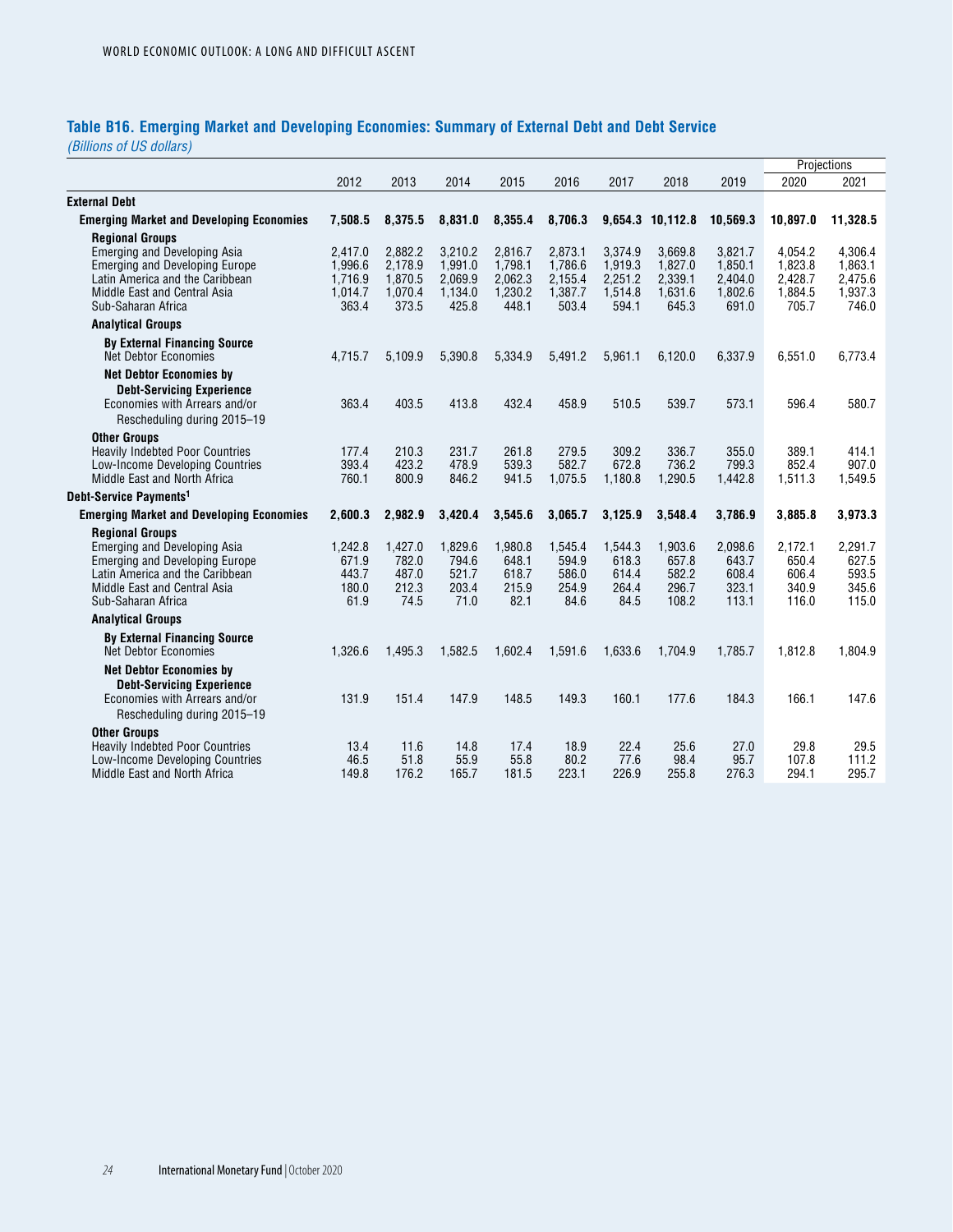## Table B16. Emerging Market and Developing Economies: Summary of External Debt and Debt Service

*(Billions of US dollars)*

| | 2012 | 2013 | 2014 | 2015 | 2016 | 2017 | 2018 | 2019 | Projections 2020 | 2021 |
|---|---|---|---|---|---|---|---|---|---|---|
| **External Debt** | | | | | | | | | | |
| **Emerging Market and Developing Economies** | **7,508.5** | **8,375.5** | **8,831.0** | **8,355.4** | **8,706.3** | **9,654.3** | **10,112.8** | **10,569.3** | **10,897.0** | **11,328.5** |
| **Regional Groups** | | | | | | | | | | |
| Emerging and Developing Asia | 2,417.0 | 2,882.2 | 3,210.2 | 2,816.7 | 2,873.1 | 3,374.9 | 3,669.8 | 3,821.7 | 4,054.2 | 4,306.4 |
| Emerging and Developing Europe | 1,996.6 | 2,178.9 | 1,991.0 | 1,798.1 | 1,786.6 | 1,919.3 | 1,827.0 | 1,850.1 | 1,823.8 | 1,863.1 |
| Latin America and the Caribbean | 1,716.9 | 1,870.5 | 2,069.9 | 2,062.3 | 2,155.4 | 2,251.2 | 2,339.1 | 2,404.0 | 2,428.7 | 2,475.6 |
| Middle East and Central Asia | 1,014.7 | 1,070.4 | 1,134.0 | 1,230.2 | 1,387.7 | 1,514.8 | 1,631.6 | 1,802.6 | 1,884.5 | 1,937.3 |
| Sub-Saharan Africa | 363.4 | 373.5 | 425.8 | 448.1 | 503.4 | 594.1 | 645.3 | 691.0 | 705.7 | 746.0 |
| **Analytical Groups** | | | | | | | | | | |
| **By External Financing Source** | | | | | | | | | | |
| Net Debtor Economies | 4,715.7 | 5,109.9 | 5,390.8 | 5,334.9 | 5,491.2 | 5,961.1 | 6,120.0 | 6,337.9 | 6,551.0 | 6,773.4 |
| **Net Debtor Economies by Debt-Servicing Experience** | | | | | | | | | | |
| Economies with Arrears and/or Rescheduling during 2015–19 | 363.4 | 403.5 | 413.8 | 432.4 | 458.9 | 510.5 | 539.7 | 573.1 | 596.4 | 580.7 |
| **Other Groups** | | | | | | | | | | |
| Heavily Indebted Poor Countries | 177.4 | 210.3 | 231.7 | 261.8 | 279.5 | 309.2 | 336.7 | 355.0 | 389.1 | 414.1 |
| Low-Income Developing Countries | 393.4 | 423.2 | 478.9 | 539.3 | 582.7 | 672.8 | 736.2 | 799.3 | 852.4 | 907.0 |
| Middle East and North Africa | 760.1 | 800.9 | 846.2 | 941.5 | 1,075.5 | 1,180.8 | 1,290.5 | 1,442.8 | 1,511.3 | 1,549.5 |
| **Debt-Service Payments[1]** | | | | | | | | | | |
| **Emerging Market and Developing Economies** | **2,600.3** | **2,982.9** | **3,420.4** | **3,545.6** | **3,065.7** | **3,125.9** | **3,548.4** | **3,786.9** | **3,885.8** | **3,973.3** |
| **Regional Groups** | | | | | | | | | | |
| Emerging and Developing Asia | 1,242.8 | 1,427.0 | 1,829.6 | 1,980.8 | 1,545.4 | 1,544.3 | 1,903.6 | 2,098.6 | 2,172.1 | 2,291.7 |
| Emerging and Developing Europe | 671.9 | 782.0 | 794.6 | 648.1 | 594.9 | 618.3 | 657.8 | 643.7 | 650.4 | 627.5 |
| Latin America and the Caribbean | 443.7 | 487.0 | 521.7 | 618.7 | 586.0 | 614.4 | 582.2 | 608.4 | 606.4 | 593.5 |
| Middle East and Central Asia | 180.0 | 212.3 | 203.4 | 215.9 | 254.9 | 264.4 | 296.7 | 323.1 | 340.9 | 345.6 |
| Sub-Saharan Africa | 61.9 | 74.5 | 71.0 | 82.1 | 84.6 | 84.5 | 108.2 | 113.1 | 116.0 | 115.0 |
| **Analytical Groups** | | | | | | | | | | |
| **By External Financing Source** | | | | | | | | | | |
| Net Debtor Economies | 1,326.6 | 1,495.3 | 1,582.5 | 1,602.4 | 1,591.6 | 1,633.6 | 1,704.9 | 1,785.7 | 1,812.8 | 1,804.9 |
| **Net Debtor Economies by Debt-Servicing Experience** | | | | | | | | | | |
| Economies with Arrears and/or Rescheduling during 2015–19 | 131.9 | 151.4 | 147.9 | 148.5 | 149.3 | 160.1 | 177.6 | 184.3 | 166.1 | 147.6 |
| **Other Groups** | | | | | | | | | | |
| Heavily Indebted Poor Countries | 13.4 | 11.6 | 14.8 | 17.4 | 18.9 | 22.4 | 25.6 | 27.0 | 29.8 | 29.5 |
| Low-Income Developing Countries | 46.5 | 51.8 | 55.9 | 55.8 | 80.2 | 77.6 | 98.4 | 95.7 | 107.8 | 111.2 |
| Middle East and North Africa | 149.8 | 176.2 | 165.7 | 181.5 | 223.1 | 226.9 | 255.8 | 276.3 | 294.1 | 295.7 |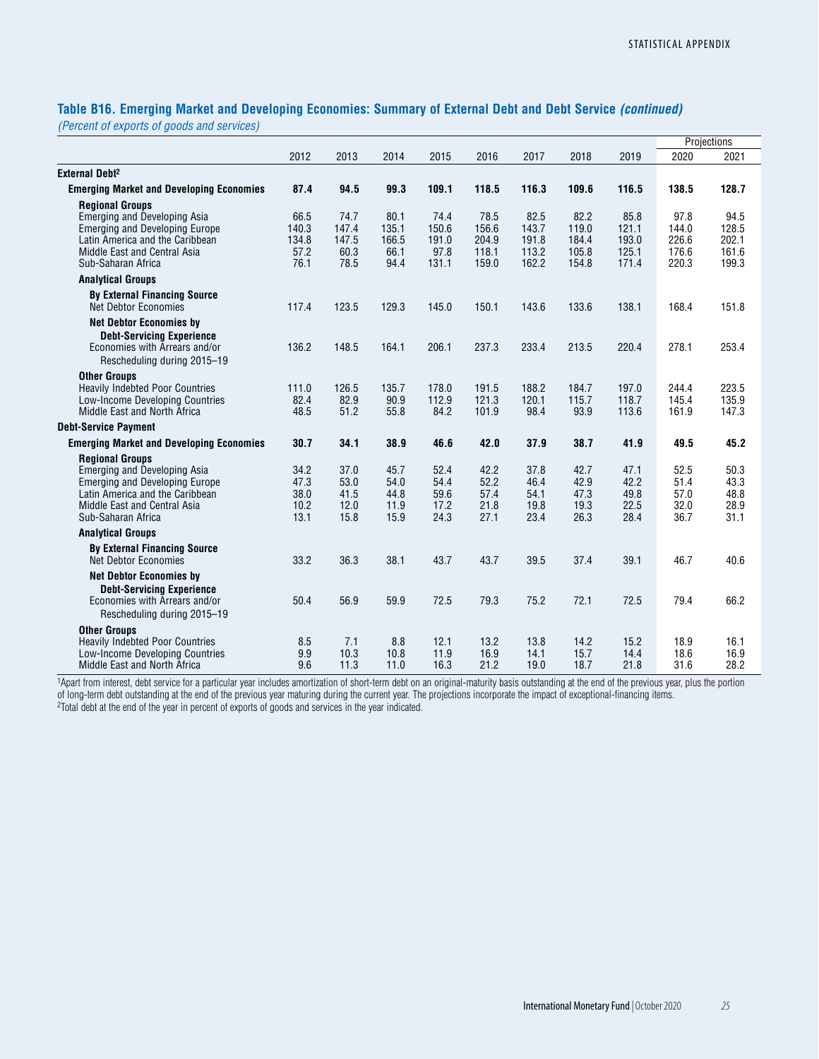### Table B16. Emerging Market and Developing Economies: Summary of External Debt and Debt Service *(continued)*

*(Percent of exports of goods and services)*

| | 2012 | 2013 | 2014 | 2015 | 2016 | 2017 | 2018 | 2019 | Projections 2020 | 2021 |
|---|---|---|---|---|---|---|---|---|---|---|
| **External Debt[2]** | | | | | | | | | | |
| **Emerging Market and Developing Economies** | **87.4** | **94.5** | **99.3** | **109.1** | **118.5** | **116.3** | **109.6** | **116.5** | **138.5** | **128.7** |
| **Regional Groups** | | | | | | | | | | |
| Emerging and Developing Asia | 66.5 | 74.7 | 80.1 | 74.4 | 78.5 | 82.5 | 82.2 | 85.8 | 97.8 | 94.5 |
| Emerging and Developing Europe | 140.3 | 147.4 | 135.1 | 150.6 | 156.6 | 143.7 | 119.0 | 121.1 | 144.0 | 128.5 |
| Latin America and the Caribbean | 134.8 | 147.5 | 166.5 | 191.0 | 204.9 | 191.8 | 184.4 | 193.0 | 226.6 | 202.1 |
| Middle East and Central Asia | 57.2 | 60.3 | 66.1 | 97.8 | 118.1 | 113.2 | 105.8 | 125.1 | 176.6 | 161.6 |
| Sub-Saharan Africa | 76.1 | 78.5 | 94.4 | 131.1 | 159.0 | 162.2 | 154.8 | 171.4 | 220.3 | 199.3 |
| **Analytical Groups** | | | | | | | | | | |
| **By External Financing Source** | | | | | | | | | | |
| Net Debtor Economies | 117.4 | 123.5 | 129.3 | 145.0 | 150.1 | 143.6 | 133.6 | 138.1 | 168.4 | 151.8 |
| **Net Debtor Economies by Debt-Servicing Experience** | | | | | | | | | | |
| Economies with Arrears and/or Rescheduling during 2015–19 | 136.2 | 148.5 | 164.1 | 206.1 | 237.3 | 233.4 | 213.5 | 220.4 | 278.1 | 253.4 |
| **Other Groups** | | | | | | | | | | |
| Heavily Indebted Poor Countries | 111.0 | 126.5 | 135.7 | 178.0 | 191.5 | 188.2 | 184.7 | 197.0 | 244.4 | 223.5 |
| Low-Income Developing Countries | 82.4 | 82.9 | 90.9 | 112.9 | 121.3 | 120.1 | 115.7 | 118.7 | 145.4 | 135.9 |
| Middle East and North Africa | 48.5 | 51.2 | 55.8 | 84.2 | 101.9 | 98.4 | 93.9 | 113.6 | 161.9 | 147.3 |
| **Debt-Service Payment** | | | | | | | | | | |
| **Emerging Market and Developing Economies** | **30.7** | **34.1** | **38.9** | **46.6** | **42.0** | **37.9** | **38.7** | **41.9** | **49.5** | **45.2** |
| **Regional Groups** | | | | | | | | | | |
| Emerging and Developing Asia | 34.2 | 37.0 | 45.7 | 52.4 | 42.2 | 37.8 | 42.7 | 47.1 | 52.5 | 50.3 |
| Emerging and Developing Europe | 47.3 | 53.0 | 54.0 | 54.4 | 52.2 | 46.4 | 42.9 | 42.2 | 51.4 | 43.3 |
| Latin America and the Caribbean | 38.0 | 41.5 | 44.8 | 59.6 | 57.4 | 54.1 | 47.3 | 49.8 | 57.0 | 48.8 |
| Middle East and Central Asia | 10.2 | 12.0 | 11.9 | 17.2 | 21.8 | 19.8 | 19.3 | 22.5 | 32.0 | 28.9 |
| Sub-Saharan Africa | 13.1 | 15.8 | 15.9 | 24.3 | 27.1 | 23.4 | 26.3 | 28.4 | 36.7 | 31.1 |
| **Analytical Groups** | | | | | | | | | | |
| **By External Financing Source** | | | | | | | | | | |
| Net Debtor Economies | 33.2 | 36.3 | 38.1 | 43.7 | 43.7 | 39.5 | 37.4 | 39.1 | 46.7 | 40.6 |
| **Net Debtor Economies by Debt-Servicing Experience** | | | | | | | | | | |
| Economies with Arrears and/or Rescheduling during 2015–19 | 50.4 | 56.9 | 59.9 | 72.5 | 79.3 | 75.2 | 72.1 | 72.5 | 79.4 | 66.2 |
| **Other Groups** | | | | | | | | | | |
| Heavily Indebted Poor Countries | 8.5 | 7.1 | 8.8 | 12.1 | 13.2 | 13.8 | 14.2 | 15.2 | 18.9 | 16.1 |
| Low-Income Developing Countries | 9.9 | 10.3 | 10.8 | 11.9 | 16.9 | 14.1 | 15.7 | 14.4 | 18.6 | 16.9 |
| Middle East and North Africa | 9.6 | 11.3 | 11.0 | 16.3 | 21.2 | 19.0 | 18.7 | 21.8 | 31.6 | 28.2 |

[1]Apart from interest, debt service for a particular year includes amortization of short-term debt on an original-maturity basis outstanding at the end of the previous year, plus the portion of long-term debt outstanding at the end of the previous year maturing during the current year. The projections incorporate the impact of exceptional-financing items.
[2]Total debt at the end of the year in percent of exports of goods and services in the year indicated.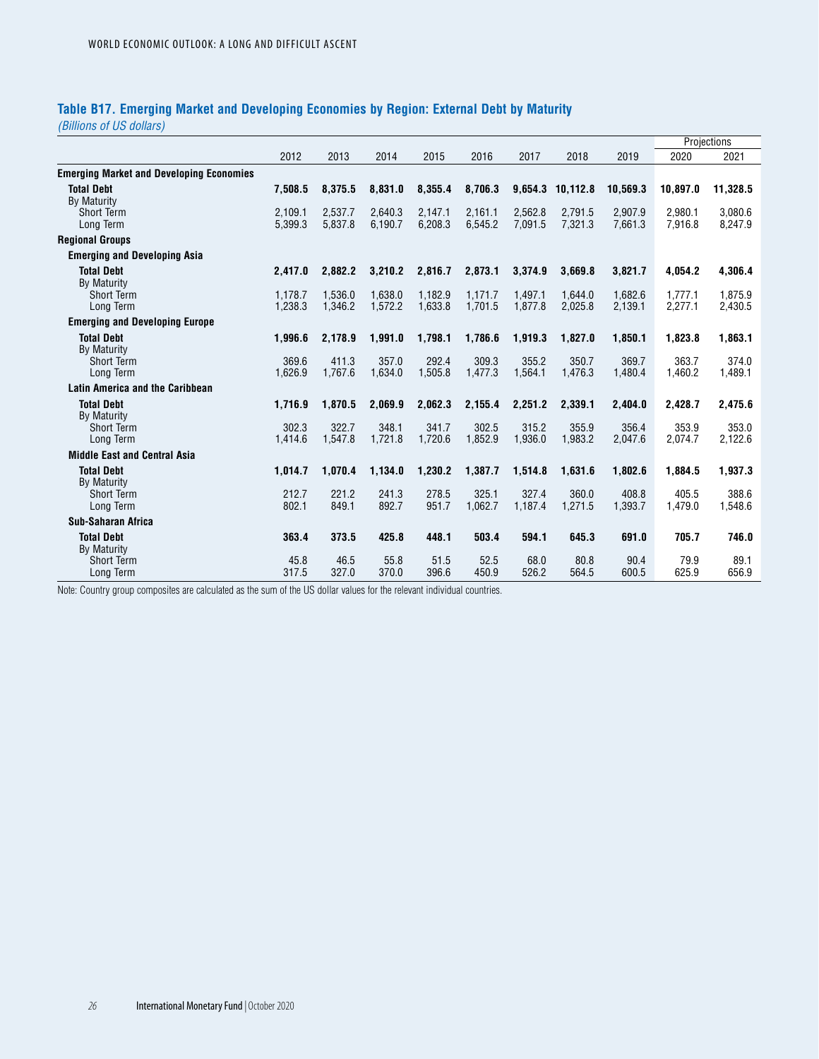## Table B17. Emerging Market and Developing Economies by Region: External Debt by Maturity

*(Billions of US dollars)*

| | | | | | | | | | Projections | |
|---|---|---|---|---|---|---|---|---|---|---|
| | 2012 | 2013 | 2014 | 2015 | 2016 | 2017 | 2018 | 2019 | 2020 | 2021 |
| **Emerging Market and Developing Economies** | | | | | | | | | | |
| **Total Debt** | **7,508.5** | **8,375.5** | **8,831.0** | **8,355.4** | **8,706.3** | **9,654.3** | **10,112.8** | **10,569.3** | **10,897.0** | **11,328.5** |
| By Maturity | | | | | | | | | | |
| Short Term | 2,109.1 | 2,537.7 | 2,640.3 | 2,147.1 | 2,161.1 | 2,562.8 | 2,791.5 | 2,907.9 | 2,980.1 | 3,080.6 |
| Long Term | 5,399.3 | 5,837.8 | 6,190.7 | 6,208.3 | 6,545.2 | 7,091.5 | 7,321.3 | 7,661.3 | 7,916.8 | 8,247.9 |
| **Regional Groups** | | | | | | | | | | |
| **Emerging and Developing Asia** | | | | | | | | | | |
| **Total Debt** | **2,417.0** | **2,882.2** | **3,210.2** | **2,816.7** | **2,873.1** | **3,374.9** | **3,669.8** | **3,821.7** | **4,054.2** | **4,306.4** |
| By Maturity | | | | | | | | | | |
| Short Term | 1,178.7 | 1,536.0 | 1,638.0 | 1,182.9 | 1,171.7 | 1,497.1 | 1,644.0 | 1,682.6 | 1,777.1 | 1,875.9 |
| Long Term | 1,238.3 | 1,346.2 | 1,572.2 | 1,633.8 | 1,701.5 | 1,877.8 | 2,025.8 | 2,139.1 | 2,277.1 | 2,430.5 |
| **Emerging and Developing Europe** | | | | | | | | | | |
| **Total Debt** | **1,996.6** | **2,178.9** | **1,991.0** | **1,798.1** | **1,786.6** | **1,919.3** | **1,827.0** | **1,850.1** | **1,823.8** | **1,863.1** |
| By Maturity | | | | | | | | | | |
| Short Term | 369.6 | 411.3 | 357.0 | 292.4 | 309.3 | 355.2 | 350.7 | 369.7 | 363.7 | 374.0 |
| Long Term | 1,626.9 | 1,767.6 | 1,634.0 | 1,505.8 | 1,477.3 | 1,564.1 | 1,476.3 | 1,480.4 | 1,460.2 | 1,489.1 |
| **Latin America and the Caribbean** | | | | | | | | | | |
| **Total Debt** | **1,716.9** | **1,870.5** | **2,069.9** | **2,062.3** | **2,155.4** | **2,251.2** | **2,339.1** | **2,404.0** | **2,428.7** | **2,475.6** |
| By Maturity | | | | | | | | | | |
| Short Term | 302.3 | 322.7 | 348.1 | 341.7 | 302.5 | 315.2 | 355.9 | 356.4 | 353.9 | 353.0 |
| Long Term | 1,414.6 | 1,547.8 | 1,721.8 | 1,720.6 | 1,852.9 | 1,936.0 | 1,983.2 | 2,047.6 | 2,074.7 | 2,122.6 |
| **Middle East and Central Asia** | | | | | | | | | | |
| **Total Debt** | **1,014.7** | **1,070.4** | **1,134.0** | **1,230.2** | **1,387.7** | **1,514.8** | **1,631.6** | **1,802.6** | **1,884.5** | **1,937.3** |
| By Maturity | | | | | | | | | | |
| Short Term | 212.7 | 221.2 | 241.3 | 278.5 | 325.1 | 327.4 | 360.0 | 408.8 | 405.5 | 388.6 |
| Long Term | 802.1 | 849.1 | 892.7 | 951.7 | 1,062.7 | 1,187.4 | 1,271.5 | 1,393.7 | 1,479.0 | 1,548.6 |
| **Sub-Saharan Africa** | | | | | | | | | | |
| **Total Debt** | **363.4** | **373.5** | **425.8** | **448.1** | **503.4** | **594.1** | **645.3** | **691.0** | **705.7** | **746.0** |
| By Maturity | | | | | | | | | | |
| Short Term | 45.8 | 46.5 | 55.8 | 51.5 | 52.5 | 68.0 | 80.8 | 90.4 | 79.9 | 89.1 |
| Long Term | 317.5 | 327.0 | 370.0 | 396.6 | 450.9 | 526.2 | 564.5 | 600.5 | 625.9 | 656.9 |

Note: Country group composites are calculated as the sum of the US dollar values for the relevant individual countries.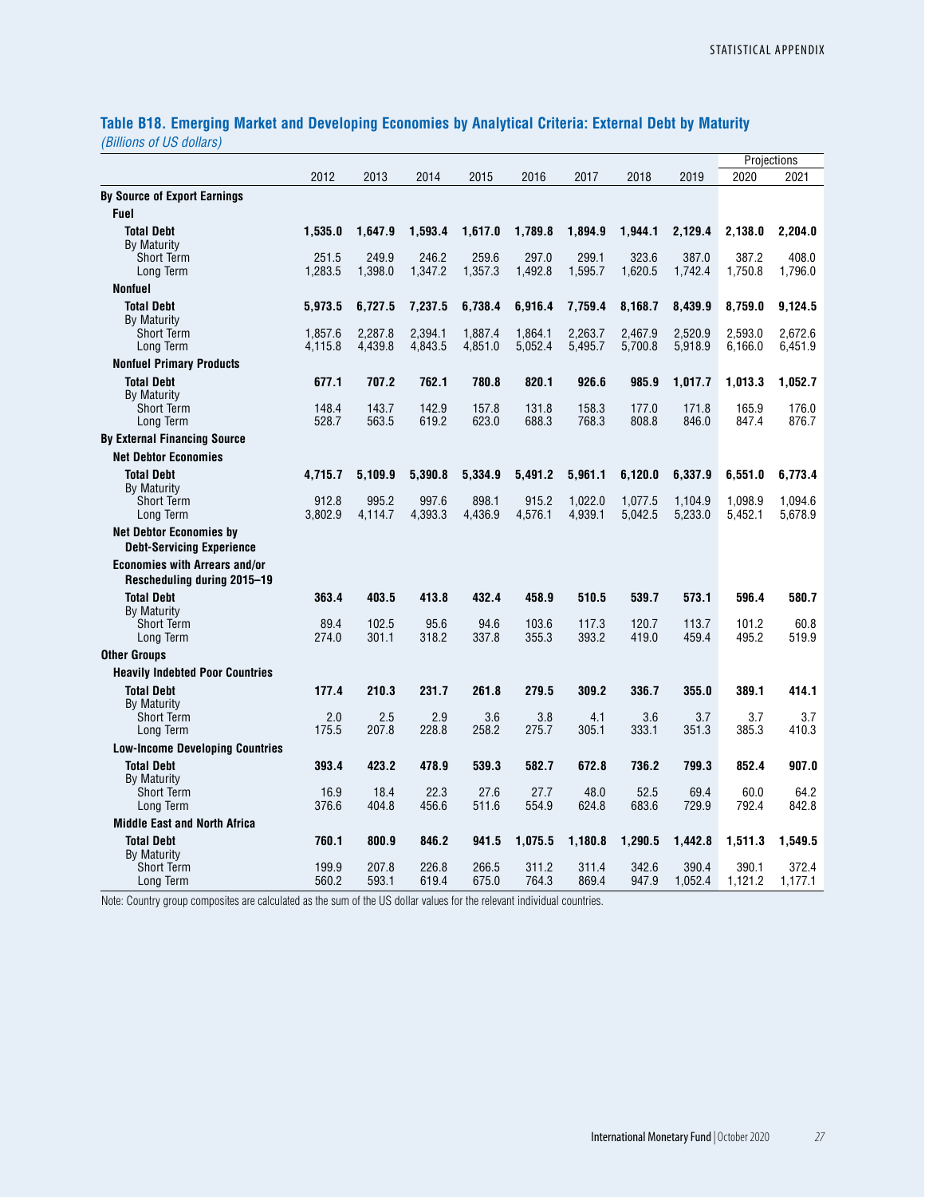## Table B18. Emerging Market and Developing Economies by Analytical Criteria: External Debt by Maturity

*(Billions of US dollars)*

| | 2012 | 2013 | 2014 | 2015 | 2016 | 2017 | 2018 | 2019 | Projections 2020 | 2021 |
|---|---|---|---|---|---|---|---|---|---|---|
| **By Source of Export Earnings** | | | | | | | | | | |
| **Fuel** | | | | | | | | | | |
| **Total Debt** | **1,535.0** | **1,647.9** | **1,593.4** | **1,617.0** | **1,789.8** | **1,894.9** | **1,944.1** | **2,129.4** | **2,138.0** | **2,204.0** |
| By Maturity | | | | | | | | | | |
| Short Term | 251.5 | 249.9 | 246.2 | 259.6 | 297.0 | 299.1 | 323.6 | 387.0 | 387.2 | 408.0 |
| Long Term | 1,283.5 | 1,398.0 | 1,347.2 | 1,357.3 | 1,492.8 | 1,595.7 | 1,620.5 | 1,742.4 | 1,750.8 | 1,796.0 |
| **Nonfuel** | | | | | | | | | | |
| **Total Debt** | **5,973.5** | **6,727.5** | **7,237.5** | **6,738.4** | **6,916.4** | **7,759.4** | **8,168.7** | **8,439.9** | **8,759.0** | **9,124.5** |
| By Maturity | | | | | | | | | | |
| Short Term | 1,857.6 | 2,287.8 | 2,394.1 | 1,887.4 | 1,864.1 | 2,263.7 | 2,467.9 | 2,520.9 | 2,593.0 | 2,672.6 |
| Long Term | 4,115.8 | 4,439.8 | 4,843.5 | 4,851.0 | 5,052.4 | 5,495.7 | 5,700.8 | 5,918.9 | 6,166.0 | 6,451.9 |
| **Nonfuel Primary Products** | | | | | | | | | | |
| **Total Debt** | **677.1** | **707.2** | **762.1** | **780.8** | **820.1** | **926.6** | **985.9** | **1,017.7** | **1,013.3** | **1,052.7** |
| By Maturity | | | | | | | | | | |
| Short Term | 148.4 | 143.7 | 142.9 | 157.8 | 131.8 | 158.3 | 177.0 | 171.8 | 165.9 | 176.0 |
| Long Term | 528.7 | 563.5 | 619.2 | 623.0 | 688.3 | 768.3 | 808.8 | 846.0 | 847.4 | 876.7 |
| **By External Financing Source** | | | | | | | | | | |
| **Net Debtor Economies** | | | | | | | | | | |
| **Total Debt** | **4,715.7** | **5,109.9** | **5,390.8** | **5,334.9** | **5,491.2** | **5,961.1** | **6,120.0** | **6,337.9** | **6,551.0** | **6,773.4** |
| By Maturity | | | | | | | | | | |
| Short Term | 912.8 | 995.2 | 997.6 | 898.1 | 915.2 | 1,022.0 | 1,077.5 | 1,104.9 | 1,098.9 | 1,094.6 |
| Long Term | 3,802.9 | 4,114.7 | 4,393.3 | 4,436.9 | 4,576.1 | 4,939.1 | 5,042.5 | 5,233.0 | 5,452.1 | 5,678.9 |
| **Net Debtor Economies by Debt-Servicing Experience** | | | | | | | | | | |
| **Economies with Arrears and/or Rescheduling during 2015–19** | | | | | | | | | | |
| **Total Debt** | **363.4** | **403.5** | **413.8** | **432.4** | **458.9** | **510.5** | **539.7** | **573.1** | **596.4** | **580.7** |
| By Maturity | | | | | | | | | | |
| Short Term | 89.4 | 102.5 | 95.6 | 94.6 | 103.6 | 117.3 | 120.7 | 113.7 | 101.2 | 60.8 |
| Long Term | 274.0 | 301.1 | 318.2 | 337.8 | 355.3 | 393.2 | 419.0 | 459.4 | 495.2 | 519.9 |
| **Other Groups** | | | | | | | | | | |
| **Heavily Indebted Poor Countries** | | | | | | | | | | |
| **Total Debt** | **177.4** | **210.3** | **231.7** | **261.8** | **279.5** | **309.2** | **336.7** | **355.0** | **389.1** | **414.1** |
| By Maturity | | | | | | | | | | |
| Short Term | 2.0 | 2.5 | 2.9 | 3.6 | 3.8 | 4.1 | 3.6 | 3.7 | 3.7 | 3.7 |
| Long Term | 175.5 | 207.8 | 228.8 | 258.2 | 275.7 | 305.1 | 333.1 | 351.3 | 385.3 | 410.3 |
| **Low-Income Developing Countries** | | | | | | | | | | |
| **Total Debt** | **393.4** | **423.2** | **478.9** | **539.3** | **582.7** | **672.8** | **736.2** | **799.3** | **852.4** | **907.0** |
| By Maturity | | | | | | | | | | |
| Short Term | 16.9 | 18.4 | 22.3 | 27.6 | 27.7 | 48.0 | 52.5 | 69.4 | 60.0 | 64.2 |
| Long Term | 376.6 | 404.8 | 456.6 | 511.6 | 554.9 | 624.8 | 683.6 | 729.9 | 792.4 | 842.8 |
| **Middle East and North Africa** | | | | | | | | | | |
| **Total Debt** | **760.1** | **800.9** | **846.2** | **941.5** | **1,075.5** | **1,180.8** | **1,290.5** | **1,442.8** | **1,511.3** | **1,549.5** |
| By Maturity | | | | | | | | | | |
| Short Term | 199.9 | 207.8 | 226.8 | 266.5 | 311.2 | 311.4 | 342.6 | 390.4 | 390.1 | 372.4 |
| Long Term | 560.2 | 593.1 | 619.4 | 675.0 | 764.3 | 869.4 | 947.9 | 1,052.4 | 1,121.2 | 1,177.1 |

Note: Country group composites are calculated as the sum of the US dollar values for the relevant individual countries.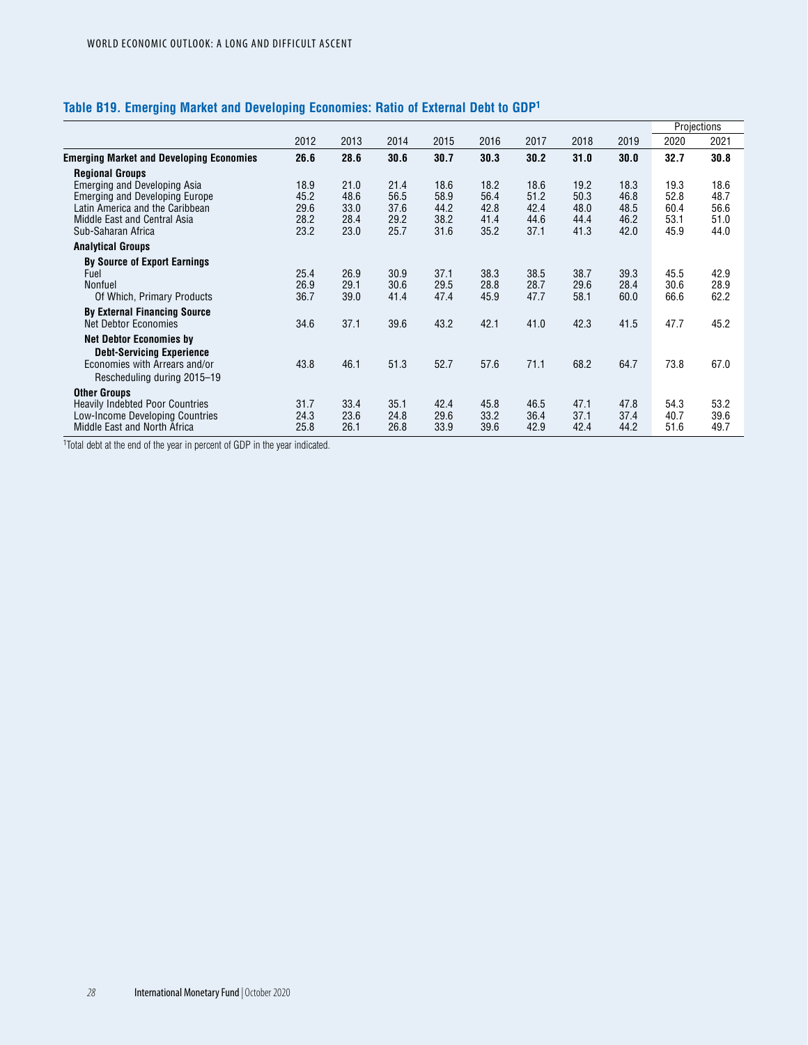## Table B19. Emerging Market and Developing Economies: Ratio of External Debt to GDP[1]

| | 2012 | 2013 | 2014 | 2015 | 2016 | 2017 | 2018 | 2019 | Projections 2020 | 2021 |
|---|---|---|---|---|---|---|---|---|---|---|
| **Emerging Market and Developing Economies** | **26.6** | **28.6** | **30.6** | **30.7** | **30.3** | **30.2** | **31.0** | **30.0** | **32.7** | **30.8** |
| **Regional Groups** | | | | | | | | | | |
| Emerging and Developing Asia | 18.9 | 21.0 | 21.4 | 18.6 | 18.2 | 18.6 | 19.2 | 18.3 | 19.3 | 18.6 |
| Emerging and Developing Europe | 45.2 | 48.6 | 56.5 | 58.9 | 56.4 | 51.2 | 50.3 | 46.8 | 52.8 | 48.7 |
| Latin America and the Caribbean | 29.6 | 33.0 | 37.6 | 44.2 | 42.8 | 42.4 | 48.0 | 48.5 | 60.4 | 56.6 |
| Middle East and Central Asia | 28.2 | 28.4 | 29.2 | 38.2 | 41.4 | 44.6 | 44.4 | 46.2 | 53.1 | 51.0 |
| Sub-Saharan Africa | 23.2 | 23.0 | 25.7 | 31.6 | 35.2 | 37.1 | 41.3 | 42.0 | 45.9 | 44.0 |
| **Analytical Groups** | | | | | | | | | | |
| **By Source of Export Earnings** | | | | | | | | | | |
| Fuel | 25.4 | 26.9 | 30.9 | 37.1 | 38.3 | 38.5 | 38.7 | 39.3 | 45.5 | 42.9 |
| Nonfuel | 26.9 | 29.1 | 30.6 | 29.5 | 28.8 | 28.7 | 29.6 | 28.4 | 30.6 | 28.9 |
| Of Which, Primary Products | 36.7 | 39.0 | 41.4 | 47.4 | 45.9 | 47.7 | 58.1 | 60.0 | 66.6 | 62.2 |
| **By External Financing Source** | | | | | | | | | | |
| Net Debtor Economies | 34.6 | 37.1 | 39.6 | 43.2 | 42.1 | 41.0 | 42.3 | 41.5 | 47.7 | 45.2 |
| **Net Debtor Economies by Debt-Servicing Experience** | | | | | | | | | | |
| Economies with Arrears and/or Rescheduling during 2015–19 | 43.8 | 46.1 | 51.3 | 52.7 | 57.6 | 71.1 | 68.2 | 64.7 | 73.8 | 67.0 |
| **Other Groups** | | | | | | | | | | |
| Heavily Indebted Poor Countries | 31.7 | 33.4 | 35.1 | 42.4 | 45.8 | 46.5 | 47.1 | 47.8 | 54.3 | 53.2 |
| Low-Income Developing Countries | 24.3 | 23.6 | 24.8 | 29.6 | 33.2 | 36.4 | 37.1 | 37.4 | 40.7 | 39.6 |
| Middle East and North Africa | 25.8 | 26.1 | 26.8 | 33.9 | 39.6 | 42.9 | 42.4 | 44.2 | 51.6 | 49.7 |

[1]Total debt at the end of the year in percent of GDP in the year indicated.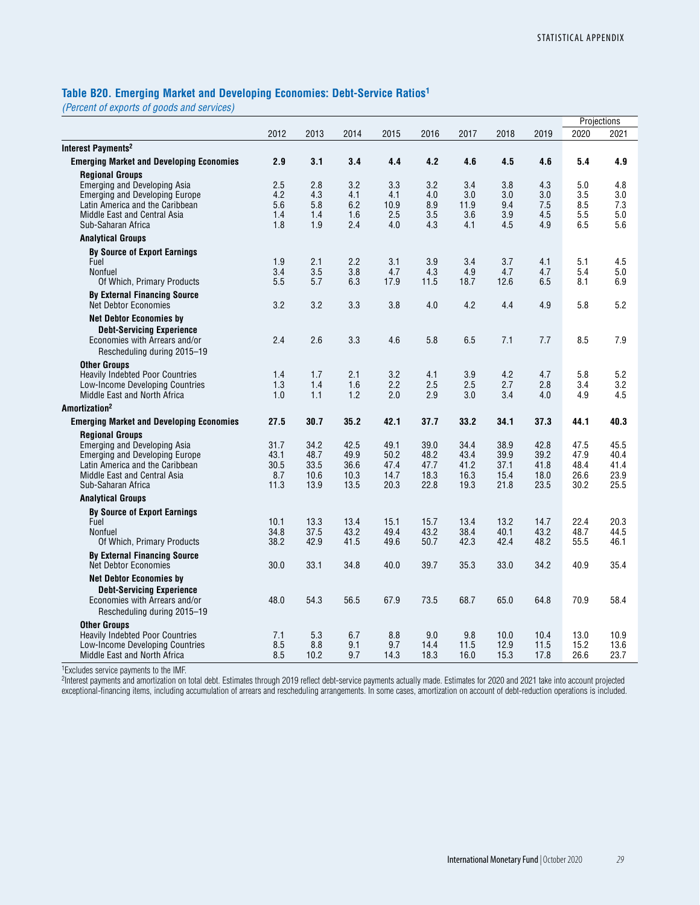## Table B20. Emerging Market and Developing Economies: Debt-Service Ratios[1]

*(Percent of exports of goods and services)*

| | | | | | | | | | Projections | |
|---|---|---|---|---|---|---|---|---|---|---|
| | 2012 | 2013 | 2014 | 2015 | 2016 | 2017 | 2018 | 2019 | 2020 | 2021 |
| **Interest Payments[2]** | | | | | | | | | | |
| **Emerging Market and Developing Economies** | **2.9** | **3.1** | **3.4** | **4.4** | **4.2** | **4.6** | **4.5** | **4.6** | **5.4** | **4.9** |
| **Regional Groups** | | | | | | | | | | |
| Emerging and Developing Asia | 2.5 | 2.8 | 3.2 | 3.3 | 3.2 | 3.4 | 3.8 | 4.3 | 5.0 | 4.8 |
| Emerging and Developing Europe | 4.2 | 4.3 | 4.1 | 4.1 | 4.0 | 3.0 | 3.0 | 3.0 | 3.5 | 3.0 |
| Latin America and the Caribbean | 5.6 | 5.8 | 6.2 | 10.9 | 8.9 | 11.9 | 9.4 | 7.5 | 8.5 | 7.3 |
| Middle East and Central Asia | 1.4 | 1.4 | 1.6 | 2.5 | 3.5 | 3.6 | 3.9 | 4.5 | 5.5 | 5.0 |
| Sub-Saharan Africa | 1.8 | 1.9 | 2.4 | 4.0 | 4.3 | 4.1 | 4.5 | 4.9 | 6.5 | 5.6 |
| **Analytical Groups** | | | | | | | | | | |
| **By Source of Export Earnings** | | | | | | | | | | |
| Fuel | 1.9 | 2.1 | 2.2 | 3.1 | 3.9 | 3.4 | 3.7 | 4.1 | 5.1 | 4.5 |
| Nonfuel | 3.4 | 3.5 | 3.8 | 4.7 | 4.3 | 4.9 | 4.7 | 4.7 | 5.4 | 5.0 |
| Of Which, Primary Products | 5.5 | 5.7 | 6.3 | 17.9 | 11.5 | 18.7 | 12.6 | 6.5 | 8.1 | 6.9 |
| **By External Financing Source** | | | | | | | | | | |
| Net Debtor Economies | 3.2 | 3.2 | 3.3 | 3.8 | 4.0 | 4.2 | 4.4 | 4.9 | 5.8 | 5.2 |
| **Net Debtor Economies by Debt-Servicing Experience** | | | | | | | | | | |
| Economies with Arrears and/or Rescheduling during 2015–19 | 2.4 | 2.6 | 3.3 | 4.6 | 5.8 | 6.5 | 7.1 | 7.7 | 8.5 | 7.9 |
| **Other Groups** | | | | | | | | | | |
| Heavily Indebted Poor Countries | 1.4 | 1.7 | 2.1 | 3.2 | 4.1 | 3.9 | 4.2 | 4.7 | 5.8 | 5.2 |
| Low-Income Developing Countries | 1.3 | 1.4 | 1.6 | 2.2 | 2.5 | 2.5 | 2.7 | 2.8 | 3.4 | 3.2 |
| Middle East and North Africa | 1.0 | 1.1 | 1.2 | 2.0 | 2.9 | 3.0 | 3.4 | 4.0 | 4.9 | 4.5 |
| **Amortization[2]** | | | | | | | | | | |
| **Emerging Market and Developing Economies** | **27.5** | **30.7** | **35.2** | **42.1** | **37.7** | **33.2** | **34.1** | **37.3** | **44.1** | **40.3** |
| **Regional Groups** | | | | | | | | | | |
| Emerging and Developing Asia | 31.7 | 34.2 | 42.5 | 49.1 | 39.0 | 34.4 | 38.9 | 42.8 | 47.5 | 45.5 |
| Emerging and Developing Europe | 43.1 | 48.7 | 49.9 | 50.2 | 48.2 | 43.4 | 39.9 | 39.2 | 47.9 | 40.4 |
| Latin America and the Caribbean | 30.5 | 33.5 | 36.6 | 47.4 | 47.7 | 41.2 | 37.1 | 41.8 | 48.4 | 41.4 |
| Middle East and Central Asia | 8.7 | 10.6 | 10.3 | 14.7 | 18.3 | 16.3 | 15.4 | 18.0 | 26.6 | 23.9 |
| Sub-Saharan Africa | 11.3 | 13.9 | 13.5 | 20.3 | 22.8 | 19.3 | 21.8 | 23.5 | 30.2 | 25.5 |
| **Analytical Groups** | | | | | | | | | | |
| **By Source of Export Earnings** | | | | | | | | | | |
| Fuel | 10.1 | 13.3 | 13.4 | 15.1 | 15.7 | 13.4 | 13.2 | 14.7 | 22.4 | 20.3 |
| Nonfuel | 34.8 | 37.5 | 43.2 | 49.4 | 43.2 | 38.4 | 40.1 | 43.2 | 48.7 | 44.5 |
| Of Which, Primary Products | 38.2 | 42.9 | 41.5 | 49.6 | 50.7 | 42.3 | 42.4 | 48.2 | 55.5 | 46.1 |
| **By External Financing Source** | | | | | | | | | | |
| Net Debtor Economies | 30.0 | 33.1 | 34.8 | 40.0 | 39.7 | 35.3 | 33.0 | 34.2 | 40.9 | 35.4 |
| **Net Debtor Economies by Debt-Servicing Experience** | | | | | | | | | | |
| Economies with Arrears and/or Rescheduling during 2015–19 | 48.0 | 54.3 | 56.5 | 67.9 | 73.5 | 68.7 | 65.0 | 64.8 | 70.9 | 58.4 |
| **Other Groups** | | | | | | | | | | |
| Heavily Indebted Poor Countries | 7.1 | 5.3 | 6.7 | 8.8 | 9.0 | 9.8 | 10.0 | 10.4 | 13.0 | 10.9 |
| Low-Income Developing Countries | 8.5 | 8.8 | 9.1 | 9.7 | 14.4 | 11.5 | 12.9 | 11.5 | 15.2 | 13.6 |
| Middle East and North Africa | 8.5 | 10.2 | 9.7 | 14.3 | 18.3 | 16.0 | 15.3 | 17.8 | 26.6 | 23.7 |

[1]Excludes service payments to the IMF.

[2]Interest payments and amortization on total debt. Estimates through 2019 reflect debt-service payments actually made. Estimates for 2020 and 2021 take into account projected exceptional-financing items, including accumulation of arrears and rescheduling arrangements. In some cases, amortization on account of debt-reduction operations is included.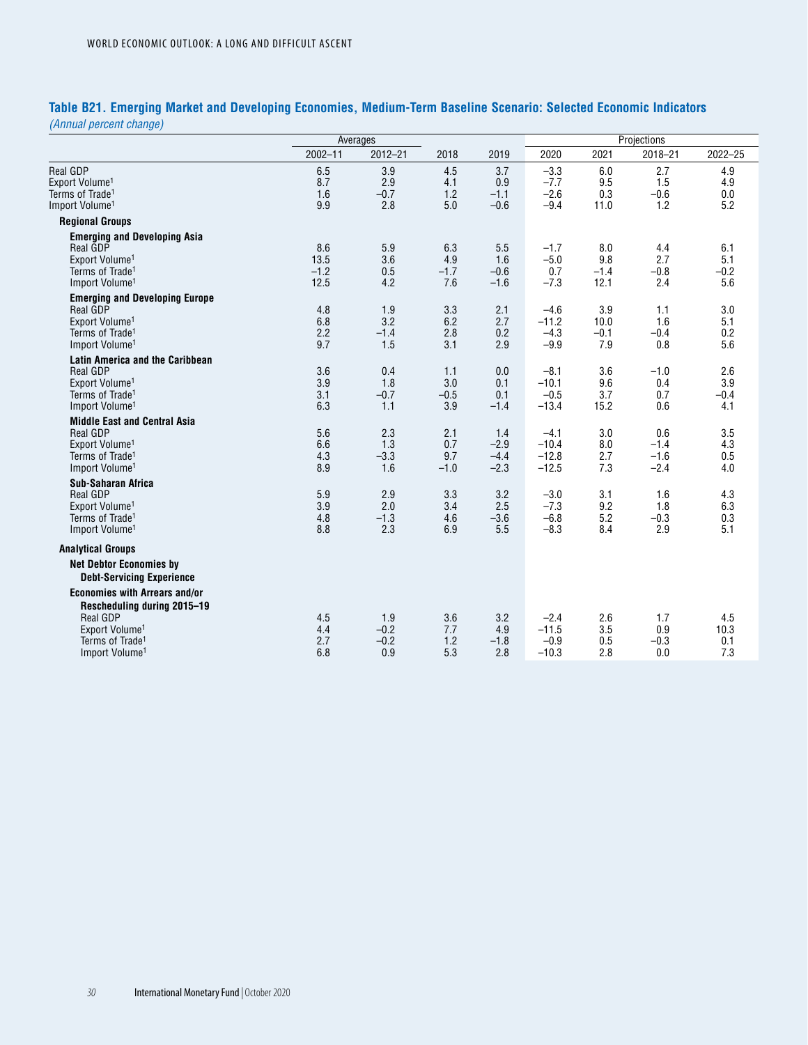### Table B21. Emerging Market and Developing Economies, Medium-Term Baseline Scenario: Selected Economic Indicators

*(Annual percent change)*

| | Averages | | | | Projections | | | |
|---|---|---|---|---|---|---|---|---|
| | 2002–11 | 2012–21 | 2018 | 2019 | 2020 | 2021 | 2018–21 | 2022–25 |
| Real GDP | 6.5 | 3.9 | 4.5 | 3.7 | –3.3 | 6.0 | 2.7 | 4.9 |
| Export Volume[1] | 8.7 | 2.9 | 4.1 | 0.9 | –7.7 | 9.5 | 1.5 | 4.9 |
| Terms of Trade[1] | 1.6 | –0.7 | 1.2 | –1.1 | –2.6 | 0.3 | –0.6 | 0.0 |
| Import Volume[1] | 9.9 | 2.8 | 5.0 | –0.6 | –9.4 | 11.0 | 1.2 | 5.2 |
| **Regional Groups** | | | | | | | | |
| **Emerging and Developing Asia** | | | | | | | | |
| Real GDP | 8.6 | 5.9 | 6.3 | 5.5 | –1.7 | 8.0 | 4.4 | 6.1 |
| Export Volume[1] | 13.5 | 3.6 | 4.9 | 1.6 | –5.0 | 9.8 | 2.7 | 5.1 |
| Terms of Trade[1] | –1.2 | 0.5 | –1.7 | –0.6 | 0.7 | –1.4 | –0.8 | –0.2 |
| Import Volume[1] | 12.5 | 4.2 | 7.6 | –1.6 | –7.3 | 12.1 | 2.4 | 5.6 |
| **Emerging and Developing Europe** | | | | | | | | |
| Real GDP | 4.8 | 1.9 | 3.3 | 2.1 | –4.6 | 3.9 | 1.1 | 3.0 |
| Export Volume[1] | 6.8 | 3.2 | 6.2 | 2.7 | –11.2 | 10.0 | 1.6 | 5.1 |
| Terms of Trade[1] | 2.2 | –1.4 | 2.8 | 0.2 | –4.3 | –0.1 | –0.4 | 0.2 |
| Import Volume[1] | 9.7 | 1.5 | 3.1 | 2.9 | –9.9 | 7.9 | 0.8 | 5.6 |
| **Latin America and the Caribbean** | | | | | | | | |
| Real GDP | 3.6 | 0.4 | 1.1 | 0.0 | –8.1 | 3.6 | –1.0 | 2.6 |
| Export Volume[1] | 3.9 | 1.8 | 3.0 | 0.1 | –10.1 | 9.6 | 0.4 | 3.9 |
| Terms of Trade[1] | 3.1 | –0.7 | –0.5 | 0.1 | –0.5 | 3.7 | 0.7 | –0.4 |
| Import Volume[1] | 6.3 | 1.1 | 3.9 | –1.4 | –13.4 | 15.2 | 0.6 | 4.1 |
| **Middle East and Central Asia** | | | | | | | | |
| Real GDP | 5.6 | 2.3 | 2.1 | 1.4 | –4.1 | 3.0 | 0.6 | 3.5 |
| Export Volume[1] | 6.6 | 1.3 | 0.7 | –2.9 | –10.4 | 8.0 | –1.4 | 4.3 |
| Terms of Trade[1] | 4.3 | –3.3 | 9.7 | –4.4 | –12.8 | 2.7 | –1.6 | 0.5 |
| Import Volume[1] | 8.9 | 1.6 | –1.0 | –2.3 | –12.5 | 7.3 | –2.4 | 4.0 |
| **Sub-Saharan Africa** | | | | | | | | |
| Real GDP | 5.9 | 2.9 | 3.3 | 3.2 | –3.0 | 3.1 | 1.6 | 4.3 |
| Export Volume[1] | 3.9 | 2.0 | 3.4 | 2.5 | –7.3 | 9.2 | 1.8 | 6.3 |
| Terms of Trade[1] | 4.8 | –1.3 | 4.6 | –3.6 | –6.8 | 5.2 | –0.3 | 0.3 |
| Import Volume[1] | 8.8 | 2.3 | 6.9 | 5.5 | –8.3 | 8.4 | 2.9 | 5.1 |
| **Analytical Groups** | | | | | | | | |
| **Net Debtor Economies by Debt-Servicing Experience** | | | | | | | | |
| **Economies with Arrears and/or Rescheduling during 2015–19** | | | | | | | | |
| Real GDP | 4.5 | 1.9 | 3.6 | 3.2 | –2.4 | 2.6 | 1.7 | 4.5 |
| Export Volume[1] | 4.4 | –0.2 | 7.7 | 4.9 | –11.5 | 3.5 | 0.9 | 10.3 |
| Terms of Trade[1] | 2.7 | –0.2 | 1.2 | –1.8 | –0.9 | 0.5 | –0.3 | 0.1 |
| Import Volume[1] | 6.8 | 0.9 | 5.3 | 2.8 | –10.3 | 2.8 | 0.0 | 7.3 |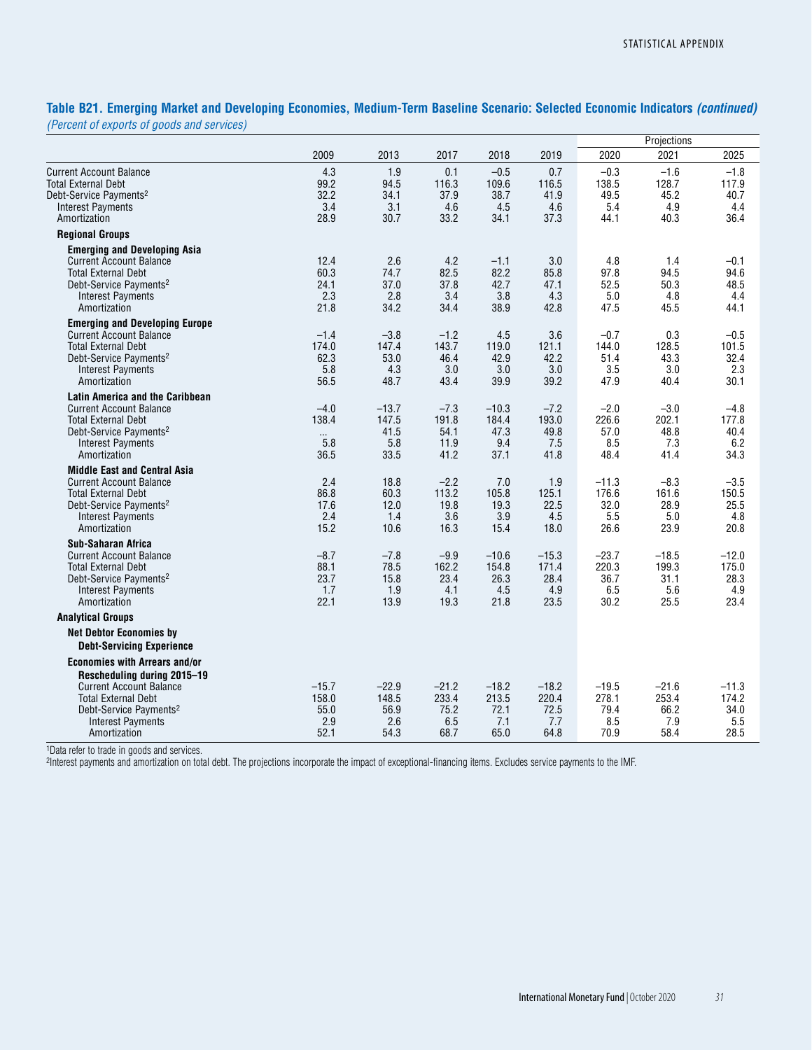## Table B21. Emerging Market and Developing Economies, Medium-Term Baseline Scenario: Selected Economic Indicators *(continued)*

*(Percent of exports of goods and services)*

| | 2009 | 2013 | 2017 | 2018 | 2019 | Projections | | |
|---|---|---|---|---|---|---|---|---|
| | | | | | | 2020 | 2021 | 2025 |
| Current Account Balance | 4.3 | 1.9 | 0.1 | –0.5 | 0.7 | –0.3 | –1.6 | –1.8 |
| Total External Debt | 99.2 | 94.5 | 116.3 | 109.6 | 116.5 | 138.5 | 128.7 | 117.9 |
| Debt-Service Payments[2] | 32.2 | 34.1 | 37.9 | 38.7 | 41.9 | 49.5 | 45.2 | 40.7 |
| Interest Payments | 3.4 | 3.1 | 4.6 | 4.5 | 4.6 | 5.4 | 4.9 | 4.4 |
| Amortization | 28.9 | 30.7 | 33.2 | 34.1 | 37.3 | 44.1 | 40.3 | 36.4 |
| **Regional Groups** | | | | | | | | |
| **Emerging and Developing Asia** | | | | | | | | |
| Current Account Balance | 12.4 | 2.6 | 4.2 | –1.1 | 3.0 | 4.8 | 1.4 | –0.1 |
| Total External Debt | 60.3 | 74.7 | 82.5 | 82.2 | 85.8 | 97.8 | 94.5 | 94.6 |
| Debt-Service Payments[2] | 24.1 | 37.0 | 37.8 | 42.7 | 47.1 | 52.5 | 50.3 | 48.5 |
| Interest Payments | 2.3 | 2.8 | 3.4 | 3.8 | 4.3 | 5.0 | 4.8 | 4.4 |
| Amortization | 21.8 | 34.2 | 34.4 | 38.9 | 42.8 | 47.5 | 45.5 | 44.1 |
| **Emerging and Developing Europe** | | | | | | | | |
| Current Account Balance | –1.4 | –3.8 | –1.2 | 4.5 | 3.6 | –0.7 | 0.3 | –0.5 |
| Total External Debt | 174.0 | 147.4 | 143.7 | 119.0 | 121.1 | 144.0 | 128.5 | 101.5 |
| Debt-Service Payments[2] | 62.3 | 53.0 | 46.4 | 42.9 | 42.2 | 51.4 | 43.3 | 32.4 |
| Interest Payments | 5.8 | 4.3 | 3.0 | 3.0 | 3.0 | 3.5 | 3.0 | 2.3 |
| Amortization | 56.5 | 48.7 | 43.4 | 39.9 | 39.2 | 47.9 | 40.4 | 30.1 |
| **Latin America and the Caribbean** | | | | | | | | |
| Current Account Balance | –4.0 | –13.7 | –7.3 | –10.3 | –7.2 | –2.0 | –3.0 | –4.8 |
| Total External Debt | 138.4 | 147.5 | 191.8 | 184.4 | 193.0 | 226.6 | 202.1 | 177.8 |
| Debt-Service Payments[2] | ... | 41.5 | 54.1 | 47.3 | 49.8 | 57.0 | 48.8 | 40.4 |
| Interest Payments | 5.8 | 5.8 | 11.9 | 9.4 | 7.5 | 8.5 | 7.3 | 6.2 |
| Amortization | 36.5 | 33.5 | 41.2 | 37.1 | 41.8 | 48.4 | 41.4 | 34.3 |
| **Middle East and Central Asia** | | | | | | | | |
| Current Account Balance | 2.4 | 18.8 | –2.2 | 7.0 | 1.9 | –11.3 | –8.3 | –3.5 |
| Total External Debt | 86.8 | 60.3 | 113.2 | 105.8 | 125.1 | 176.6 | 161.6 | 150.5 |
| Debt-Service Payments[2] | 17.6 | 12.0 | 19.8 | 19.3 | 22.5 | 32.0 | 28.9 | 25.5 |
| Interest Payments | 2.4 | 1.4 | 3.6 | 3.9 | 4.5 | 5.5 | 5.0 | 4.8 |
| Amortization | 15.2 | 10.6 | 16.3 | 15.4 | 18.0 | 26.6 | 23.9 | 20.8 |
| **Sub-Saharan Africa** | | | | | | | | |
| Current Account Balance | –8.7 | –7.8 | –9.9 | –10.6 | –15.3 | –23.7 | –18.5 | –12.0 |
| Total External Debt | 88.1 | 78.5 | 162.2 | 154.8 | 171.4 | 220.3 | 199.3 | 175.0 |
| Debt-Service Payments[2] | 23.7 | 15.8 | 23.4 | 26.3 | 28.4 | 36.7 | 31.1 | 28.3 |
| Interest Payments | 1.7 | 1.9 | 4.1 | 4.5 | 4.9 | 6.5 | 5.6 | 4.9 |
| Amortization | 22.1 | 13.9 | 19.3 | 21.8 | 23.5 | 30.2 | 25.5 | 23.4 |
| **Analytical Groups** | | | | | | | | |
| **Net Debtor Economies by Debt-Servicing Experience** | | | | | | | | |
| **Economies with Arrears and/or Rescheduling during 2015–19** | | | | | | | | |
| Current Account Balance | –15.7 | –22.9 | –21.2 | –18.2 | –18.2 | –19.5 | –21.6 | –11.3 |
| Total External Debt | 158.0 | 148.5 | 233.4 | 213.5 | 220.4 | 278.1 | 253.4 | 174.2 |
| Debt-Service Payments[2] | 55.0 | 56.9 | 75.2 | 72.1 | 72.5 | 79.4 | 66.2 | 34.0 |
| Interest Payments | 2.9 | 2.6 | 6.5 | 7.1 | 7.7 | 8.5 | 7.9 | 5.5 |
| Amortization | 52.1 | 54.3 | 68.7 | 65.0 | 64.8 | 70.9 | 58.4 | 28.5 |

[1]Data refer to trade in goods and services.
[2]Interest payments and amortization on total debt. The projections incorporate the impact of exceptional-financing items. Excludes service payments to the IMF.